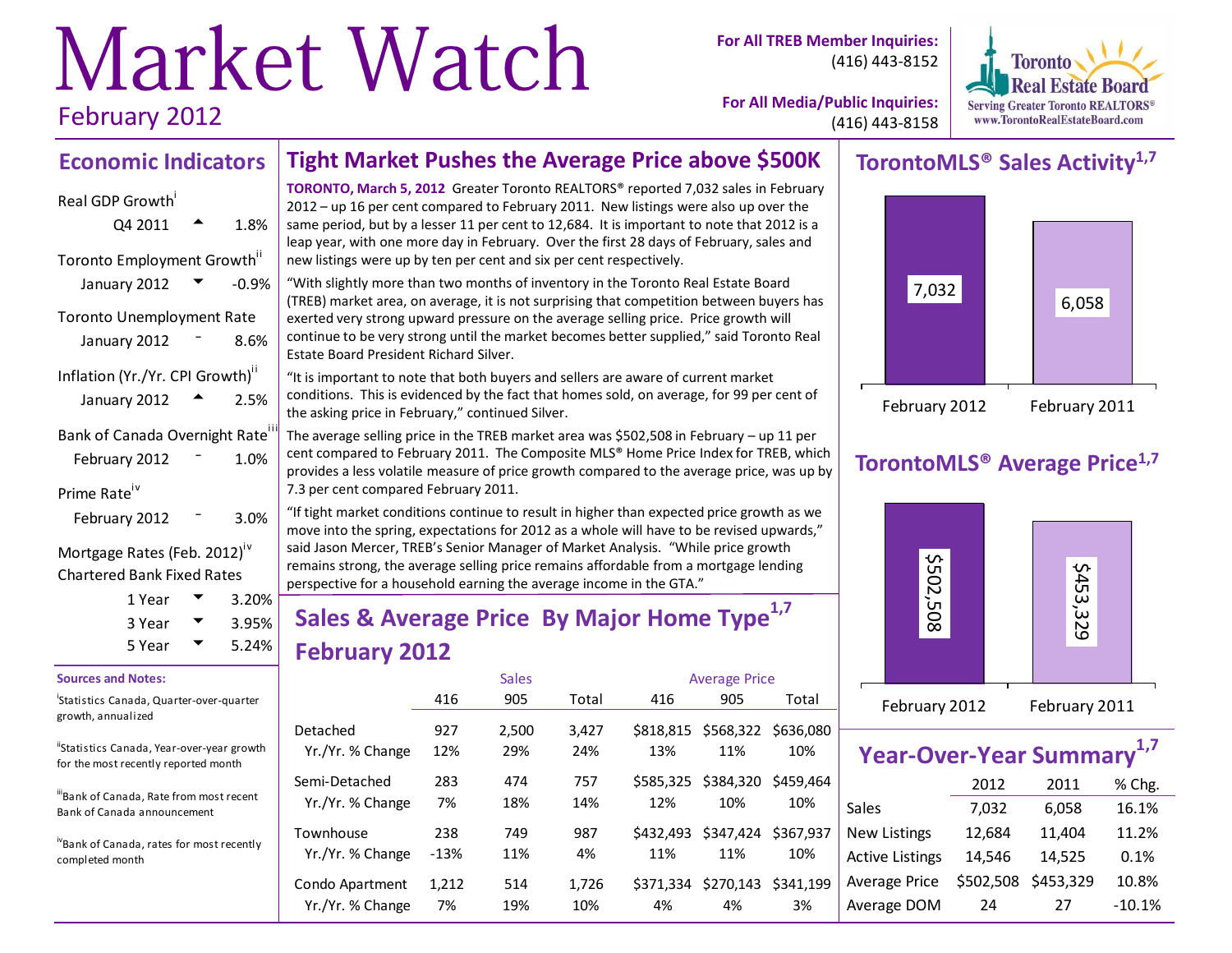# Market Watch

February 2012

**For All TREB Member Inquiries:** (416) 443-8152

**For All Media/Public Inquiries:** (416) 443-8158

Toronto Real Estate Board
Serving Greater Toronto REALTORS®
www.TorontoRealEstateBoard.com

## Economic Indicators

Real GDP Growth[i]

| | | |
|---|---|---|
| Q4 2011 | ▲ | 1.8% |

Toronto Employment Growth[ii]

| | | |
|---|---|---|
| January 2012 | ▼ | -0.9% |

Toronto Unemployment Rate

| | | |
|---|---|---|
| January 2012 | – | 8.6% |

Inflation (Yr./Yr. CPI Growth)[ii]

| | | |
|---|---|---|
| January 2012 | ▲ | 2.5% |

Bank of Canada Overnight Rate[iii]

| | | |
|---|---|---|
| February 2012 | – | 1.0% |

Prime Rate[iv]

| | | |
|---|---|---|
| February 2012 | – | 3.0% |

Mortgage Rates (Feb. 2012)[iv]
Chartered Bank Fixed Rates

| | | |
|---|---|---|
| 1 Year | ▼ | 3.20% |
| 3 Year | ▼ | 3.95% |
| 5 Year | ▼ | 5.24% |

**Sources and Notes:**

[i] Statistics Canada, Quarter-over-quarter growth, annualized

[ii] Statistics Canada, Year-over-year growth for the most recently reported month

[iii] Bank of Canada, Rate from most recent Bank of Canada announcement

[iv] Bank of Canada, rates for most recently completed month

## Tight Market Pushes the Average Price above $500K

**TORONTO, March 5, 2012** Greater Toronto REALTORS® reported 7,032 sales in February 2012 – up 16 per cent compared to February 2011. New listings were also up over the same period, but by a lesser 11 per cent to 12,684. It is important to note that 2012 is a leap year, with one more day in February. Over the first 28 days of February, sales and new listings were up by ten per cent and six per cent respectively.

"With slightly more than two months of inventory in the Toronto Real Estate Board (TREB) market area, on average, it is not surprising that competition between buyers has exerted very strong upward pressure on the average selling price. Price growth will continue to be very strong until the market becomes better supplied," said Toronto Real Estate Board President Richard Silver.

"It is important to note that both buyers and sellers are aware of current market conditions. This is evidenced by the fact that homes sold, on average, for 99 per cent of the asking price in February," continued Silver.

The average selling price in the TREB market area was $502,508 in February – up 11 per cent compared to February 2011. The Composite MLS® Home Price Index for TREB, which provides a less volatile measure of price growth compared to the average price, was up by 7.3 per cent compared February 2011.

"If tight market conditions continue to result in higher than expected price growth as we move into the spring, expectations for 2012 as a whole will have to be revised upwards," said Jason Mercer, TREB's Senior Manager of Market Analysis. "While price growth remains strong, the average selling price remains affordable from a mortgage lending perspective for a household earning the average income in the GTA."

## Sales & Average Price By Major Home Type[1,7] February 2012

| | Sales | | | Average Price | | |
|---|---|---|---|---|---|---|
| | 416 | 905 | Total | 416 | 905 | Total |
| Detached | 927 | 2,500 | 3,427 | $818,815 | $568,322 | $636,080 |
| Yr./Yr. % Change | 12% | 29% | 24% | 13% | 11% | 10% |
| Semi-Detached | 283 | 474 | 757 | $585,325 | $384,320 | $459,464 |
| Yr./Yr. % Change | 7% | 18% | 14% | 12% | 10% | 10% |
| Townhouse | 238 | 749 | 987 | $432,493 | $347,424 | $367,937 |
| Yr./Yr. % Change | -13% | 11% | 4% | 11% | 11% | 10% |
| Condo Apartment | 1,212 | 514 | 1,726 | $371,334 | $270,143 | $341,199 |
| Yr./Yr. % Change | 7% | 19% | 10% | 4% | 4% | 3% |

## TorontoMLS® Sales Activity[1,7]

| February 2012 | February 2011 |
|---|---|
| 7,032 | 6,058 |

## TorontoMLS® Average Price[1,7]

| February 2012 | February 2011 |
|---|---|
| $502,508 | $453,329 |

## Year-Over-Year Summary[1,7]

| | 2012 | 2011 | % Chg. |
|---|---|---|---|
| Sales | 7,032 | 6,058 | 16.1% |
| New Listings | 12,684 | 11,404 | 11.2% |
| Active Listings | 14,546 | 14,525 | 0.1% |
| Average Price | $502,508 | $453,329 | 10.8% |
| Average DOM | 24 | 27 | -10.1% |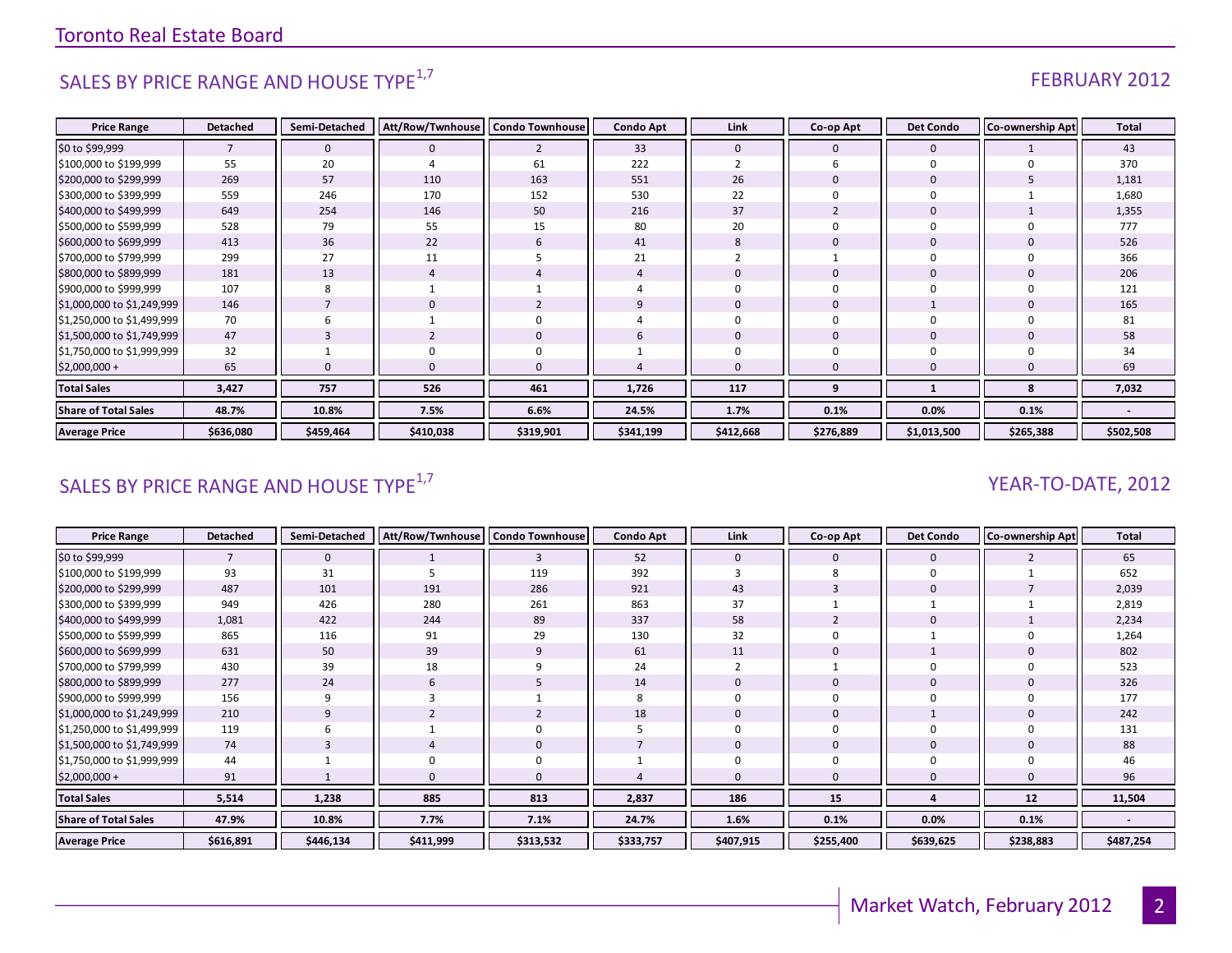## SALES BY PRICE RANGE AND HOUSE TYPE[1,7]

FEBRUARY 2012

| Price Range | Detached | Semi-Detached | Att/Row/Twnhouse | Condo Townhouse | Condo Apt | Link | Co-op Apt | Det Condo | Co-ownership Apt | Total |
|---|---|---|---|---|---|---|---|---|---|---|
| $0 to $99,999 | 7 | 0 | 0 | 2 | 33 | 0 | 0 | 0 | 1 | 43 |
| $100,000 to $199,999 | 55 | 20 | 4 | 61 | 222 | 2 | 6 | 0 | 0 | 370 |
| $200,000 to $299,999 | 269 | 57 | 110 | 163 | 551 | 26 | 0 | 0 | 5 | 1,181 |
| $300,000 to $399,999 | 559 | 246 | 170 | 152 | 530 | 22 | 0 | 0 | 1 | 1,680 |
| $400,000 to $499,999 | 649 | 254 | 146 | 50 | 216 | 37 | 2 | 0 | 1 | 1,355 |
| $500,000 to $599,999 | 528 | 79 | 55 | 15 | 80 | 20 | 0 | 0 | 0 | 777 |
| $600,000 to $699,999 | 413 | 36 | 22 | 6 | 41 | 8 | 0 | 0 | 0 | 526 |
| $700,000 to $799,999 | 299 | 27 | 11 | 5 | 21 | 2 | 1 | 0 | 0 | 366 |
| $800,000 to $899,999 | 181 | 13 | 4 | 4 | 4 | 0 | 0 | 0 | 0 | 206 |
| $900,000 to $999,999 | 107 | 8 | 1 | 1 | 4 | 0 | 0 | 0 | 0 | 121 |
| $1,000,000 to $1,249,999 | 146 | 7 | 0 | 2 | 9 | 0 | 0 | 1 | 0 | 165 |
| $1,250,000 to $1,499,999 | 70 | 6 | 1 | 0 | 4 | 0 | 0 | 0 | 0 | 81 |
| $1,500,000 to $1,749,999 | 47 | 3 | 2 | 0 | 6 | 0 | 0 | 0 | 0 | 58 |
| $1,750,000 to $1,999,999 | 32 | 1 | 0 | 0 | 1 | 0 | 0 | 0 | 0 | 34 |
| $2,000,000 + | 65 | 0 | 0 | 0 | 4 | 0 | 0 | 0 | 0 | 69 |
| **Total Sales** | **3,427** | **757** | **526** | **461** | **1,726** | **117** | **9** | **1** | **8** | **7,032** |
| **Share of Total Sales** | **48.7%** | **10.8%** | **7.5%** | **6.6%** | **24.5%** | **1.7%** | **0.1%** | **0.0%** | **0.1%** | **-** |
| **Average Price** | **$636,080** | **$459,464** | **$410,038** | **$319,901** | **$341,199** | **$412,668** | **$276,889** | **$1,013,500** | **$265,388** | **$502,508** |

## SALES BY PRICE RANGE AND HOUSE TYPE[1,7]

YEAR-TO-DATE, 2012

| Price Range | Detached | Semi-Detached | Att/Row/Twnhouse | Condo Townhouse | Condo Apt | Link | Co-op Apt | Det Condo | Co-ownership Apt | Total |
|---|---|---|---|---|---|---|---|---|---|---|
| $0 to $99,999 | 7 | 0 | 1 | 3 | 52 | 0 | 0 | 0 | 2 | 65 |
| $100,000 to $199,999 | 93 | 31 | 5 | 119 | 392 | 3 | 8 | 0 | 1 | 652 |
| $200,000 to $299,999 | 487 | 101 | 191 | 286 | 921 | 43 | 3 | 0 | 7 | 2,039 |
| $300,000 to $399,999 | 949 | 426 | 280 | 261 | 863 | 37 | 1 | 1 | 1 | 2,819 |
| $400,000 to $499,999 | 1,081 | 422 | 244 | 89 | 337 | 58 | 2 | 0 | 1 | 2,234 |
| $500,000 to $599,999 | 865 | 116 | 91 | 29 | 130 | 32 | 0 | 1 | 0 | 1,264 |
| $600,000 to $699,999 | 631 | 50 | 39 | 9 | 61 | 11 | 0 | 1 | 0 | 802 |
| $700,000 to $799,999 | 430 | 39 | 18 | 9 | 24 | 2 | 1 | 0 | 0 | 523 |
| $800,000 to $899,999 | 277 | 24 | 6 | 5 | 14 | 0 | 0 | 0 | 0 | 326 |
| $900,000 to $999,999 | 156 | 9 | 3 | 1 | 8 | 0 | 0 | 0 | 0 | 177 |
| $1,000,000 to $1,249,999 | 210 | 9 | 2 | 2 | 18 | 0 | 0 | 1 | 0 | 242 |
| $1,250,000 to $1,499,999 | 119 | 6 | 1 | 0 | 5 | 0 | 0 | 0 | 0 | 131 |
| $1,500,000 to $1,749,999 | 74 | 3 | 4 | 0 | 7 | 0 | 0 | 0 | 0 | 88 |
| $1,750,000 to $1,999,999 | 44 | 1 | 0 | 0 | 1 | 0 | 0 | 0 | 0 | 46 |
| $2,000,000 + | 91 | 1 | 0 | 0 | 4 | 0 | 0 | 0 | 0 | 96 |
| **Total Sales** | **5,514** | **1,238** | **885** | **813** | **2,837** | **186** | **15** | **4** | **12** | **11,504** |
| **Share of Total Sales** | **47.9%** | **10.8%** | **7.7%** | **7.1%** | **24.7%** | **1.6%** | **0.1%** | **0.0%** | **0.1%** | **-** |
| **Average Price** | **$616,891** | **$446,134** | **$411,999** | **$313,532** | **$333,757** | **$407,915** | **$255,400** | **$639,625** | **$238,883** | **$487,254** |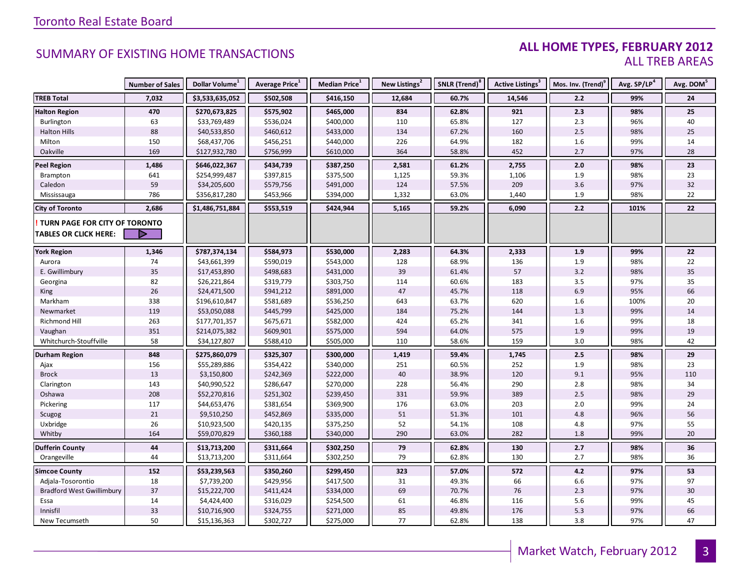Toronto Real Estate Board

## SUMMARY OF EXISTING HOME TRANSACTIONS

### ALL HOME TYPES, FEBRUARY 2012
### ALL TREB AREAS

| | Number of Sales | Dollar Volume[1] | Average Price[1] | Median Price[1] | New Listings[2] | SNLR (Trend)[8] | Active Listings[3] | Mos. Inv. (Trend)[9] | Avg. SP/LP[4] | Avg. DOM[5] |
|---|---|---|---|---|---|---|---|---|---|---|
| **TREB Total** | **7,032** | **$3,533,635,052** | **$502,508** | **$416,150** | **12,684** | **60.7%** | **14,546** | **2.2** | **99%** | **24** |
| **Halton Region** | **470** | **$270,673,825** | **$575,902** | **$465,000** | **834** | **62.8%** | **921** | **2.3** | **98%** | **25** |
| Burlington | 63 | $33,769,489 | $536,024 | $400,000 | 110 | 65.8% | 127 | 2.3 | 96% | 40 |
| Halton Hills | 88 | $40,533,850 | $460,612 | $433,000 | 134 | 67.2% | 160 | 2.5 | 98% | 25 |
| Milton | 150 | $68,437,706 | $456,251 | $440,000 | 226 | 64.9% | 182 | 1.6 | 99% | 14 |
| Oakville | 169 | $127,932,780 | $756,999 | $610,000 | 364 | 58.8% | 452 | 2.7 | 97% | 28 |
| **Peel Region** | **1,486** | **$646,022,367** | **$434,739** | **$387,250** | **2,581** | **61.2%** | **2,755** | **2.0** | **98%** | **23** |
| Brampton | 641 | $254,999,487 | $397,815 | $375,500 | 1,125 | 59.3% | 1,106 | 1.9 | 98% | 23 |
| Caledon | 59 | $34,205,600 | $579,756 | $491,000 | 124 | 57.5% | 209 | 3.6 | 97% | 32 |
| Mississauga | 786 | $356,817,280 | $453,966 | $394,000 | 1,332 | 63.0% | 1,440 | 1.9 | 98% | 22 |
| **City of Toronto** | **2,686** | **$1,486,751,884** | **$553,519** | **$424,944** | **5,165** | **59.2%** | **6,090** | **2.2** | **101%** | **22** |
| **! TURN PAGE FOR CITY OF TORONTO TABLES OR CLICK HERE:** | | | | | | | | | | |
| **York Region** | **1,346** | **$787,374,134** | **$584,973** | **$530,000** | **2,283** | **64.3%** | **2,333** | **1.9** | **99%** | **22** |
| Aurora | 74 | $43,661,399 | $590,019 | $543,000 | 128 | 68.9% | 136 | 1.9 | 98% | 22 |
| E. Gwillimbury | 35 | $17,453,890 | $498,683 | $431,000 | 39 | 61.4% | 57 | 3.2 | 98% | 35 |
| Georgina | 82 | $26,221,864 | $319,779 | $303,750 | 114 | 60.6% | 183 | 3.5 | 97% | 35 |
| King | 26 | $24,471,500 | $941,212 | $891,000 | 47 | 45.7% | 118 | 6.9 | 95% | 66 |
| Markham | 338 | $196,610,847 | $581,689 | $536,250 | 643 | 63.7% | 620 | 1.6 | 100% | 20 |
| Newmarket | 119 | $53,050,088 | $445,799 | $425,000 | 184 | 75.2% | 144 | 1.3 | 99% | 14 |
| Richmond Hill | 263 | $177,701,357 | $675,671 | $582,000 | 424 | 65.2% | 341 | 1.6 | 99% | 18 |
| Vaughan | 351 | $214,075,382 | $609,901 | $575,000 | 594 | 64.0% | 575 | 1.9 | 99% | 19 |
| Whitchurch-Stouffville | 58 | $34,127,807 | $588,410 | $505,000 | 110 | 58.6% | 159 | 3.0 | 98% | 42 |
| **Durham Region** | **848** | **$275,860,079** | **$325,307** | **$300,000** | **1,419** | **59.4%** | **1,745** | **2.5** | **98%** | **29** |
| Ajax | 156 | $55,289,886 | $354,422 | $340,000 | 251 | 60.5% | 252 | 1.9 | 98% | 23 |
| Brock | 13 | $3,150,800 | $242,369 | $222,000 | 40 | 38.9% | 120 | 9.1 | 95% | 110 |
| Clarington | 143 | $40,990,522 | $286,647 | $270,000 | 228 | 56.4% | 290 | 2.8 | 98% | 34 |
| Oshawa | 208 | $52,270,816 | $251,302 | $239,450 | 331 | 59.9% | 389 | 2.5 | 98% | 29 |
| Pickering | 117 | $44,653,476 | $381,654 | $369,900 | 176 | 63.0% | 203 | 2.0 | 99% | 24 |
| Scugog | 21 | $9,510,250 | $452,869 | $335,000 | 51 | 51.3% | 101 | 4.8 | 96% | 56 |
| Uxbridge | 26 | $10,923,500 | $420,135 | $375,250 | 52 | 54.1% | 108 | 4.8 | 97% | 55 |
| Whitby | 164 | $59,070,829 | $360,188 | $340,000 | 290 | 63.0% | 282 | 1.8 | 99% | 20 |
| **Dufferin County** | **44** | **$13,713,200** | **$311,664** | **$302,250** | **79** | **62.8%** | **130** | **2.7** | **98%** | **36** |
| Orangeville | 44 | $13,713,200 | $311,664 | $302,250 | 79 | 62.8% | 130 | 2.7 | 98% | 36 |
| **Simcoe County** | **152** | **$53,239,563** | **$350,260** | **$299,450** | **323** | **57.0%** | **572** | **4.2** | **97%** | **53** |
| Adjala-Tosorontio | 18 | $7,739,200 | $429,956 | $417,500 | 31 | 49.3% | 66 | 6.6 | 97% | 97 |
| Bradford West Gwillimbury | 37 | $15,222,700 | $411,424 | $334,000 | 69 | 70.7% | 76 | 2.3 | 97% | 30 |
| Essa | 14 | $4,424,400 | $316,029 | $254,500 | 61 | 46.8% | 116 | 5.6 | 99% | 45 |
| Innisfil | 33 | $10,716,900 | $324,755 | $271,000 | 85 | 49.8% | 176 | 5.3 | 97% | 66 |
| New Tecumseth | 50 | $15,136,363 | $302,727 | $275,000 | 77 | 62.8% | 138 | 3.8 | 97% | 47 |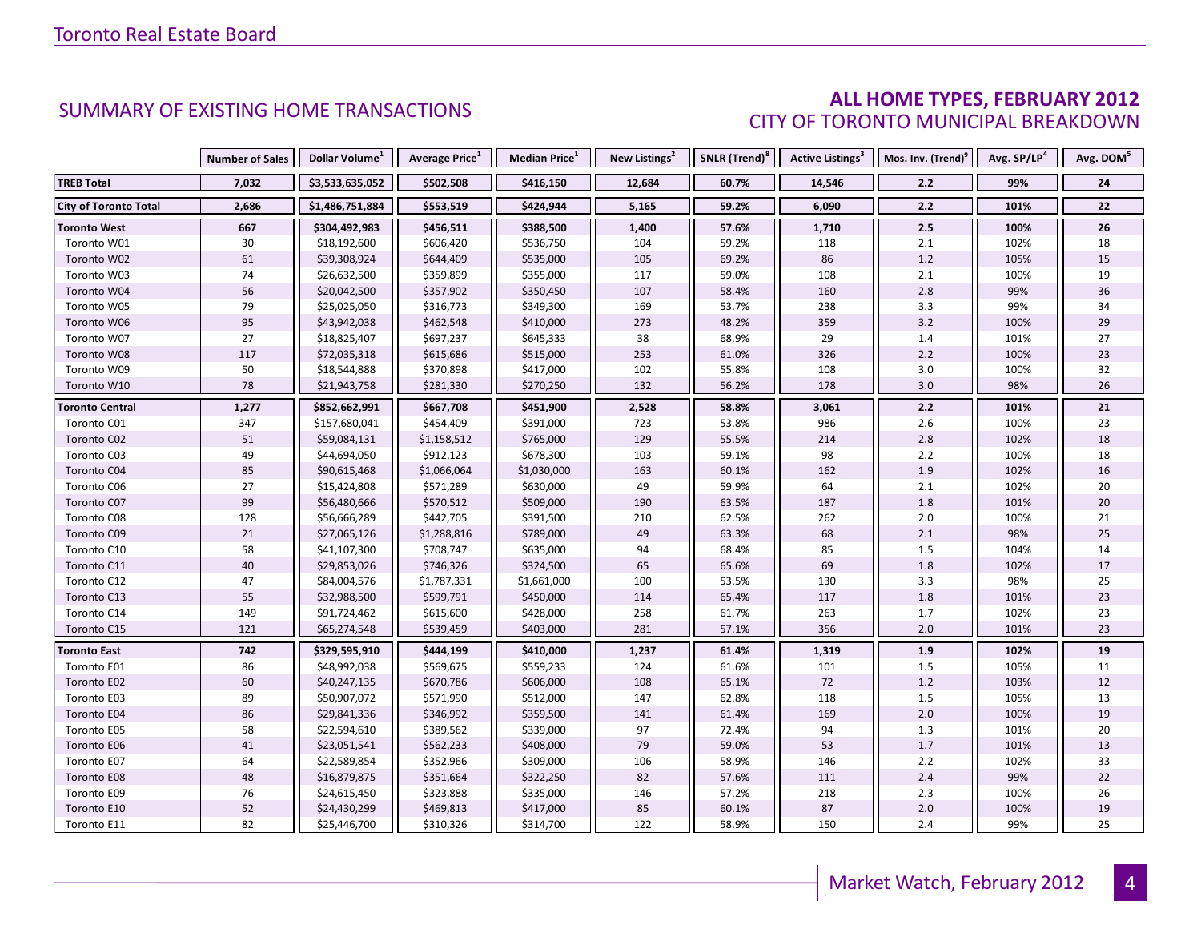Toronto Real Estate Board

## SUMMARY OF EXISTING HOME TRANSACTIONS

## ALL HOME TYPES, FEBRUARY 2012
CITY OF TORONTO MUNICIPAL BREAKDOWN

| | Number of Sales | Dollar Volume[1] | Average Price[1] | Median Price[1] | New Listings[2] | SNLR (Trend)[8] | Active Listings[3] | Mos. Inv. (Trend)[9] | Avg. SP/LP[4] | Avg. DOM[5] |
|---|---|---|---|---|---|---|---|---|---|---|
| **TREB Total** | **7,032** | **$3,533,635,052** | **$502,508** | **$416,150** | **12,684** | **60.7%** | **14,546** | **2.2** | **99%** | **24** |
| **City of Toronto Total** | **2,686** | **$1,486,751,884** | **$553,519** | **$424,944** | **5,165** | **59.2%** | **6,090** | **2.2** | **101%** | **22** |
| **Toronto West** | **667** | **$304,492,983** | **$456,511** | **$388,500** | **1,400** | **57.6%** | **1,710** | **2.5** | **100%** | **26** |
| Toronto W01 | 30 | $18,192,600 | $606,420 | $536,750 | 104 | 59.2% | 118 | 2.1 | 102% | 18 |
| Toronto W02 | 61 | $39,308,924 | $644,409 | $535,000 | 105 | 69.2% | 86 | 1.2 | 105% | 15 |
| Toronto W03 | 74 | $26,632,500 | $359,899 | $355,000 | 117 | 59.0% | 108 | 2.1 | 100% | 19 |
| Toronto W04 | 56 | $20,042,500 | $357,902 | $350,450 | 107 | 58.4% | 160 | 2.8 | 99% | 36 |
| Toronto W05 | 79 | $25,025,050 | $316,773 | $349,300 | 169 | 53.7% | 238 | 3.3 | 99% | 34 |
| Toronto W06 | 95 | $43,942,038 | $462,548 | $410,000 | 273 | 48.2% | 359 | 3.2 | 100% | 29 |
| Toronto W07 | 27 | $18,825,407 | $697,237 | $645,333 | 38 | 68.9% | 29 | 1.4 | 101% | 27 |
| Toronto W08 | 117 | $72,035,318 | $615,686 | $515,000 | 253 | 61.0% | 326 | 2.2 | 100% | 23 |
| Toronto W09 | 50 | $18,544,888 | $370,898 | $417,000 | 102 | 55.8% | 108 | 3.0 | 100% | 32 |
| Toronto W10 | 78 | $21,943,758 | $281,330 | $270,250 | 132 | 56.2% | 178 | 3.0 | 98% | 26 |
| **Toronto Central** | **1,277** | **$852,662,991** | **$667,708** | **$451,900** | **2,528** | **58.8%** | **3,061** | **2.2** | **101%** | **21** |
| Toronto C01 | 347 | $157,680,041 | $454,409 | $391,000 | 723 | 53.8% | 986 | 2.6 | 100% | 23 |
| Toronto C02 | 51 | $59,084,131 | $1,158,512 | $765,000 | 129 | 55.5% | 214 | 2.8 | 102% | 18 |
| Toronto C03 | 49 | $44,694,050 | $912,123 | $678,300 | 103 | 59.1% | 98 | 2.2 | 100% | 18 |
| Toronto C04 | 85 | $90,615,468 | $1,066,064 | $1,030,000 | 163 | 60.1% | 162 | 1.9 | 102% | 16 |
| Toronto C06 | 27 | $15,424,808 | $571,289 | $630,000 | 49 | 59.9% | 64 | 2.1 | 102% | 20 |
| Toronto C07 | 99 | $56,480,666 | $570,512 | $509,000 | 190 | 63.5% | 187 | 1.8 | 101% | 20 |
| Toronto C08 | 128 | $56,666,289 | $442,705 | $391,500 | 210 | 62.5% | 262 | 2.0 | 100% | 21 |
| Toronto C09 | 21 | $27,065,126 | $1,288,816 | $789,000 | 49 | 63.3% | 68 | 2.1 | 98% | 25 |
| Toronto C10 | 58 | $41,107,300 | $708,747 | $635,000 | 94 | 68.4% | 85 | 1.5 | 104% | 14 |
| Toronto C11 | 40 | $29,853,026 | $746,326 | $324,500 | 65 | 65.6% | 69 | 1.8 | 102% | 17 |
| Toronto C12 | 47 | $84,004,576 | $1,787,331 | $1,661,000 | 100 | 53.5% | 130 | 3.3 | 98% | 25 |
| Toronto C13 | 55 | $32,988,500 | $599,791 | $450,000 | 114 | 65.4% | 117 | 1.8 | 101% | 23 |
| Toronto C14 | 149 | $91,724,462 | $615,600 | $428,000 | 258 | 61.7% | 263 | 1.7 | 102% | 23 |
| Toronto C15 | 121 | $65,274,548 | $539,459 | $403,000 | 281 | 57.1% | 356 | 2.0 | 101% | 23 |
| **Toronto East** | **742** | **$329,595,910** | **$444,199** | **$410,000** | **1,237** | **61.4%** | **1,319** | **1.9** | **102%** | **19** |
| Toronto E01 | 86 | $48,992,038 | $569,675 | $559,233 | 124 | 61.6% | 101 | 1.5 | 105% | 11 |
| Toronto E02 | 60 | $40,247,135 | $670,786 | $606,000 | 108 | 65.1% | 72 | 1.2 | 103% | 12 |
| Toronto E03 | 89 | $50,907,072 | $571,990 | $512,000 | 147 | 62.8% | 118 | 1.5 | 105% | 13 |
| Toronto E04 | 86 | $29,841,336 | $346,992 | $359,500 | 141 | 61.4% | 169 | 2.0 | 100% | 19 |
| Toronto E05 | 58 | $22,594,610 | $389,562 | $339,000 | 97 | 72.4% | 94 | 1.3 | 101% | 20 |
| Toronto E06 | 41 | $23,051,541 | $562,233 | $408,000 | 79 | 59.0% | 53 | 1.7 | 101% | 13 |
| Toronto E07 | 64 | $22,589,854 | $352,966 | $309,000 | 106 | 58.9% | 146 | 2.2 | 102% | 33 |
| Toronto E08 | 48 | $16,879,875 | $351,664 | $322,250 | 82 | 57.6% | 111 | 2.4 | 99% | 22 |
| Toronto E09 | 76 | $24,615,450 | $323,888 | $335,000 | 146 | 57.2% | 218 | 2.3 | 100% | 26 |
| Toronto E10 | 52 | $24,430,299 | $469,813 | $417,000 | 85 | 60.1% | 87 | 2.0 | 100% | 19 |
| Toronto E11 | 82 | $25,446,700 | $310,326 | $314,700 | 122 | 58.9% | 150 | 2.4 | 99% | 25 |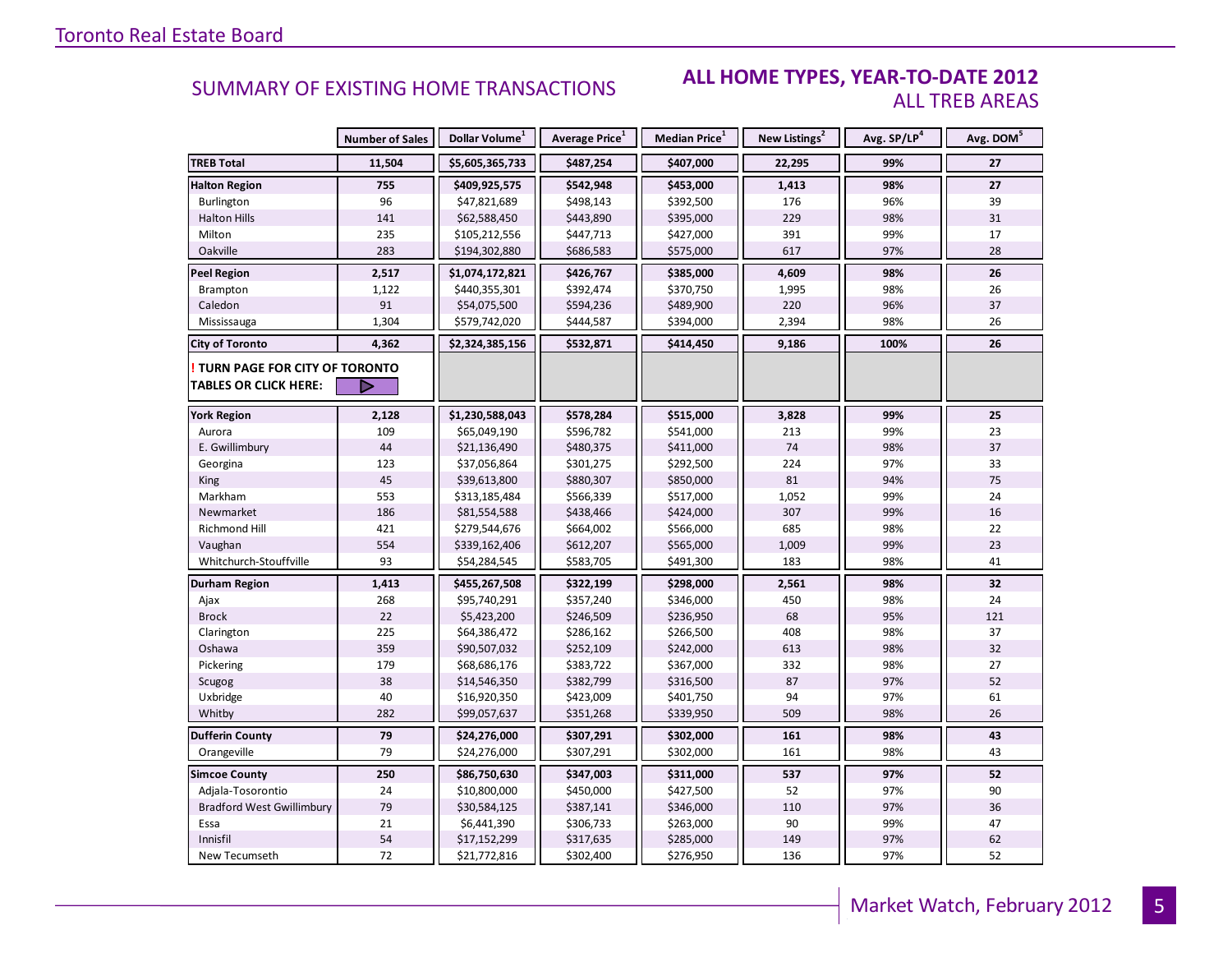## SUMMARY OF EXISTING HOME TRANSACTIONS

## ALL HOME TYPES, YEAR-TO-DATE 2012
### ALL TREB AREAS

| | Number of Sales | Dollar Volume[1] | Average Price[1] | Median Price[1] | New Listings[2] | Avg. SP/LP[4] | Avg. DOM[5] |
|---|---|---|---|---|---|---|---|
| **TREB Total** | **11,504** | **$5,605,365,733** | **$487,254** | **$407,000** | **22,295** | **99%** | **27** |
| **Halton Region** | **755** | **$409,925,575** | **$542,948** | **$453,000** | **1,413** | **98%** | **27** |
| Burlington | 96 | $47,821,689 | $498,143 | $392,500 | 176 | 96% | 39 |
| Halton Hills | 141 | $62,588,450 | $443,890 | $395,000 | 229 | 98% | 31 |
| Milton | 235 | $105,212,556 | $447,713 | $427,000 | 391 | 99% | 17 |
| Oakville | 283 | $194,302,880 | $686,583 | $575,000 | 617 | 97% | 28 |
| **Peel Region** | **2,517** | **$1,074,172,821** | **$426,767** | **$385,000** | **4,609** | **98%** | **26** |
| Brampton | 1,122 | $440,355,301 | $392,474 | $370,750 | 1,995 | 98% | 26 |
| Caledon | 91 | $54,075,500 | $594,236 | $489,900 | 220 | 96% | 37 |
| Mississauga | 1,304 | $579,742,020 | $444,587 | $394,000 | 2,394 | 98% | 26 |
| **City of Toronto** | **4,362** | **$2,324,385,156** | **$532,871** | **$414,450** | **9,186** | **100%** | **26** |
| **! TURN PAGE FOR CITY OF TORONTO TABLES OR CLICK HERE:** | | | | | | | |
| **York Region** | **2,128** | **$1,230,588,043** | **$578,284** | **$515,000** | **3,828** | **99%** | **25** |
| Aurora | 109 | $65,049,190 | $596,782 | $541,000 | 213 | 99% | 23 |
| E. Gwillimbury | 44 | $21,136,490 | $480,375 | $411,000 | 74 | 98% | 37 |
| Georgina | 123 | $37,056,864 | $301,275 | $292,500 | 224 | 97% | 33 |
| King | 45 | $39,613,800 | $880,307 | $850,000 | 81 | 94% | 75 |
| Markham | 553 | $313,185,484 | $566,339 | $517,000 | 1,052 | 99% | 24 |
| Newmarket | 186 | $81,554,588 | $438,466 | $424,000 | 307 | 99% | 16 |
| Richmond Hill | 421 | $279,544,676 | $664,002 | $566,000 | 685 | 98% | 22 |
| Vaughan | 554 | $339,162,406 | $612,207 | $565,000 | 1,009 | 99% | 23 |
| Whitchurch-Stouffville | 93 | $54,284,545 | $583,705 | $491,300 | 183 | 98% | 41 |
| **Durham Region** | **1,413** | **$455,267,508** | **$322,199** | **$298,000** | **2,561** | **98%** | **32** |
| Ajax | 268 | $95,740,291 | $357,240 | $346,000 | 450 | 98% | 24 |
| Brock | 22 | $5,423,200 | $246,509 | $236,950 | 68 | 95% | 121 |
| Clarington | 225 | $64,386,472 | $286,162 | $266,500 | 408 | 98% | 37 |
| Oshawa | 359 | $90,507,032 | $252,109 | $242,000 | 613 | 98% | 32 |
| Pickering | 179 | $68,686,176 | $383,722 | $367,000 | 332 | 98% | 27 |
| Scugog | 38 | $14,546,350 | $382,799 | $316,500 | 87 | 97% | 52 |
| Uxbridge | 40 | $16,920,350 | $423,009 | $401,750 | 94 | 97% | 61 |
| Whitby | 282 | $99,057,637 | $351,268 | $339,950 | 509 | 98% | 26 |
| **Dufferin County** | **79** | **$24,276,000** | **$307,291** | **$302,000** | **161** | **98%** | **43** |
| Orangeville | 79 | $24,276,000 | $307,291 | $302,000 | 161 | 98% | 43 |
| **Simcoe County** | **250** | **$86,750,630** | **$347,003** | **$311,000** | **537** | **97%** | **52** |
| Adjala-Tosorontio | 24 | $10,800,000 | $450,000 | $427,500 | 52 | 97% | 90 |
| Bradford West Gwillimbury | 79 | $30,584,125 | $387,141 | $346,000 | 110 | 97% | 36 |
| Essa | 21 | $6,441,390 | $306,733 | $263,000 | 90 | 99% | 47 |
| Innisfil | 54 | $17,152,299 | $317,635 | $285,000 | 149 | 97% | 62 |
| New Tecumseth | 72 | $21,772,816 | $302,400 | $276,950 | 136 | 97% | 52 |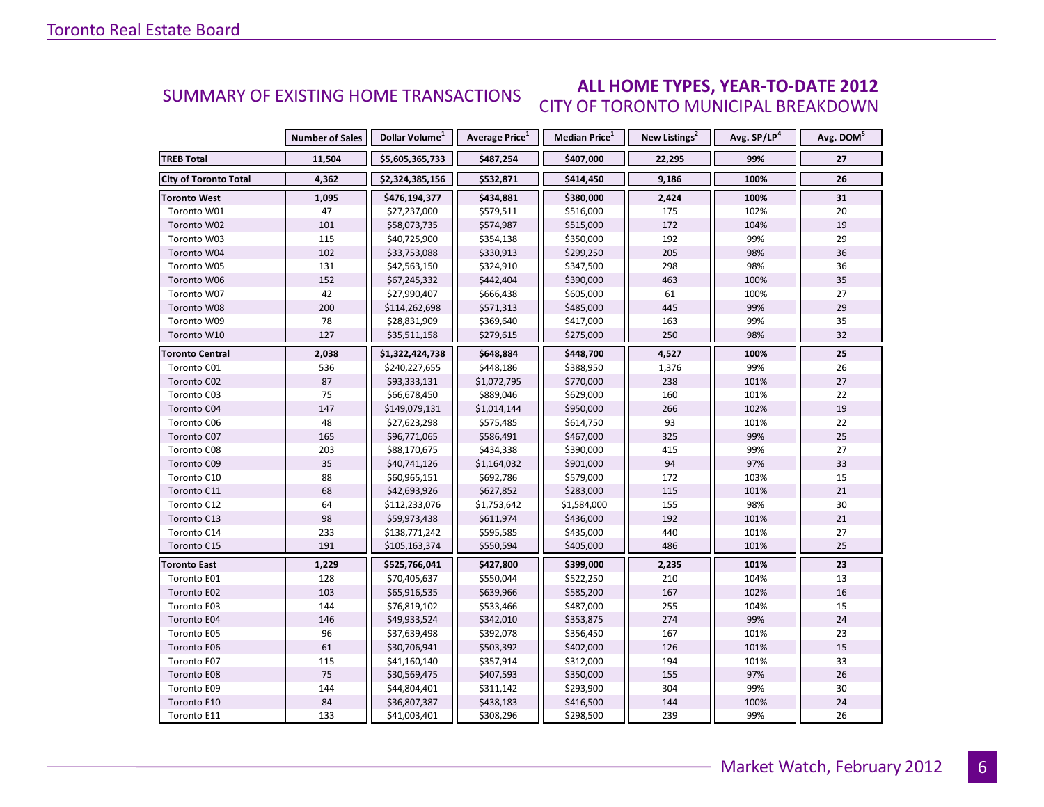## SUMMARY OF EXISTING HOME TRANSACTIONS

## ALL HOME TYPES, YEAR-TO-DATE 2012
CITY OF TORONTO MUNICIPAL BREAKDOWN

| | Number of Sales | Dollar Volume[1] | Average Price[1] | Median Price[1] | New Listings[2] | Avg. SP/LP[4] | Avg. DOM[5] |
|---|---|---|---|---|---|---|---|
| **TREB Total** | **11,504** | **$5,605,365,733** | **$487,254** | **$407,000** | **22,295** | **99%** | **27** |
| **City of Toronto Total** | **4,362** | **$2,324,385,156** | **$532,871** | **$414,450** | **9,186** | **100%** | **26** |
| **Toronto West** | **1,095** | **$476,194,377** | **$434,881** | **$380,000** | **2,424** | **100%** | **31** |
| Toronto W01 | 47 | $27,237,000 | $579,511 | $516,000 | 175 | 102% | 20 |
| Toronto W02 | 101 | $58,073,735 | $574,987 | $515,000 | 172 | 104% | 19 |
| Toronto W03 | 115 | $40,725,900 | $354,138 | $350,000 | 192 | 99% | 29 |
| Toronto W04 | 102 | $33,753,088 | $330,913 | $299,250 | 205 | 98% | 36 |
| Toronto W05 | 131 | $42,563,150 | $324,910 | $347,500 | 298 | 98% | 36 |
| Toronto W06 | 152 | $67,245,332 | $442,404 | $390,000 | 463 | 100% | 35 |
| Toronto W07 | 42 | $27,990,407 | $666,438 | $605,000 | 61 | 100% | 27 |
| Toronto W08 | 200 | $114,262,698 | $571,313 | $485,000 | 445 | 99% | 29 |
| Toronto W09 | 78 | $28,831,909 | $369,640 | $417,000 | 163 | 99% | 35 |
| Toronto W10 | 127 | $35,511,158 | $279,615 | $275,000 | 250 | 98% | 32 |
| **Toronto Central** | **2,038** | **$1,322,424,738** | **$648,884** | **$448,700** | **4,527** | **100%** | **25** |
| Toronto C01 | 536 | $240,227,655 | $448,186 | $388,950 | 1,376 | 99% | 26 |
| Toronto C02 | 87 | $93,333,131 | $1,072,795 | $770,000 | 238 | 101% | 27 |
| Toronto C03 | 75 | $66,678,450 | $889,046 | $629,000 | 160 | 101% | 22 |
| Toronto C04 | 147 | $149,079,131 | $1,014,144 | $950,000 | 266 | 102% | 19 |
| Toronto C06 | 48 | $27,623,298 | $575,485 | $614,750 | 93 | 101% | 22 |
| Toronto C07 | 165 | $96,771,065 | $586,491 | $467,000 | 325 | 99% | 25 |
| Toronto C08 | 203 | $88,170,675 | $434,338 | $390,000 | 415 | 99% | 27 |
| Toronto C09 | 35 | $40,741,126 | $1,164,032 | $901,000 | 94 | 97% | 33 |
| Toronto C10 | 88 | $60,965,151 | $692,786 | $579,000 | 172 | 103% | 15 |
| Toronto C11 | 68 | $42,693,926 | $627,852 | $283,000 | 115 | 101% | 21 |
| Toronto C12 | 64 | $112,233,076 | $1,753,642 | $1,584,000 | 155 | 98% | 30 |
| Toronto C13 | 98 | $59,973,438 | $611,974 | $436,000 | 192 | 101% | 21 |
| Toronto C14 | 233 | $138,771,242 | $595,585 | $435,000 | 440 | 101% | 27 |
| Toronto C15 | 191 | $105,163,374 | $550,594 | $405,000 | 486 | 101% | 25 |
| **Toronto East** | **1,229** | **$525,766,041** | **$427,800** | **$399,000** | **2,235** | **101%** | **23** |
| Toronto E01 | 128 | $70,405,637 | $550,044 | $522,250 | 210 | 104% | 13 |
| Toronto E02 | 103 | $65,916,535 | $639,966 | $585,200 | 167 | 102% | 16 |
| Toronto E03 | 144 | $76,819,102 | $533,466 | $487,000 | 255 | 104% | 15 |
| Toronto E04 | 146 | $49,933,524 | $342,010 | $353,875 | 274 | 99% | 24 |
| Toronto E05 | 96 | $37,639,498 | $392,078 | $356,450 | 167 | 101% | 23 |
| Toronto E06 | 61 | $30,706,941 | $503,392 | $402,000 | 126 | 101% | 15 |
| Toronto E07 | 115 | $41,160,140 | $357,914 | $312,000 | 194 | 101% | 33 |
| Toronto E08 | 75 | $30,569,475 | $407,593 | $350,000 | 155 | 97% | 26 |
| Toronto E09 | 144 | $44,804,401 | $311,142 | $293,900 | 304 | 99% | 30 |
| Toronto E10 | 84 | $36,807,387 | $438,183 | $416,500 | 144 | 100% | 24 |
| Toronto E11 | 133 | $41,003,401 | $308,296 | $298,500 | 239 | 99% | 26 |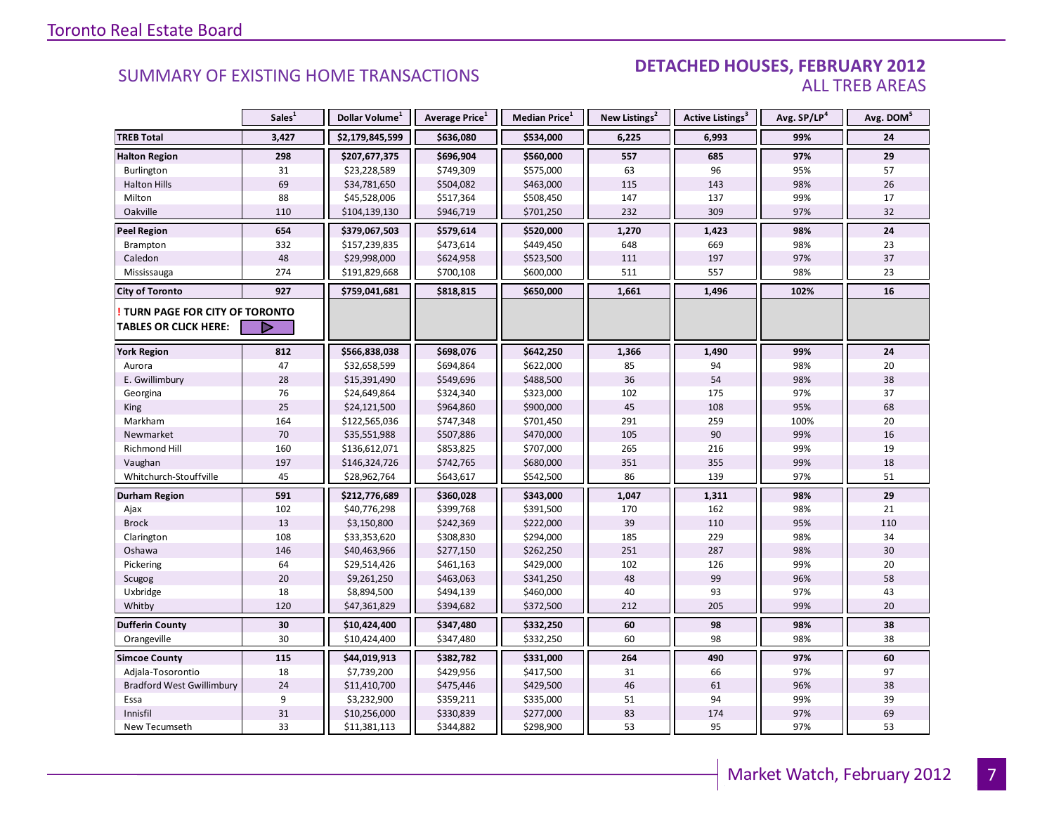## SUMMARY OF EXISTING HOME TRANSACTIONS

## DETACHED HOUSES, FEBRUARY 2012
### ALL TREB AREAS

| | Sales[1] | Dollar Volume[1] | Average Price[1] | Median Price[1] | New Listings[2] | Active Listings[3] | Avg. SP/LP[4] | Avg. DOM[5] |
|---|---|---|---|---|---|---|---|---|
| **TREB Total** | **3,427** | **$2,179,845,599** | **$636,080** | **$534,000** | **6,225** | **6,993** | **99%** | **24** |
| **Halton Region** | **298** | **$207,677,375** | **$696,904** | **$560,000** | **557** | **685** | **97%** | **29** |
| Burlington | 31 | $23,228,589 | $749,309 | $575,000 | 63 | 96 | 95% | 57 |
| Halton Hills | 69 | $34,781,650 | $504,082 | $463,000 | 115 | 143 | 98% | 26 |
| Milton | 88 | $45,528,006 | $517,364 | $508,450 | 147 | 137 | 99% | 17 |
| Oakville | 110 | $104,139,130 | $946,719 | $701,250 | 232 | 309 | 97% | 32 |
| **Peel Region** | **654** | **$379,067,503** | **$579,614** | **$520,000** | **1,270** | **1,423** | **98%** | **24** |
| Brampton | 332 | $157,239,835 | $473,614 | $449,450 | 648 | 669 | 98% | 23 |
| Caledon | 48 | $29,998,000 | $624,958 | $523,500 | 111 | 197 | 97% | 37 |
| Mississauga | 274 | $191,829,668 | $700,108 | $600,000 | 511 | 557 | 98% | 23 |
| **City of Toronto** | **927** | **$759,041,681** | **$818,815** | **$650,000** | **1,661** | **1,496** | **102%** | **16** |
| **! TURN PAGE FOR CITY OF TORONTO TABLES OR CLICK HERE:** | | | | | | | | |
| **York Region** | **812** | **$566,838,038** | **$698,076** | **$642,250** | **1,366** | **1,490** | **99%** | **24** |
| Aurora | 47 | $32,658,599 | $694,864 | $622,000 | 85 | 94 | 98% | 20 |
| E. Gwillimbury | 28 | $15,391,490 | $549,696 | $488,500 | 36 | 54 | 98% | 38 |
| Georgina | 76 | $24,649,864 | $324,340 | $323,000 | 102 | 175 | 97% | 37 |
| King | 25 | $24,121,500 | $964,860 | $900,000 | 45 | 108 | 95% | 68 |
| Markham | 164 | $122,565,036 | $747,348 | $701,450 | 291 | 259 | 100% | 20 |
| Newmarket | 70 | $35,551,988 | $507,886 | $470,000 | 105 | 90 | 99% | 16 |
| Richmond Hill | 160 | $136,612,071 | $853,825 | $707,000 | 265 | 216 | 99% | 19 |
| Vaughan | 197 | $146,324,726 | $742,765 | $680,000 | 351 | 355 | 99% | 18 |
| Whitchurch-Stouffville | 45 | $28,962,764 | $643,617 | $542,500 | 86 | 139 | 97% | 51 |
| **Durham Region** | **591** | **$212,776,689** | **$360,028** | **$343,000** | **1,047** | **1,311** | **98%** | **29** |
| Ajax | 102 | $40,776,298 | $399,768 | $391,500 | 170 | 162 | 98% | 21 |
| Brock | 13 | $3,150,800 | $242,369 | $222,000 | 39 | 110 | 95% | 110 |
| Clarington | 108 | $33,353,620 | $308,830 | $294,000 | 185 | 229 | 98% | 34 |
| Oshawa | 146 | $40,463,966 | $277,150 | $262,250 | 251 | 287 | 98% | 30 |
| Pickering | 64 | $29,514,426 | $461,163 | $429,000 | 102 | 126 | 99% | 20 |
| Scugog | 20 | $9,261,250 | $463,063 | $341,250 | 48 | 99 | 96% | 58 |
| Uxbridge | 18 | $8,894,500 | $494,139 | $460,000 | 40 | 93 | 97% | 43 |
| Whitby | 120 | $47,361,829 | $394,682 | $372,500 | 212 | 205 | 99% | 20 |
| **Dufferin County** | **30** | **$10,424,400** | **$347,480** | **$332,250** | **60** | **98** | **98%** | **38** |
| Orangeville | 30 | $10,424,400 | $347,480 | $332,250 | 60 | 98 | 98% | 38 |
| **Simcoe County** | **115** | **$44,019,913** | **$382,782** | **$331,000** | **264** | **490** | **97%** | **60** |
| Adjala-Tosorontio | 18 | $7,739,200 | $429,956 | $417,500 | 31 | 66 | 97% | 97 |
| Bradford West Gwillimbury | 24 | $11,410,700 | $475,446 | $429,500 | 46 | 61 | 96% | 38 |
| Essa | 9 | $3,232,900 | $359,211 | $335,000 | 51 | 94 | 99% | 39 |
| Innisfil | 31 | $10,256,000 | $330,839 | $277,000 | 83 | 174 | 97% | 69 |
| New Tecumseth | 33 | $11,381,113 | $344,882 | $298,900 | 53 | 95 | 97% | 53 |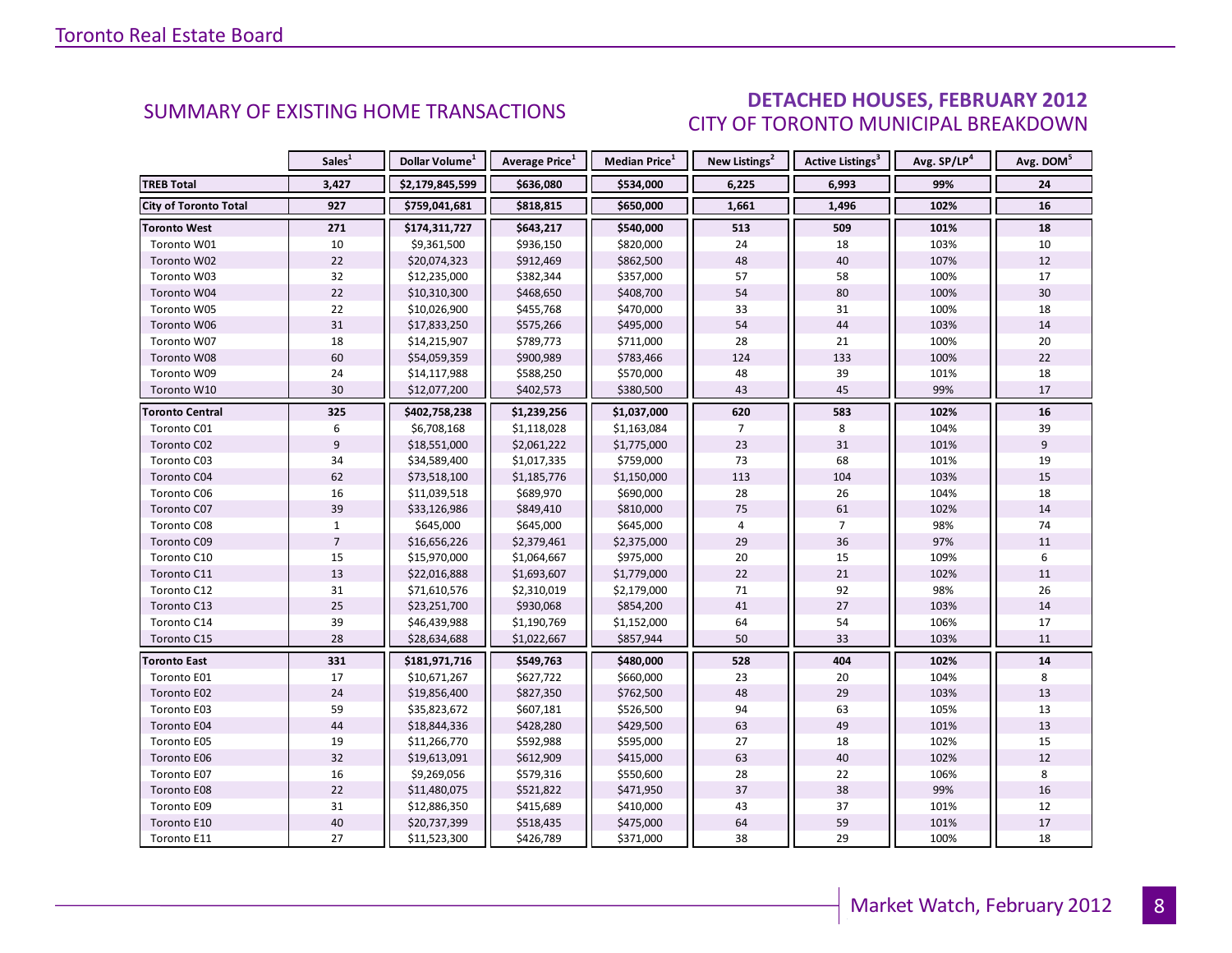## SUMMARY OF EXISTING HOME TRANSACTIONS

## DETACHED HOUSES, FEBRUARY 2012
### CITY OF TORONTO MUNICIPAL BREAKDOWN

| | Sales[1] | Dollar Volume[1] | Average Price[1] | Median Price[1] | New Listings[2] | Active Listings[3] | Avg. SP/LP[4] | Avg. DOM[5] |
|---|---|---|---|---|---|---|---|---|
| **TREB Total** | **3,427** | **$2,179,845,599** | **$636,080** | **$534,000** | **6,225** | **6,993** | **99%** | **24** |
| **City of Toronto Total** | **927** | **$759,041,681** | **$818,815** | **$650,000** | **1,661** | **1,496** | **102%** | **16** |
| **Toronto West** | **271** | **$174,311,727** | **$643,217** | **$540,000** | **513** | **509** | **101%** | **18** |
| Toronto W01 | 10 | $9,361,500 | $936,150 | $820,000 | 24 | 18 | 103% | 10 |
| Toronto W02 | 22 | $20,074,323 | $912,469 | $862,500 | 48 | 40 | 107% | 12 |
| Toronto W03 | 32 | $12,235,000 | $382,344 | $357,000 | 57 | 58 | 100% | 17 |
| Toronto W04 | 22 | $10,310,300 | $468,650 | $408,700 | 54 | 80 | 100% | 30 |
| Toronto W05 | 22 | $10,026,900 | $455,768 | $470,000 | 33 | 31 | 100% | 18 |
| Toronto W06 | 31 | $17,833,250 | $575,266 | $495,000 | 54 | 44 | 103% | 14 |
| Toronto W07 | 18 | $14,215,907 | $789,773 | $711,000 | 28 | 21 | 100% | 20 |
| Toronto W08 | 60 | $54,059,359 | $900,989 | $783,466 | 124 | 133 | 100% | 22 |
| Toronto W09 | 24 | $14,117,988 | $588,250 | $570,000 | 48 | 39 | 101% | 18 |
| Toronto W10 | 30 | $12,077,200 | $402,573 | $380,500 | 43 | 45 | 99% | 17 |
| **Toronto Central** | **325** | **$402,758,238** | **$1,239,256** | **$1,037,000** | **620** | **583** | **102%** | **16** |
| Toronto C01 | 6 | $6,708,168 | $1,118,028 | $1,163,084 | 7 | 8 | 104% | 39 |
| Toronto C02 | 9 | $18,551,000 | $2,061,222 | $1,775,000 | 23 | 31 | 101% | 9 |
| Toronto C03 | 34 | $34,589,400 | $1,017,335 | $759,000 | 73 | 68 | 101% | 19 |
| Toronto C04 | 62 | $73,518,100 | $1,185,776 | $1,150,000 | 113 | 104 | 103% | 15 |
| Toronto C06 | 16 | $11,039,518 | $689,970 | $690,000 | 28 | 26 | 104% | 18 |
| Toronto C07 | 39 | $33,126,986 | $849,410 | $810,000 | 75 | 61 | 102% | 14 |
| Toronto C08 | 1 | $645,000 | $645,000 | $645,000 | 4 | 7 | 98% | 74 |
| Toronto C09 | 7 | $16,656,226 | $2,379,461 | $2,375,000 | 29 | 36 | 97% | 11 |
| Toronto C10 | 15 | $15,970,000 | $1,064,667 | $975,000 | 20 | 15 | 109% | 6 |
| Toronto C11 | 13 | $22,016,888 | $1,693,607 | $1,779,000 | 22 | 21 | 102% | 11 |
| Toronto C12 | 31 | $71,610,576 | $2,310,019 | $2,179,000 | 71 | 92 | 98% | 26 |
| Toronto C13 | 25 | $23,251,700 | $930,068 | $854,200 | 41 | 27 | 103% | 14 |
| Toronto C14 | 39 | $46,439,988 | $1,190,769 | $1,152,000 | 64 | 54 | 106% | 17 |
| Toronto C15 | 28 | $28,634,688 | $1,022,667 | $857,944 | 50 | 33 | 103% | 11 |
| **Toronto East** | **331** | **$181,971,716** | **$549,763** | **$480,000** | **528** | **404** | **102%** | **14** |
| Toronto E01 | 17 | $10,671,267 | $627,722 | $660,000 | 23 | 20 | 104% | 8 |
| Toronto E02 | 24 | $19,856,400 | $827,350 | $762,500 | 48 | 29 | 103% | 13 |
| Toronto E03 | 59 | $35,823,672 | $607,181 | $526,500 | 94 | 63 | 105% | 13 |
| Toronto E04 | 44 | $18,844,336 | $428,280 | $429,500 | 63 | 49 | 101% | 13 |
| Toronto E05 | 19 | $11,266,770 | $592,988 | $595,000 | 27 | 18 | 102% | 15 |
| Toronto E06 | 32 | $19,613,091 | $612,909 | $415,000 | 63 | 40 | 102% | 12 |
| Toronto E07 | 16 | $9,269,056 | $579,316 | $550,600 | 28 | 22 | 106% | 8 |
| Toronto E08 | 22 | $11,480,075 | $521,822 | $471,950 | 37 | 38 | 99% | 16 |
| Toronto E09 | 31 | $12,886,350 | $415,689 | $410,000 | 43 | 37 | 101% | 12 |
| Toronto E10 | 40 | $20,737,399 | $518,435 | $475,000 | 64 | 59 | 101% | 17 |
| Toronto E11 | 27 | $11,523,300 | $426,789 | $371,000 | 38 | 29 | 100% | 18 |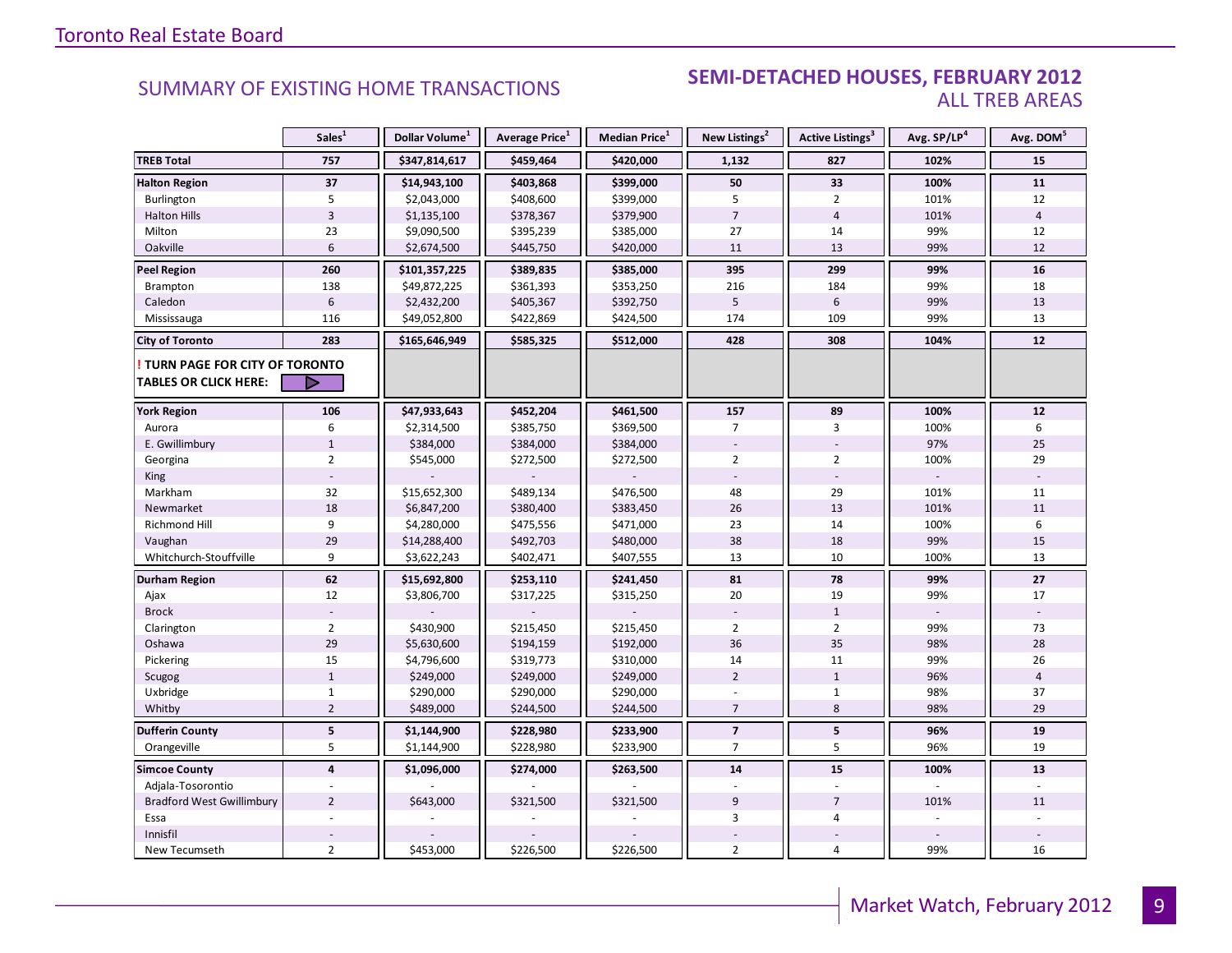## SUMMARY OF EXISTING HOME TRANSACTIONS

## SEMI-DETACHED HOUSES, FEBRUARY 2012
### ALL TREB AREAS

| | Sales[1] | Dollar Volume[1] | Average Price[1] | Median Price[1] | New Listings[2] | Active Listings[3] | Avg. SP/LP[4] | Avg. DOM[5] |
|---|---|---|---|---|---|---|---|---|
| **TREB Total** | **757** | **$347,814,617** | **$459,464** | **$420,000** | **1,132** | **827** | **102%** | **15** |
| **Halton Region** | **37** | **$14,943,100** | **$403,868** | **$399,000** | **50** | **33** | **100%** | **11** |
| Burlington | 5 | $2,043,000 | $408,600 | $399,000 | 5 | 2 | 101% | 12 |
| Halton Hills | 3 | $1,135,100 | $378,367 | $379,900 | 7 | 4 | 101% | 4 |
| Milton | 23 | $9,090,500 | $395,239 | $385,000 | 27 | 14 | 99% | 12 |
| Oakville | 6 | $2,674,500 | $445,750 | $420,000 | 11 | 13 | 99% | 12 |
| **Peel Region** | **260** | **$101,357,225** | **$389,835** | **$385,000** | **395** | **299** | **99%** | **16** |
| Brampton | 138 | $49,872,225 | $361,393 | $353,250 | 216 | 184 | 99% | 18 |
| Caledon | 6 | $2,432,200 | $405,367 | $392,750 | 5 | 6 | 99% | 13 |
| Mississauga | 116 | $49,052,800 | $422,869 | $424,500 | 174 | 109 | 99% | 13 |
| **City of Toronto** | **283** | **$165,646,949** | **$585,325** | **$512,000** | **428** | **308** | **104%** | **12** |
| **! TURN PAGE FOR CITY OF TORONTO TABLES OR CLICK HERE:** | | | | | | | | |
| **York Region** | **106** | **$47,933,643** | **$452,204** | **$461,500** | **157** | **89** | **100%** | **12** |
| Aurora | 6 | $2,314,500 | $385,750 | $369,500 | 7 | 3 | 100% | 6 |
| E. Gwillimbury | 1 | $384,000 | $384,000 | $384,000 | - | - | 97% | 25 |
| Georgina | 2 | $545,000 | $272,500 | $272,500 | 2 | 2 | 100% | 29 |
| King | - | - | - | - | - | - | - | - |
| Markham | 32 | $15,652,300 | $489,134 | $476,500 | 48 | 29 | 101% | 11 |
| Newmarket | 18 | $6,847,200 | $380,400 | $383,450 | 26 | 13 | 101% | 11 |
| Richmond Hill | 9 | $4,280,000 | $475,556 | $471,000 | 23 | 14 | 100% | 6 |
| Vaughan | 29 | $14,288,400 | $492,703 | $480,000 | 38 | 18 | 99% | 15 |
| Whitchurch-Stouffville | 9 | $3,622,243 | $402,471 | $407,555 | 13 | 10 | 100% | 13 |
| **Durham Region** | **62** | **$15,692,800** | **$253,110** | **$241,450** | **81** | **78** | **99%** | **27** |
| Ajax | 12 | $3,806,700 | $317,225 | $315,250 | 20 | 19 | 99% | 17 |
| Brock | - | - | - | - | - | 1 | - | - |
| Clarington | 2 | $430,900 | $215,450 | $215,450 | 2 | 2 | 99% | 73 |
| Oshawa | 29 | $5,630,600 | $194,159 | $192,000 | 36 | 35 | 98% | 28 |
| Pickering | 15 | $4,796,600 | $319,773 | $310,000 | 14 | 11 | 99% | 26 |
| Scugog | 1 | $249,000 | $249,000 | $249,000 | 2 | 1 | 96% | 4 |
| Uxbridge | 1 | $290,000 | $290,000 | $290,000 | - | 1 | 98% | 37 |
| Whitby | 2 | $489,000 | $244,500 | $244,500 | 7 | 8 | 98% | 29 |
| **Dufferin County** | **5** | **$1,144,900** | **$228,980** | **$233,900** | **7** | **5** | **96%** | **19** |
| Orangeville | 5 | $1,144,900 | $228,980 | $233,900 | 7 | 5 | 96% | 19 |
| **Simcoe County** | **4** | **$1,096,000** | **$274,000** | **$263,500** | **14** | **15** | **100%** | **13** |
| Adjala-Tosorontio | - | - | - | - | - | - | - | - |
| Bradford West Gwillimbury | 2 | $643,000 | $321,500 | $321,500 | 9 | 7 | 101% | 11 |
| Essa | - | - | - | - | 3 | 4 | - | - |
| Innisfil | - | - | - | - | - | - | - | - |
| New Tecumseth | 2 | $453,000 | $226,500 | $226,500 | 2 | 4 | 99% | 16 |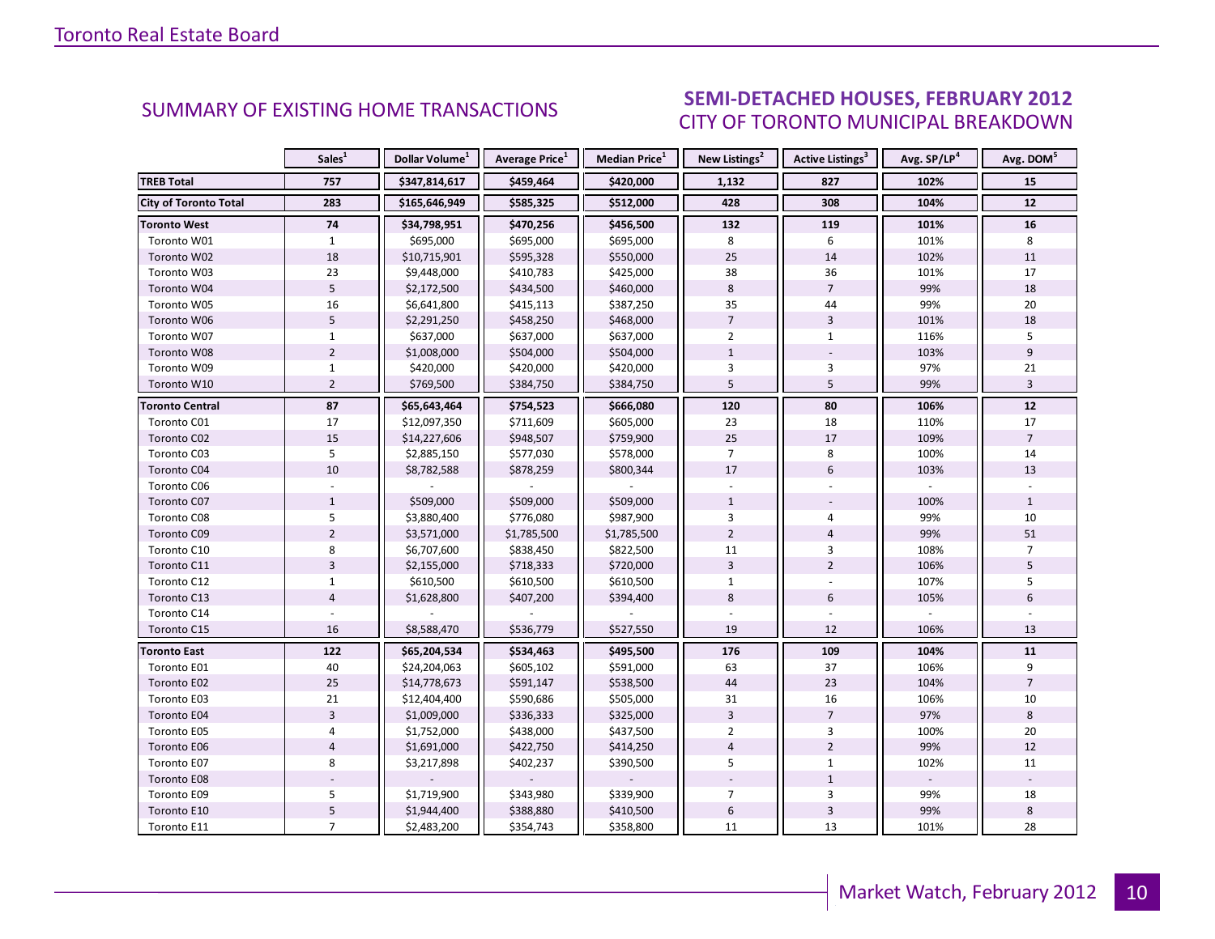## SUMMARY OF EXISTING HOME TRANSACTIONS

## SEMI-DETACHED HOUSES, FEBRUARY 2012
### CITY OF TORONTO MUNICIPAL BREAKDOWN

| | Sales[1] | Dollar Volume[1] | Average Price[1] | Median Price[1] | New Listings[2] | Active Listings[3] | Avg. SP/LP[4] | Avg. DOM[5] |
|---|---|---|---|---|---|---|---|---|
| **TREB Total** | **757** | **$347,814,617** | **$459,464** | **$420,000** | **1,132** | **827** | **102%** | **15** |
| **City of Toronto Total** | **283** | **$165,646,949** | **$585,325** | **$512,000** | **428** | **308** | **104%** | **12** |
| **Toronto West** | **74** | **$34,798,951** | **$470,256** | **$456,500** | **132** | **119** | **101%** | **16** |
| Toronto W01 | 1 | $695,000 | $695,000 | $695,000 | 8 | 6 | 101% | 8 |
| Toronto W02 | 18 | $10,715,901 | $595,328 | $550,000 | 25 | 14 | 102% | 11 |
| Toronto W03 | 23 | $9,448,000 | $410,783 | $425,000 | 38 | 36 | 101% | 17 |
| Toronto W04 | 5 | $2,172,500 | $434,500 | $460,000 | 8 | 7 | 99% | 18 |
| Toronto W05 | 16 | $6,641,800 | $415,113 | $387,250 | 35 | 44 | 99% | 20 |
| Toronto W06 | 5 | $2,291,250 | $458,250 | $468,000 | 7 | 3 | 101% | 18 |
| Toronto W07 | 1 | $637,000 | $637,000 | $637,000 | 2 | 1 | 116% | 5 |
| Toronto W08 | 2 | $1,008,000 | $504,000 | $504,000 | 1 | - | 103% | 9 |
| Toronto W09 | 1 | $420,000 | $420,000 | $420,000 | 3 | 3 | 97% | 21 |
| Toronto W10 | 2 | $769,500 | $384,750 | $384,750 | 5 | 5 | 99% | 3 |
| **Toronto Central** | **87** | **$65,643,464** | **$754,523** | **$666,080** | **120** | **80** | **106%** | **12** |
| Toronto C01 | 17 | $12,097,350 | $711,609 | $605,000 | 23 | 18 | 110% | 17 |
| Toronto C02 | 15 | $14,227,606 | $948,507 | $759,900 | 25 | 17 | 109% | 7 |
| Toronto C03 | 5 | $2,885,150 | $577,030 | $578,000 | 7 | 8 | 100% | 14 |
| Toronto C04 | 10 | $8,782,588 | $878,259 | $800,344 | 17 | 6 | 103% | 13 |
| Toronto C06 | - | - | - | - | - | - | - | - |
| Toronto C07 | 1 | $509,000 | $509,000 | $509,000 | 1 | - | 100% | 1 |
| Toronto C08 | 5 | $3,880,400 | $776,080 | $987,900 | 3 | 4 | 99% | 10 |
| Toronto C09 | 2 | $3,571,000 | $1,785,500 | $1,785,500 | 2 | 4 | 99% | 51 |
| Toronto C10 | 8 | $6,707,600 | $838,450 | $822,500 | 11 | 3 | 108% | 7 |
| Toronto C11 | 3 | $2,155,000 | $718,333 | $720,000 | 3 | 2 | 106% | 5 |
| Toronto C12 | 1 | $610,500 | $610,500 | $610,500 | 1 | - | 107% | 5 |
| Toronto C13 | 4 | $1,628,800 | $407,200 | $394,400 | 8 | 6 | 105% | 6 |
| Toronto C14 | - | - | - | - | - | - | - | - |
| Toronto C15 | 16 | $8,588,470 | $536,779 | $527,550 | 19 | 12 | 106% | 13 |
| **Toronto East** | **122** | **$65,204,534** | **$534,463** | **$495,500** | **176** | **109** | **104%** | **11** |
| Toronto E01 | 40 | $24,204,063 | $605,102 | $591,000 | 63 | 37 | 106% | 9 |
| Toronto E02 | 25 | $14,778,673 | $591,147 | $538,500 | 44 | 23 | 104% | 7 |
| Toronto E03 | 21 | $12,404,400 | $590,686 | $505,000 | 31 | 16 | 106% | 10 |
| Toronto E04 | 3 | $1,009,000 | $336,333 | $325,000 | 3 | 7 | 97% | 8 |
| Toronto E05 | 4 | $1,752,000 | $438,000 | $437,500 | 2 | 3 | 100% | 20 |
| Toronto E06 | 4 | $1,691,000 | $422,750 | $414,250 | 4 | 2 | 99% | 12 |
| Toronto E07 | 8 | $3,217,898 | $402,237 | $390,500 | 5 | 1 | 102% | 11 |
| Toronto E08 | - | - | - | - | - | 1 | - | - |
| Toronto E09 | 5 | $1,719,900 | $343,980 | $339,900 | 7 | 3 | 99% | 18 |
| Toronto E10 | 5 | $1,944,400 | $388,880 | $410,500 | 6 | 3 | 99% | 8 |
| Toronto E11 | 7 | $2,483,200 | $354,743 | $358,800 | 11 | 13 | 101% | 28 |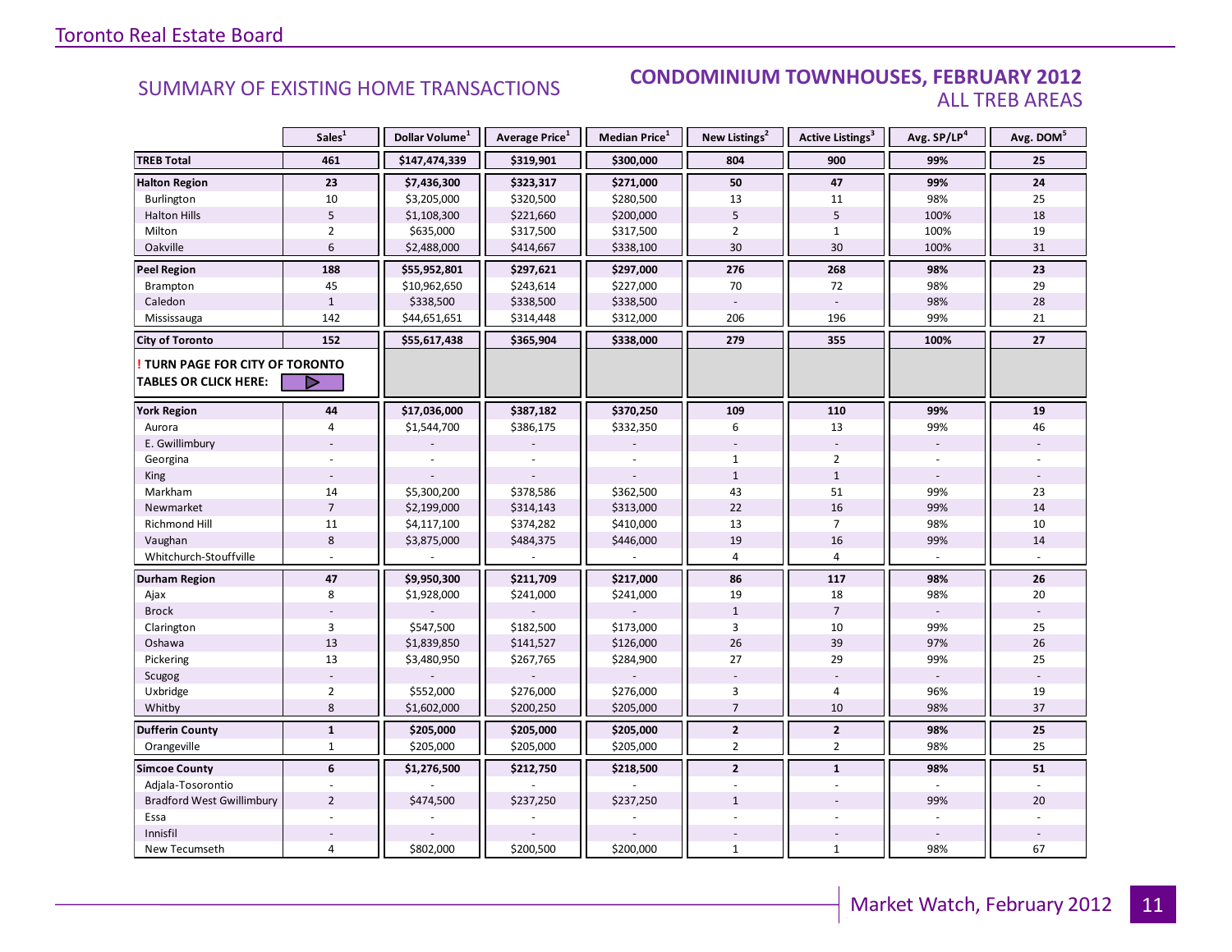## SUMMARY OF EXISTING HOME TRANSACTIONS

### CONDOMINIUM TOWNHOUSES, FEBRUARY 2012
### ALL TREB AREAS

| | Sales[1] | Dollar Volume[1] | Average Price[1] | Median Price[1] | New Listings[2] | Active Listings[3] | Avg. SP/LP[4] | Avg. DOM[5] |
|---|---|---|---|---|---|---|---|---|
| **TREB Total** | **461** | **$147,474,339** | **$319,901** | **$300,000** | **804** | **900** | **99%** | **25** |
| **Halton Region** | **23** | **$7,436,300** | **$323,317** | **$271,000** | **50** | **47** | **99%** | **24** |
| Burlington | 10 | $3,205,000 | $320,500 | $280,500 | 13 | 11 | 98% | 25 |
| Halton Hills | 5 | $1,108,300 | $221,660 | $200,000 | 5 | 5 | 100% | 18 |
| Milton | 2 | $635,000 | $317,500 | $317,500 | 2 | 1 | 100% | 19 |
| Oakville | 6 | $2,488,000 | $414,667 | $338,100 | 30 | 30 | 100% | 31 |
| **Peel Region** | **188** | **$55,952,801** | **$297,621** | **$297,000** | **276** | **268** | **98%** | **23** |
| Brampton | 45 | $10,962,650 | $243,614 | $227,000 | 70 | 72 | 98% | 29 |
| Caledon | 1 | $338,500 | $338,500 | $338,500 | - | - | 98% | 28 |
| Mississauga | 142 | $44,651,651 | $314,448 | $312,000 | 206 | 196 | 99% | 21 |
| **City of Toronto** | **152** | **$55,617,438** | **$365,904** | **$338,000** | **279** | **355** | **100%** | **27** |
| **! TURN PAGE FOR CITY OF TORONTO TABLES OR CLICK HERE:** | | | | | | | | |
| **York Region** | **44** | **$17,036,000** | **$387,182** | **$370,250** | **109** | **110** | **99%** | **19** |
| Aurora | 4 | $1,544,700 | $386,175 | $332,350 | 6 | 13 | 99% | 46 |
| E. Gwillimbury | - | - | - | - | - | - | - | - |
| Georgina | - | - | - | - | 1 | 2 | - | - |
| King | - | - | - | - | 1 | 1 | - | - |
| Markham | 14 | $5,300,200 | $378,586 | $362,500 | 43 | 51 | 99% | 23 |
| Newmarket | 7 | $2,199,000 | $314,143 | $313,000 | 22 | 16 | 99% | 14 |
| Richmond Hill | 11 | $4,117,100 | $374,282 | $410,000 | 13 | 7 | 98% | 10 |
| Vaughan | 8 | $3,875,000 | $484,375 | $446,000 | 19 | 16 | 99% | 14 |
| Whitchurch-Stouffville | - | - | - | - | 4 | 4 | - | - |
| **Durham Region** | **47** | **$9,950,300** | **$211,709** | **$217,000** | **86** | **117** | **98%** | **26** |
| Ajax | 8 | $1,928,000 | $241,000 | $241,000 | 19 | 18 | 98% | 20 |
| Brock | - | - | - | - | 1 | 7 | - | - |
| Clarington | 3 | $547,500 | $182,500 | $173,000 | 3 | 10 | 99% | 25 |
| Oshawa | 13 | $1,839,850 | $141,527 | $126,000 | 26 | 39 | 97% | 26 |
| Pickering | 13 | $3,480,950 | $267,765 | $284,900 | 27 | 29 | 99% | 25 |
| Scugog | - | - | - | - | - | - | - | - |
| Uxbridge | 2 | $552,000 | $276,000 | $276,000 | 3 | 4 | 96% | 19 |
| Whitby | 8 | $1,602,000 | $200,250 | $205,000 | 7 | 10 | 98% | 37 |
| **Dufferin County** | **1** | **$205,000** | **$205,000** | **$205,000** | **2** | **2** | **98%** | **25** |
| Orangeville | 1 | $205,000 | $205,000 | $205,000 | 2 | 2 | 98% | 25 |
| **Simcoe County** | **6** | **$1,276,500** | **$212,750** | **$218,500** | **2** | **1** | **98%** | **51** |
| Adjala-Tosorontio | - | - | - | - | - | - | - | - |
| Bradford West Gwillimbury | 2 | $474,500 | $237,250 | $237,250 | 1 | - | 99% | 20 |
| Essa | - | - | - | - | - | - | - | - |
| Innisfil | - | - | - | - | - | - | - | - |
| New Tecumseth | 4 | $802,000 | $200,500 | $200,000 | 1 | 1 | 98% | 67 |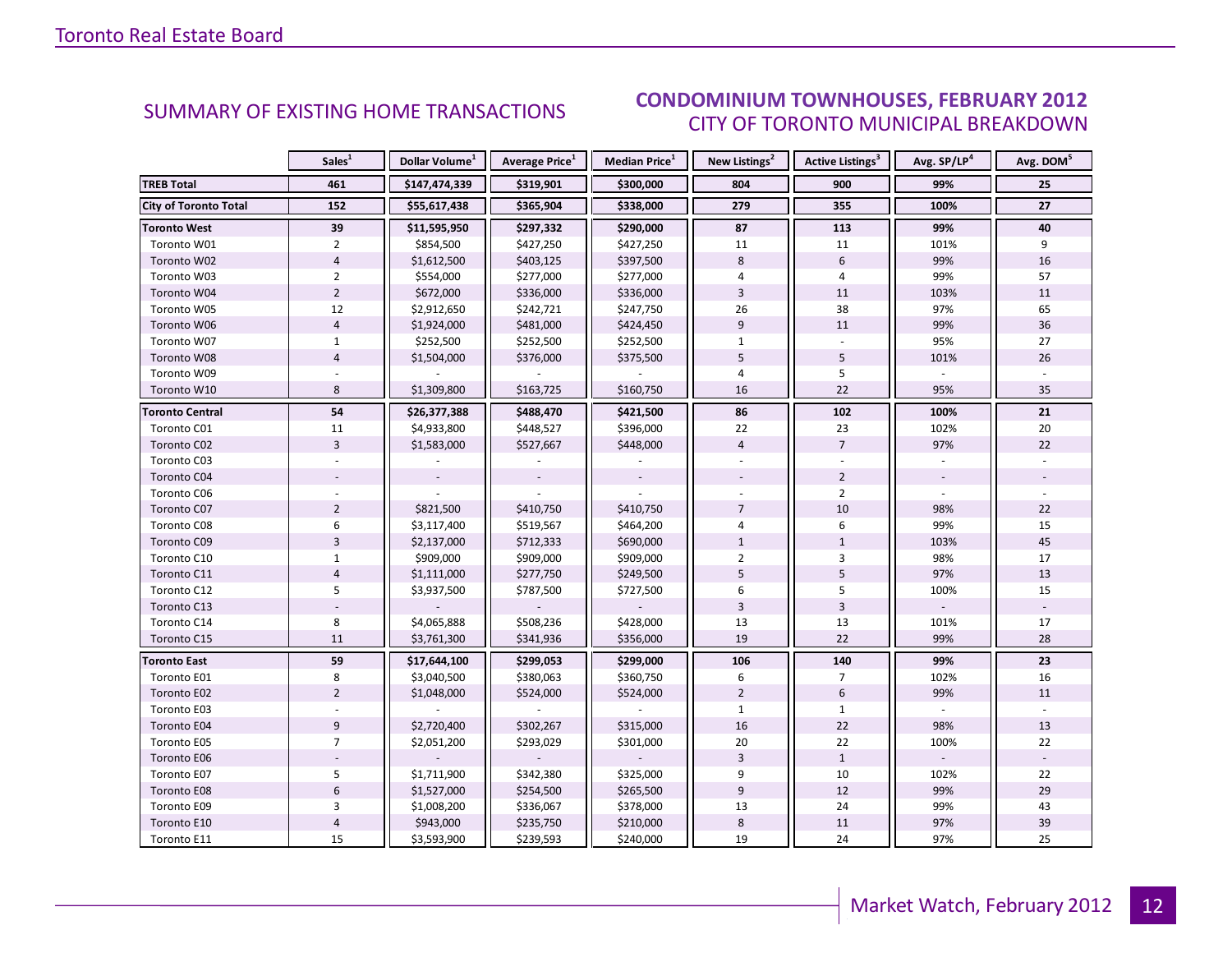## SUMMARY OF EXISTING HOME TRANSACTIONS

## CONDOMINIUM TOWNHOUSES, FEBRUARY 2012
### CITY OF TORONTO MUNICIPAL BREAKDOWN

| | Sales[1] | Dollar Volume[1] | Average Price[1] | Median Price[1] | New Listings[2] | Active Listings[3] | Avg. SP/LP[4] | Avg. DOM[5] |
|---|---|---|---|---|---|---|---|---|
| **TREB Total** | **461** | **$147,474,339** | **$319,901** | **$300,000** | **804** | **900** | **99%** | **25** |
| **City of Toronto Total** | **152** | **$55,617,438** | **$365,904** | **$338,000** | **279** | **355** | **100%** | **27** |
| **Toronto West** | **39** | **$11,595,950** | **$297,332** | **$290,000** | **87** | **113** | **99%** | **40** |
| Toronto W01 | 2 | $854,500 | $427,250 | $427,250 | 11 | 11 | 101% | 9 |
| Toronto W02 | 4 | $1,612,500 | $403,125 | $397,500 | 8 | 6 | 99% | 16 |
| Toronto W03 | 2 | $554,000 | $277,000 | $277,000 | 4 | 4 | 99% | 57 |
| Toronto W04 | 2 | $672,000 | $336,000 | $336,000 | 3 | 11 | 103% | 11 |
| Toronto W05 | 12 | $2,912,650 | $242,721 | $247,750 | 26 | 38 | 97% | 65 |
| Toronto W06 | 4 | $1,924,000 | $481,000 | $424,450 | 9 | 11 | 99% | 36 |
| Toronto W07 | 1 | $252,500 | $252,500 | $252,500 | 1 | - | 95% | 27 |
| Toronto W08 | 4 | $1,504,000 | $376,000 | $375,500 | 5 | 5 | 101% | 26 |
| Toronto W09 | - | - | - | - | 4 | 5 | - | - |
| Toronto W10 | 8 | $1,309,800 | $163,725 | $160,750 | 16 | 22 | 95% | 35 |
| **Toronto Central** | **54** | **$26,377,388** | **$488,470** | **$421,500** | **86** | **102** | **100%** | **21** |
| Toronto C01 | 11 | $4,933,800 | $448,527 | $396,000 | 22 | 23 | 102% | 20 |
| Toronto C02 | 3 | $1,583,000 | $527,667 | $448,000 | 4 | 7 | 97% | 22 |
| Toronto C03 | - | - | - | - | - | - | - | - |
| Toronto C04 | - | - | - | - | - | 2 | - | - |
| Toronto C06 | - | - | - | - | - | 2 | - | - |
| Toronto C07 | 2 | $821,500 | $410,750 | $410,750 | 7 | 10 | 98% | 22 |
| Toronto C08 | 6 | $3,117,400 | $519,567 | $464,200 | 4 | 6 | 99% | 15 |
| Toronto C09 | 3 | $2,137,000 | $712,333 | $690,000 | 1 | 1 | 103% | 45 |
| Toronto C10 | 1 | $909,000 | $909,000 | $909,000 | 2 | 3 | 98% | 17 |
| Toronto C11 | 4 | $1,111,000 | $277,750 | $249,500 | 5 | 5 | 97% | 13 |
| Toronto C12 | 5 | $3,937,500 | $787,500 | $727,500 | 6 | 5 | 100% | 15 |
| Toronto C13 | - | - | - | - | 3 | 3 | - | - |
| Toronto C14 | 8 | $4,065,888 | $508,236 | $428,000 | 13 | 13 | 101% | 17 |
| Toronto C15 | 11 | $3,761,300 | $341,936 | $356,000 | 19 | 22 | 99% | 28 |
| **Toronto East** | **59** | **$17,644,100** | **$299,053** | **$299,000** | **106** | **140** | **99%** | **23** |
| Toronto E01 | 8 | $3,040,500 | $380,063 | $360,750 | 6 | 7 | 102% | 16 |
| Toronto E02 | 2 | $1,048,000 | $524,000 | $524,000 | 2 | 6 | 99% | 11 |
| Toronto E03 | - | - | - | - | 1 | 1 | - | - |
| Toronto E04 | 9 | $2,720,400 | $302,267 | $315,000 | 16 | 22 | 98% | 13 |
| Toronto E05 | 7 | $2,051,200 | $293,029 | $301,000 | 20 | 22 | 100% | 22 |
| Toronto E06 | - | - | - | - | 3 | 1 | - | - |
| Toronto E07 | 5 | $1,711,900 | $342,380 | $325,000 | 9 | 10 | 102% | 22 |
| Toronto E08 | 6 | $1,527,000 | $254,500 | $265,500 | 9 | 12 | 99% | 29 |
| Toronto E09 | 3 | $1,008,200 | $336,067 | $378,000 | 13 | 24 | 99% | 43 |
| Toronto E10 | 4 | $943,000 | $235,750 | $210,000 | 8 | 11 | 97% | 39 |
| Toronto E11 | 15 | $3,593,900 | $239,593 | $240,000 | 19 | 24 | 97% | 25 |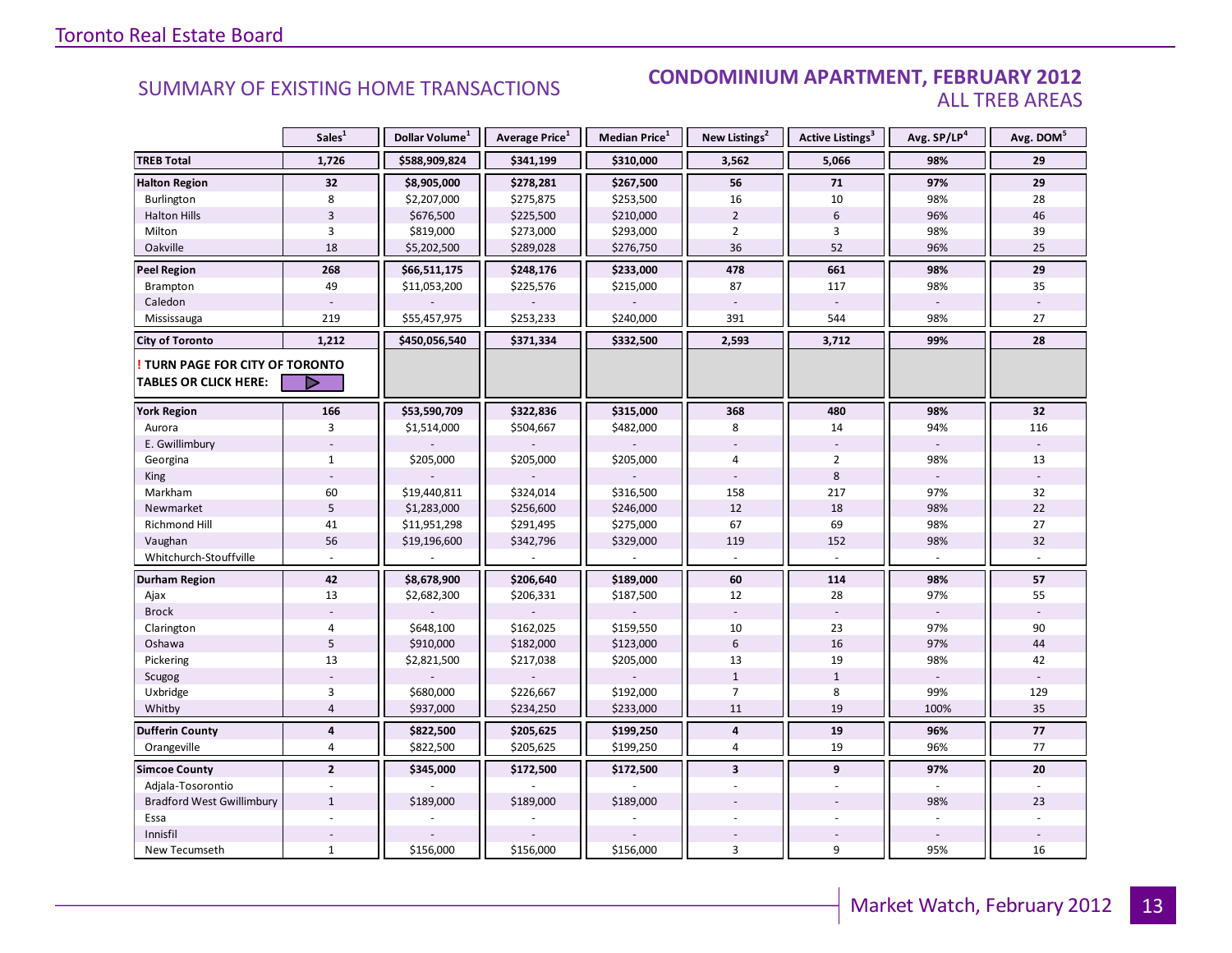## SUMMARY OF EXISTING HOME TRANSACTIONS

### CONDOMINIUM APARTMENT, FEBRUARY 2012
### ALL TREB AREAS

| | Sales[1] | Dollar Volume[1] | Average Price[1] | Median Price[1] | New Listings[2] | Active Listings[3] | Avg. SP/LP[4] | Avg. DOM[5] |
|---|---|---|---|---|---|---|---|---|
| **TREB Total** | **1,726** | **$588,909,824** | **$341,199** | **$310,000** | **3,562** | **5,066** | **98%** | **29** |
| **Halton Region** | **32** | **$8,905,000** | **$278,281** | **$267,500** | **56** | **71** | **97%** | **29** |
| Burlington | 8 | $2,207,000 | $275,875 | $253,500 | 16 | 10 | 98% | 28 |
| Halton Hills | 3 | $676,500 | $225,500 | $210,000 | 2 | 6 | 96% | 46 |
| Milton | 3 | $819,000 | $273,000 | $293,000 | 2 | 3 | 98% | 39 |
| Oakville | 18 | $5,202,500 | $289,028 | $276,750 | 36 | 52 | 96% | 25 |
| **Peel Region** | **268** | **$66,511,175** | **$248,176** | **$233,000** | **478** | **661** | **98%** | **29** |
| Brampton | 49 | $11,053,200 | $225,576 | $215,000 | 87 | 117 | 98% | 35 |
| Caledon | - | - | - | - | - | - | - | - |
| Mississauga | 219 | $55,457,975 | $253,233 | $240,000 | 391 | 544 | 98% | 27 |
| **City of Toronto** | **1,212** | **$450,056,540** | **$371,334** | **$332,500** | **2,593** | **3,712** | **99%** | **28** |
| **! TURN PAGE FOR CITY OF TORONTO TABLES OR CLICK HERE:** | | | | | | | | |
| **York Region** | **166** | **$53,590,709** | **$322,836** | **$315,000** | **368** | **480** | **98%** | **32** |
| Aurora | 3 | $1,514,000 | $504,667 | $482,000 | 8 | 14 | 94% | 116 |
| E. Gwillimbury | - | - | - | - | - | - | - | - |
| Georgina | 1 | $205,000 | $205,000 | $205,000 | 4 | 2 | 98% | 13 |
| King | - | - | - | - | - | 8 | - | - |
| Markham | 60 | $19,440,811 | $324,014 | $316,500 | 158 | 217 | 97% | 32 |
| Newmarket | 5 | $1,283,000 | $256,600 | $246,000 | 12 | 18 | 98% | 22 |
| Richmond Hill | 41 | $11,951,298 | $291,495 | $275,000 | 67 | 69 | 98% | 27 |
| Vaughan | 56 | $19,196,600 | $342,796 | $329,000 | 119 | 152 | 98% | 32 |
| Whitchurch-Stouffville | - | - | - | - | - | - | - | - |
| **Durham Region** | **42** | **$8,678,900** | **$206,640** | **$189,000** | **60** | **114** | **98%** | **57** |
| Ajax | 13 | $2,682,300 | $206,331 | $187,500 | 12 | 28 | 97% | 55 |
| Brock | - | - | - | - | - | - | - | - |
| Clarington | 4 | $648,100 | $162,025 | $159,550 | 10 | 23 | 97% | 90 |
| Oshawa | 5 | $910,000 | $182,000 | $123,000 | 6 | 16 | 97% | 44 |
| Pickering | 13 | $2,821,500 | $217,038 | $205,000 | 13 | 19 | 98% | 42 |
| Scugog | - | - | - | - | 1 | 1 | - | - |
| Uxbridge | 3 | $680,000 | $226,667 | $192,000 | 7 | 8 | 99% | 129 |
| Whitby | 4 | $937,000 | $234,250 | $233,000 | 11 | 19 | 100% | 35 |
| **Dufferin County** | **4** | **$822,500** | **$205,625** | **$199,250** | **4** | **19** | **96%** | **77** |
| Orangeville | 4 | $822,500 | $205,625 | $199,250 | 4 | 19 | 96% | 77 |
| **Simcoe County** | **2** | **$345,000** | **$172,500** | **$172,500** | **3** | **9** | **97%** | **20** |
| Adjala-Tosorontio | - | - | - | - | - | - | - | - |
| Bradford West Gwillimbury | 1 | $189,000 | $189,000 | $189,000 | - | - | 98% | 23 |
| Essa | - | - | - | - | - | - | - | - |
| Innisfil | - | - | - | - | - | - | - | - |
| New Tecumseth | 1 | $156,000 | $156,000 | $156,000 | 3 | 9 | 95% | 16 |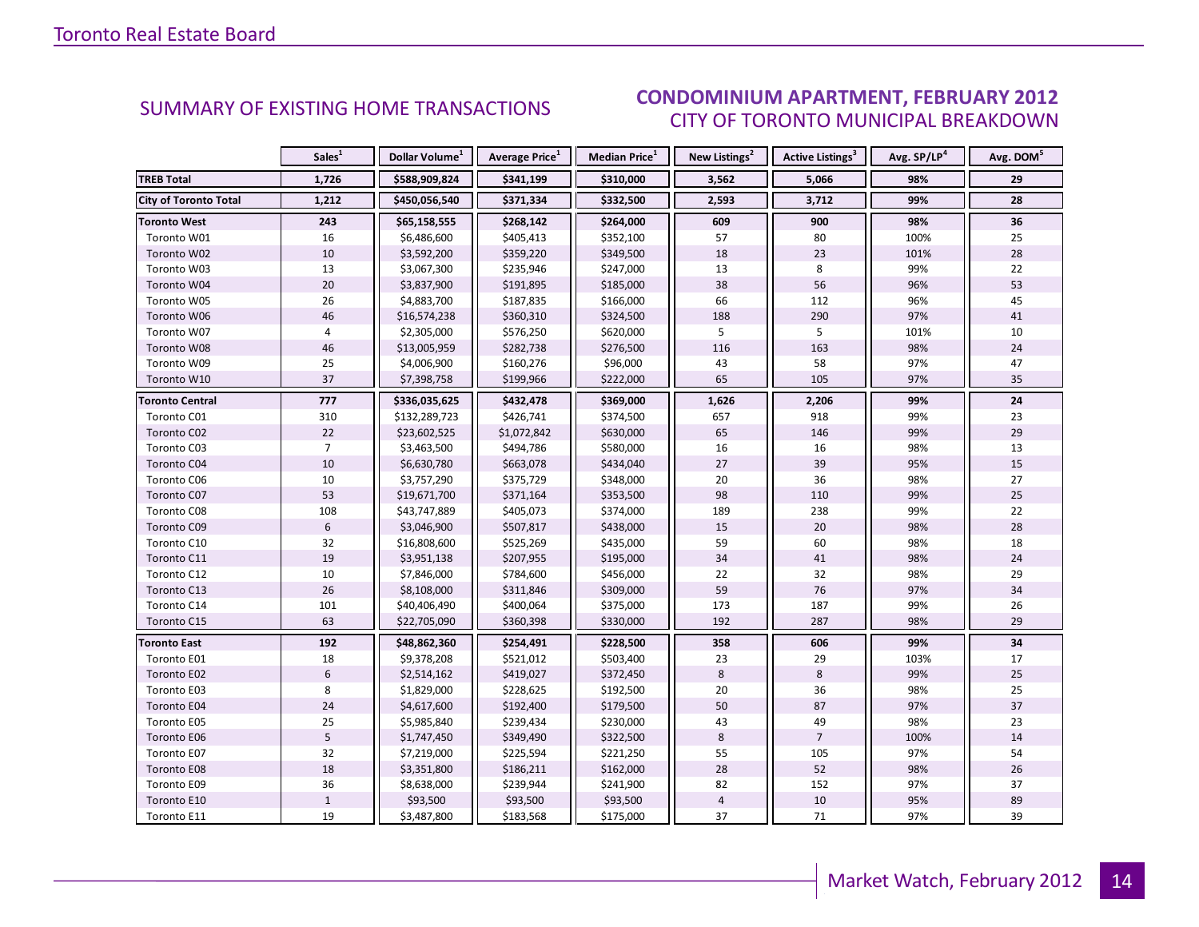## SUMMARY OF EXISTING HOME TRANSACTIONS

## CONDOMINIUM APARTMENT, FEBRUARY 2012
### CITY OF TORONTO MUNICIPAL BREAKDOWN

| | Sales[1] | Dollar Volume[1] | Average Price[1] | Median Price[1] | New Listings[2] | Active Listings[3] | Avg. SP/LP[4] | Avg. DOM[5] |
|---|---|---|---|---|---|---|---|---|
| **TREB Total** | **1,726** | **$588,909,824** | **$341,199** | **$310,000** | **3,562** | **5,066** | **98%** | **29** |
| **City of Toronto Total** | **1,212** | **$450,056,540** | **$371,334** | **$332,500** | **2,593** | **3,712** | **99%** | **28** |
| **Toronto West** | **243** | **$65,158,555** | **$268,142** | **$264,000** | **609** | **900** | **98%** | **36** |
| Toronto W01 | 16 | $6,486,600 | $405,413 | $352,100 | 57 | 80 | 100% | 25 |
| Toronto W02 | 10 | $3,592,200 | $359,220 | $349,500 | 18 | 23 | 101% | 28 |
| Toronto W03 | 13 | $3,067,300 | $235,946 | $247,000 | 13 | 8 | 99% | 22 |
| Toronto W04 | 20 | $3,837,900 | $191,895 | $185,000 | 38 | 56 | 96% | 53 |
| Toronto W05 | 26 | $4,883,700 | $187,835 | $166,000 | 66 | 112 | 96% | 45 |
| Toronto W06 | 46 | $16,574,238 | $360,310 | $324,500 | 188 | 290 | 97% | 41 |
| Toronto W07 | 4 | $2,305,000 | $576,250 | $620,000 | 5 | 5 | 101% | 10 |
| Toronto W08 | 46 | $13,005,959 | $282,738 | $276,500 | 116 | 163 | 98% | 24 |
| Toronto W09 | 25 | $4,006,900 | $160,276 | $96,000 | 43 | 58 | 97% | 47 |
| Toronto W10 | 37 | $7,398,758 | $199,966 | $222,000 | 65 | 105 | 97% | 35 |
| **Toronto Central** | **777** | **$336,035,625** | **$432,478** | **$369,000** | **1,626** | **2,206** | **99%** | **24** |
| Toronto C01 | 310 | $132,289,723 | $426,741 | $374,500 | 657 | 918 | 99% | 23 |
| Toronto C02 | 22 | $23,602,525 | $1,072,842 | $630,000 | 65 | 146 | 99% | 29 |
| Toronto C03 | 7 | $3,463,500 | $494,786 | $580,000 | 16 | 16 | 98% | 13 |
| Toronto C04 | 10 | $6,630,780 | $663,078 | $434,040 | 27 | 39 | 95% | 15 |
| Toronto C06 | 10 | $3,757,290 | $375,729 | $348,000 | 20 | 36 | 98% | 27 |
| Toronto C07 | 53 | $19,671,700 | $371,164 | $353,500 | 98 | 110 | 99% | 25 |
| Toronto C08 | 108 | $43,747,889 | $405,073 | $374,000 | 189 | 238 | 99% | 22 |
| Toronto C09 | 6 | $3,046,900 | $507,817 | $438,000 | 15 | 20 | 98% | 28 |
| Toronto C10 | 32 | $16,808,600 | $525,269 | $435,000 | 59 | 60 | 98% | 18 |
| Toronto C11 | 19 | $3,951,138 | $207,955 | $195,000 | 34 | 41 | 98% | 24 |
| Toronto C12 | 10 | $7,846,000 | $784,600 | $456,000 | 22 | 32 | 98% | 29 |
| Toronto C13 | 26 | $8,108,000 | $311,846 | $309,000 | 59 | 76 | 97% | 34 |
| Toronto C14 | 101 | $40,406,490 | $400,064 | $375,000 | 173 | 187 | 99% | 26 |
| Toronto C15 | 63 | $22,705,090 | $360,398 | $330,000 | 192 | 287 | 98% | 29 |
| **Toronto East** | **192** | **$48,862,360** | **$254,491** | **$228,500** | **358** | **606** | **99%** | **34** |
| Toronto E01 | 18 | $9,378,208 | $521,012 | $503,400 | 23 | 29 | 103% | 17 |
| Toronto E02 | 6 | $2,514,162 | $419,027 | $372,450 | 8 | 8 | 99% | 25 |
| Toronto E03 | 8 | $1,829,000 | $228,625 | $192,500 | 20 | 36 | 98% | 25 |
| Toronto E04 | 24 | $4,617,600 | $192,400 | $179,500 | 50 | 87 | 97% | 37 |
| Toronto E05 | 25 | $5,985,840 | $239,434 | $230,000 | 43 | 49 | 98% | 23 |
| Toronto E06 | 5 | $1,747,450 | $349,490 | $322,500 | 8 | 7 | 100% | 14 |
| Toronto E07 | 32 | $7,219,000 | $225,594 | $221,250 | 55 | 105 | 97% | 54 |
| Toronto E08 | 18 | $3,351,800 | $186,211 | $162,000 | 28 | 52 | 98% | 26 |
| Toronto E09 | 36 | $8,638,000 | $239,944 | $241,900 | 82 | 152 | 97% | 37 |
| Toronto E10 | 1 | $93,500 | $93,500 | $93,500 | 4 | 10 | 95% | 89 |
| Toronto E11 | 19 | $3,487,800 | $183,568 | $175,000 | 37 | 71 | 97% | 39 |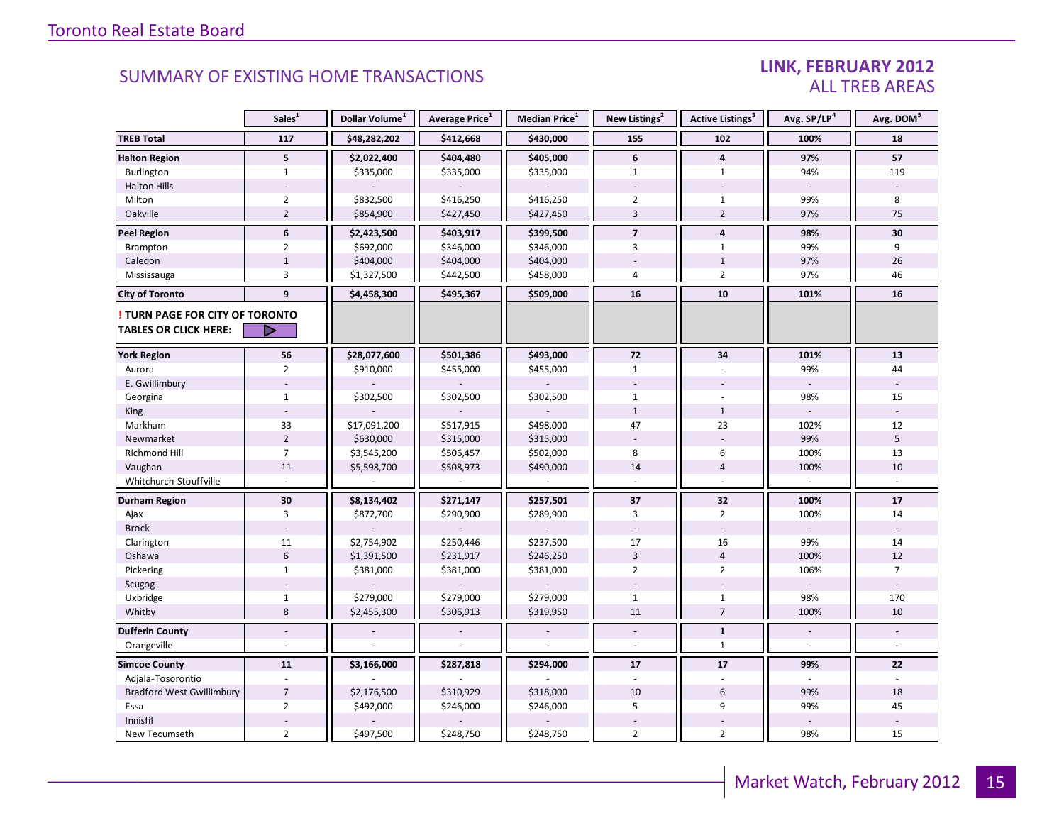## SUMMARY OF EXISTING HOME TRANSACTIONS

### LINK, FEBRUARY 2012
### ALL TREB AREAS

| | Sales[1] | Dollar Volume[1] | Average Price[1] | Median Price[1] | New Listings[2] | Active Listings[3] | Avg. SP/LP[4] | Avg. DOM[5] |
|---|---|---|---|---|---|---|---|---|
| **TREB Total** | **117** | **$48,282,202** | **$412,668** | **$430,000** | **155** | **102** | **100%** | **18** |
| **Halton Region** | **5** | **$2,022,400** | **$404,480** | **$405,000** | **6** | **4** | **97%** | **57** |
| Burlington | 1 | $335,000 | $335,000 | $335,000 | 1 | 1 | 94% | 119 |
| Halton Hills | - | - | - | - | - | - | - | - |
| Milton | 2 | $832,500 | $416,250 | $416,250 | 2 | 1 | 99% | 8 |
| Oakville | 2 | $854,900 | $427,450 | $427,450 | 3 | 2 | 97% | 75 |
| **Peel Region** | **6** | **$2,423,500** | **$403,917** | **$399,500** | **7** | **4** | **98%** | **30** |
| Brampton | 2 | $692,000 | $346,000 | $346,000 | 3 | 1 | 99% | 9 |
| Caledon | 1 | $404,000 | $404,000 | $404,000 | - | 1 | 97% | 26 |
| Mississauga | 3 | $1,327,500 | $442,500 | $458,000 | 4 | 2 | 97% | 46 |
| **City of Toronto** | **9** | **$4,458,300** | **$495,367** | **$509,000** | **16** | **10** | **101%** | **16** |
| **! TURN PAGE FOR CITY OF TORONTO TABLES OR CLICK HERE:** | | | | | | | | |
| **York Region** | **56** | **$28,077,600** | **$501,386** | **$493,000** | **72** | **34** | **101%** | **13** |
| Aurora | 2 | $910,000 | $455,000 | $455,000 | 1 | - | 99% | 44 |
| E. Gwillimbury | - | - | - | - | - | - | - | - |
| Georgina | 1 | $302,500 | $302,500 | $302,500 | 1 | - | 98% | 15 |
| King | - | - | - | - | 1 | 1 | - | - |
| Markham | 33 | $17,091,200 | $517,915 | $498,000 | 47 | 23 | 102% | 12 |
| Newmarket | 2 | $630,000 | $315,000 | $315,000 | - | - | 99% | 5 |
| Richmond Hill | 7 | $3,545,200 | $506,457 | $502,000 | 8 | 6 | 100% | 13 |
| Vaughan | 11 | $5,598,700 | $508,973 | $490,000 | 14 | 4 | 100% | 10 |
| Whitchurch-Stouffville | - | - | - | - | - | - | - | - |
| **Durham Region** | **30** | **$8,134,402** | **$271,147** | **$257,501** | **37** | **32** | **100%** | **17** |
| Ajax | 3 | $872,700 | $290,900 | $289,900 | 3 | 2 | 100% | 14 |
| Brock | - | - | - | - | - | - | - | - |
| Clarington | 11 | $2,754,902 | $250,446 | $237,500 | 17 | 16 | 99% | 14 |
| Oshawa | 6 | $1,391,500 | $231,917 | $246,250 | 3 | 4 | 100% | 12 |
| Pickering | 1 | $381,000 | $381,000 | $381,000 | 2 | 2 | 106% | 7 |
| Scugog | - | - | - | - | - | - | - | - |
| Uxbridge | 1 | $279,000 | $279,000 | $279,000 | 1 | 1 | 98% | 170 |
| Whitby | 8 | $2,455,300 | $306,913 | $319,950 | 11 | 7 | 100% | 10 |
| **Dufferin County** | **-** | **-** | **-** | **-** | **-** | **1** | **-** | **-** |
| Orangeville | - | - | - | - | - | 1 | - | - |
| **Simcoe County** | **11** | **$3,166,000** | **$287,818** | **$294,000** | **17** | **17** | **99%** | **22** |
| Adjala-Tosorontio | - | - | - | - | - | - | - | - |
| Bradford West Gwillimbury | 7 | $2,176,500 | $310,929 | $318,000 | 10 | 6 | 99% | 18 |
| Essa | 2 | $492,000 | $246,000 | $246,000 | 5 | 9 | 99% | 45 |
| Innisfil | - | - | - | - | - | - | - | - |
| New Tecumseth | 2 | $497,500 | $248,750 | $248,750 | 2 | 2 | 98% | 15 |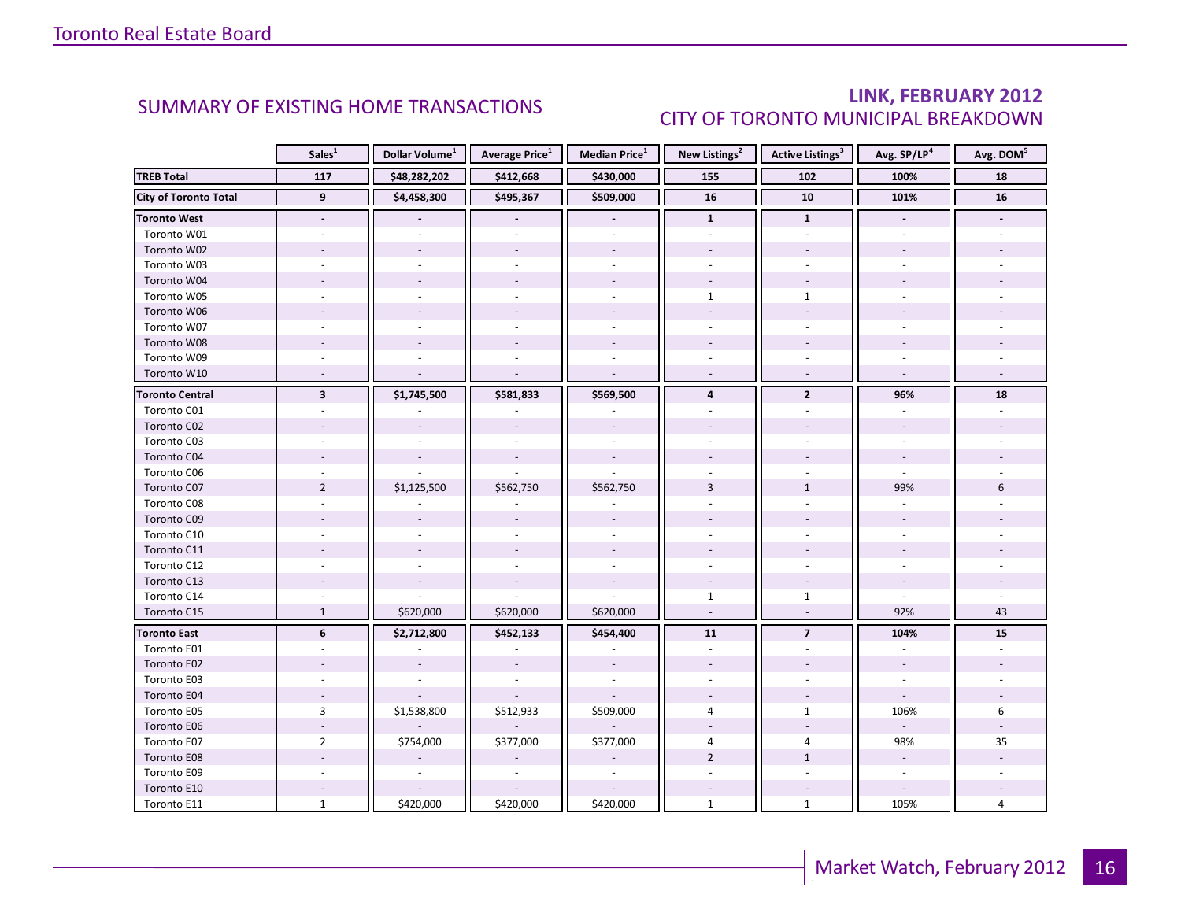## SUMMARY OF EXISTING HOME TRANSACTIONS

## LINK, FEBRUARY 2012
### CITY OF TORONTO MUNICIPAL BREAKDOWN

| | Sales[1] | Dollar Volume[1] | Average Price[1] | Median Price[1] | New Listings[2] | Active Listings[3] | Avg. SP/LP[4] | Avg. DOM[5] |
|---|---|---|---|---|---|---|---|---|
| **TREB Total** | **117** | **$48,282,202** | **$412,668** | **$430,000** | **155** | **102** | **100%** | **18** |
| **City of Toronto Total** | **9** | **$4,458,300** | **$495,367** | **$509,000** | **16** | **10** | **101%** | **16** |
| **Toronto West** | **-** | **-** | **-** | **-** | **1** | **1** | **-** | **-** |
| Toronto W01 | - | - | - | - | - | - | - | - |
| Toronto W02 | - | - | - | - | - | - | - | - |
| Toronto W03 | - | - | - | - | - | - | - | - |
| Toronto W04 | - | - | - | - | - | - | - | - |
| Toronto W05 | - | - | - | - | 1 | 1 | - | - |
| Toronto W06 | - | - | - | - | - | - | - | - |
| Toronto W07 | - | - | - | - | - | - | - | - |
| Toronto W08 | - | - | - | - | - | - | - | - |
| Toronto W09 | - | - | - | - | - | - | - | - |
| Toronto W10 | - | - | - | - | - | - | - | - |
| **Toronto Central** | **3** | **$1,745,500** | **$581,833** | **$569,500** | **4** | **2** | **96%** | **18** |
| Toronto C01 | - | - | - | - | - | - | - | - |
| Toronto C02 | - | - | - | - | - | - | - | - |
| Toronto C03 | - | - | - | - | - | - | - | - |
| Toronto C04 | - | - | - | - | - | - | - | - |
| Toronto C06 | - | - | - | - | - | - | - | - |
| Toronto C07 | 2 | $1,125,500 | $562,750 | $562,750 | 3 | 1 | 99% | 6 |
| Toronto C08 | - | - | - | - | - | - | - | - |
| Toronto C09 | - | - | - | - | - | - | - | - |
| Toronto C10 | - | - | - | - | - | - | - | - |
| Toronto C11 | - | - | - | - | - | - | - | - |
| Toronto C12 | - | - | - | - | - | - | - | - |
| Toronto C13 | - | - | - | - | - | - | - | - |
| Toronto C14 | - | - | - | - | 1 | 1 | - | - |
| Toronto C15 | 1 | $620,000 | $620,000 | $620,000 | - | - | 92% | 43 |
| **Toronto East** | **6** | **$2,712,800** | **$452,133** | **$454,400** | **11** | **7** | **104%** | **15** |
| Toronto E01 | - | - | - | - | - | - | - | - |
| Toronto E02 | - | - | - | - | - | - | - | - |
| Toronto E03 | - | - | - | - | - | - | - | - |
| Toronto E04 | - | - | - | - | - | - | - | - |
| Toronto E05 | 3 | $1,538,800 | $512,933 | $509,000 | 4 | 1 | 106% | 6 |
| Toronto E06 | - | - | - | - | - | - | - | - |
| Toronto E07 | 2 | $754,000 | $377,000 | $377,000 | 4 | 4 | 98% | 35 |
| Toronto E08 | - | - | - | - | 2 | 1 | - | - |
| Toronto E09 | - | - | - | - | - | - | - | - |
| Toronto E10 | - | - | - | - | - | - | - | - |
| Toronto E11 | 1 | $420,000 | $420,000 | $420,000 | 1 | 1 | 105% | 4 |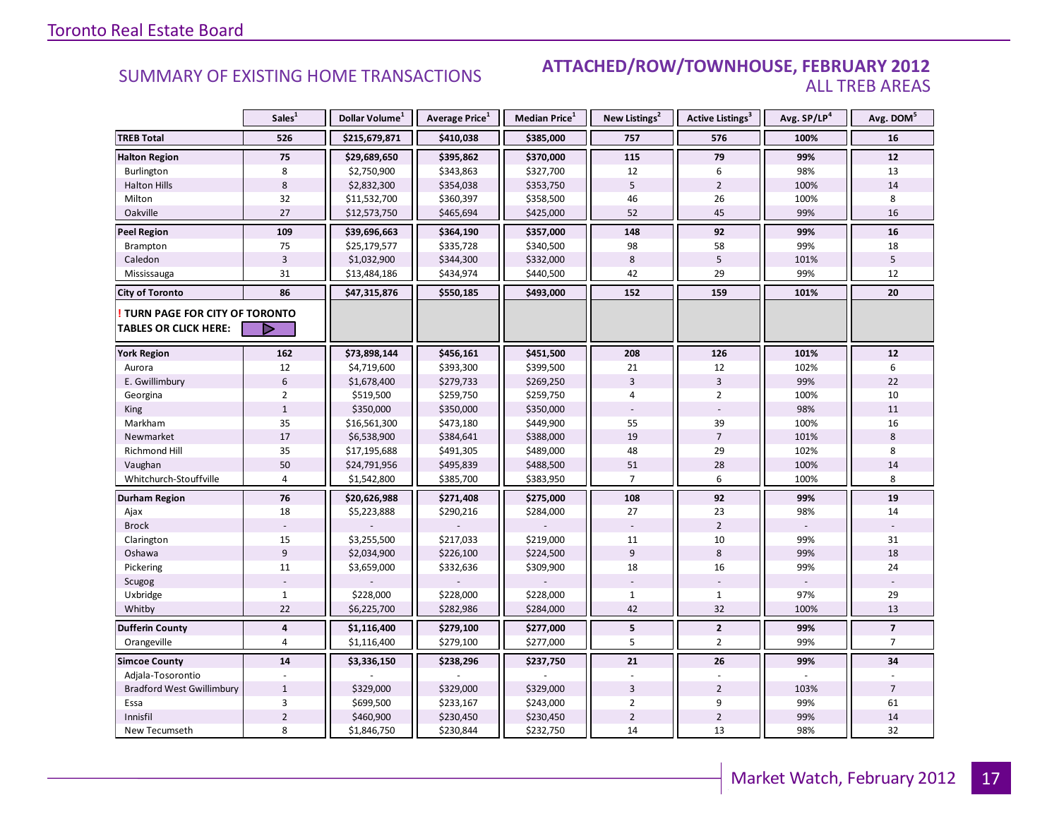Toronto Real Estate Board

## SUMMARY OF EXISTING HOME TRANSACTIONS

## ATTACHED/ROW/TOWNHOUSE, FEBRUARY 2012
### ALL TREB AREAS

| | Sales[1] | Dollar Volume[1] | Average Price[1] | Median Price[1] | New Listings[2] | Active Listings[3] | Avg. SP/LP[4] | Avg. DOM[5] |
|---|---|---|---|---|---|---|---|---|
| **TREB Total** | **526** | **$215,679,871** | **$410,038** | **$385,000** | **757** | **576** | **100%** | **16** |
| **Halton Region** | **75** | **$29,689,650** | **$395,862** | **$370,000** | **115** | **79** | **99%** | **12** |
| Burlington | 8 | $2,750,900 | $343,863 | $327,700 | 12 | 6 | 98% | 13 |
| Halton Hills | 8 | $2,832,300 | $354,038 | $353,750 | 5 | 2 | 100% | 14 |
| Milton | 32 | $11,532,700 | $360,397 | $358,500 | 46 | 26 | 100% | 8 |
| Oakville | 27 | $12,573,750 | $465,694 | $425,000 | 52 | 45 | 99% | 16 |
| **Peel Region** | **109** | **$39,696,663** | **$364,190** | **$357,000** | **148** | **92** | **99%** | **16** |
| Brampton | 75 | $25,179,577 | $335,728 | $340,500 | 98 | 58 | 99% | 18 |
| Caledon | 3 | $1,032,900 | $344,300 | $332,000 | 8 | 5 | 101% | 5 |
| Mississauga | 31 | $13,484,186 | $434,974 | $440,500 | 42 | 29 | 99% | 12 |
| **City of Toronto** | **86** | **$47,315,876** | **$550,185** | **$493,000** | **152** | **159** | **101%** | **20** |
| **! TURN PAGE FOR CITY OF TORONTO TABLES OR CLICK HERE:** | | | | | | | | |
| **York Region** | **162** | **$73,898,144** | **$456,161** | **$451,500** | **208** | **126** | **101%** | **12** |
| Aurora | 12 | $4,719,600 | $393,300 | $399,500 | 21 | 12 | 102% | 6 |
| E. Gwillimbury | 6 | $1,678,400 | $279,733 | $269,250 | 3 | 3 | 99% | 22 |
| Georgina | 2 | $519,500 | $259,750 | $259,750 | 4 | 2 | 100% | 10 |
| King | 1 | $350,000 | $350,000 | $350,000 | - | - | 98% | 11 |
| Markham | 35 | $16,561,300 | $473,180 | $449,900 | 55 | 39 | 100% | 16 |
| Newmarket | 17 | $6,538,900 | $384,641 | $388,000 | 19 | 7 | 101% | 8 |
| Richmond Hill | 35 | $17,195,688 | $491,305 | $489,000 | 48 | 29 | 102% | 8 |
| Vaughan | 50 | $24,791,956 | $495,839 | $488,500 | 51 | 28 | 100% | 14 |
| Whitchurch-Stouffville | 4 | $1,542,800 | $385,700 | $383,950 | 7 | 6 | 100% | 8 |
| **Durham Region** | **76** | **$20,626,988** | **$271,408** | **$275,000** | **108** | **92** | **99%** | **19** |
| Ajax | 18 | $5,223,888 | $290,216 | $284,000 | 27 | 23 | 98% | 14 |
| Brock | - | - | - | - | - | 2 | - | - |
| Clarington | 15 | $3,255,500 | $217,033 | $219,000 | 11 | 10 | 99% | 31 |
| Oshawa | 9 | $2,034,900 | $226,100 | $224,500 | 9 | 8 | 99% | 18 |
| Pickering | 11 | $3,659,000 | $332,636 | $309,900 | 18 | 16 | 99% | 24 |
| Scugog | - | - | - | - | - | - | - | - |
| Uxbridge | 1 | $228,000 | $228,000 | $228,000 | 1 | 1 | 97% | 29 |
| Whitby | 22 | $6,225,700 | $282,986 | $284,000 | 42 | 32 | 100% | 13 |
| **Dufferin County** | **4** | **$1,116,400** | **$279,100** | **$277,000** | **5** | **2** | **99%** | **7** |
| Orangeville | 4 | $1,116,400 | $279,100 | $277,000 | 5 | 2 | 99% | 7 |
| **Simcoe County** | **14** | **$3,336,150** | **$238,296** | **$237,750** | **21** | **26** | **99%** | **34** |
| Adjala-Tosorontio | - | - | - | - | - | - | - | - |
| Bradford West Gwillimbury | 1 | $329,000 | $329,000 | $329,000 | 3 | 2 | 103% | 7 |
| Essa | 3 | $699,500 | $233,167 | $243,000 | 2 | 9 | 99% | 61 |
| Innisfil | 2 | $460,900 | $230,450 | $230,450 | 2 | 2 | 99% | 14 |
| New Tecumseth | 8 | $1,846,750 | $230,844 | $232,750 | 14 | 13 | 98% | 32 |

Market Watch, February 2012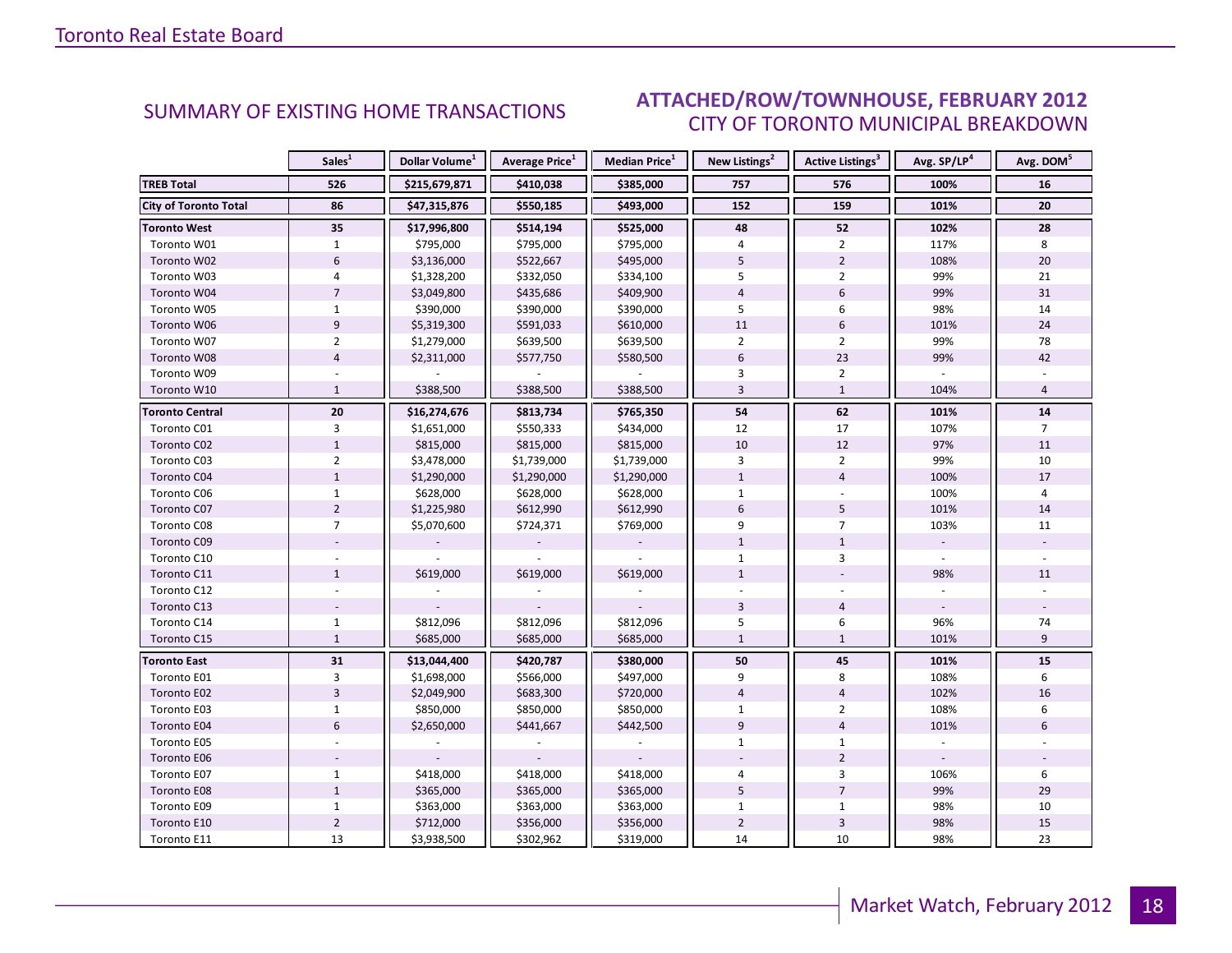## SUMMARY OF EXISTING HOME TRANSACTIONS

## ATTACHED/ROW/TOWNHOUSE, FEBRUARY 2012
### CITY OF TORONTO MUNICIPAL BREAKDOWN

| | Sales[1] | Dollar Volume[1] | Average Price[1] | Median Price[1] | New Listings[2] | Active Listings[3] | Avg. SP/LP[4] | Avg. DOM[5] |
|---|---|---|---|---|---|---|---|---|
| **TREB Total** | **526** | **$215,679,871** | **$410,038** | **$385,000** | **757** | **576** | **100%** | **16** |
| **City of Toronto Total** | **86** | **$47,315,876** | **$550,185** | **$493,000** | **152** | **159** | **101%** | **20** |
| **Toronto West** | **35** | **$17,996,800** | **$514,194** | **$525,000** | **48** | **52** | **102%** | **28** |
| Toronto W01 | 1 | $795,000 | $795,000 | $795,000 | 4 | 2 | 117% | 8 |
| Toronto W02 | 6 | $3,136,000 | $522,667 | $495,000 | 5 | 2 | 108% | 20 |
| Toronto W03 | 4 | $1,328,200 | $332,050 | $334,100 | 5 | 2 | 99% | 21 |
| Toronto W04 | 7 | $3,049,800 | $435,686 | $409,900 | 4 | 6 | 99% | 31 |
| Toronto W05 | 1 | $390,000 | $390,000 | $390,000 | 5 | 6 | 98% | 14 |
| Toronto W06 | 9 | $5,319,300 | $591,033 | $610,000 | 11 | 6 | 101% | 24 |
| Toronto W07 | 2 | $1,279,000 | $639,500 | $639,500 | 2 | 2 | 99% | 78 |
| Toronto W08 | 4 | $2,311,000 | $577,750 | $580,500 | 6 | 23 | 99% | 42 |
| Toronto W09 | - | - | - | - | 3 | 2 | - | - |
| Toronto W10 | 1 | $388,500 | $388,500 | $388,500 | 3 | 1 | 104% | 4 |
| **Toronto Central** | **20** | **$16,274,676** | **$813,734** | **$765,350** | **54** | **62** | **101%** | **14** |
| Toronto C01 | 3 | $1,651,000 | $550,333 | $434,000 | 12 | 17 | 107% | 7 |
| Toronto C02 | 1 | $815,000 | $815,000 | $815,000 | 10 | 12 | 97% | 11 |
| Toronto C03 | 2 | $3,478,000 | $1,739,000 | $1,739,000 | 3 | 2 | 99% | 10 |
| Toronto C04 | 1 | $1,290,000 | $1,290,000 | $1,290,000 | 1 | 4 | 100% | 17 |
| Toronto C06 | 1 | $628,000 | $628,000 | $628,000 | 1 | - | 100% | 4 |
| Toronto C07 | 2 | $1,225,980 | $612,990 | $612,990 | 6 | 5 | 101% | 14 |
| Toronto C08 | 7 | $5,070,600 | $724,371 | $769,000 | 9 | 7 | 103% | 11 |
| Toronto C09 | - | - | - | - | 1 | 1 | - | - |
| Toronto C10 | - | - | - | - | 1 | 3 | - | - |
| Toronto C11 | 1 | $619,000 | $619,000 | $619,000 | 1 | - | 98% | 11 |
| Toronto C12 | - | - | - | - | - | - | - | - |
| Toronto C13 | - | - | - | - | 3 | 4 | - | - |
| Toronto C14 | 1 | $812,096 | $812,096 | $812,096 | 5 | 6 | 96% | 74 |
| Toronto C15 | 1 | $685,000 | $685,000 | $685,000 | 1 | 1 | 101% | 9 |
| **Toronto East** | **31** | **$13,044,400** | **$420,787** | **$380,000** | **50** | **45** | **101%** | **15** |
| Toronto E01 | 3 | $1,698,000 | $566,000 | $497,000 | 9 | 8 | 108% | 6 |
| Toronto E02 | 3 | $2,049,900 | $683,300 | $720,000 | 4 | 4 | 102% | 16 |
| Toronto E03 | 1 | $850,000 | $850,000 | $850,000 | 1 | 2 | 108% | 6 |
| Toronto E04 | 6 | $2,650,000 | $441,667 | $442,500 | 9 | 4 | 101% | 6 |
| Toronto E05 | - | - | - | - | 1 | 1 | - | - |
| Toronto E06 | - | - | - | - | - | 2 | - | - |
| Toronto E07 | 1 | $418,000 | $418,000 | $418,000 | 4 | 3 | 106% | 6 |
| Toronto E08 | 1 | $365,000 | $365,000 | $365,000 | 5 | 7 | 99% | 29 |
| Toronto E09 | 1 | $363,000 | $363,000 | $363,000 | 1 | 1 | 98% | 10 |
| Toronto E10 | 2 | $712,000 | $356,000 | $356,000 | 2 | 3 | 98% | 15 |
| Toronto E11 | 13 | $3,938,500 | $302,962 | $319,000 | 14 | 10 | 98% | 23 |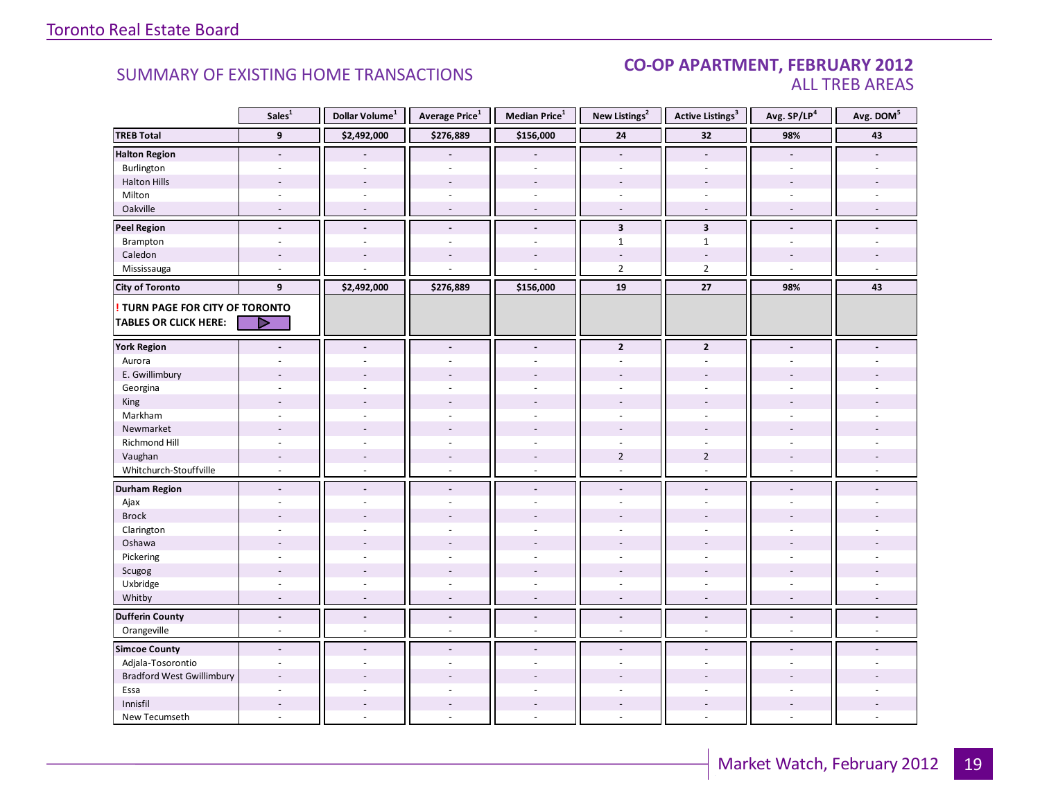## SUMMARY OF EXISTING HOME TRANSACTIONS

### CO-OP APARTMENT, FEBRUARY 2012
### ALL TREB AREAS

| | Sales[1] | Dollar Volume[1] | Average Price[1] | Median Price[1] | New Listings[2] | Active Listings[3] | Avg. SP/LP[4] | Avg. DOM[5] |
|---|---|---|---|---|---|---|---|---|
| **TREB Total** | **9** | **$2,492,000** | **$276,889** | **$156,000** | **24** | **32** | **98%** | **43** |
| **Halton Region** | - | - | - | - | - | - | - | - |
| Burlington | - | - | - | - | - | - | - | - |
| Halton Hills | - | - | - | - | - | - | - | - |
| Milton | - | - | - | - | - | - | - | - |
| Oakville | - | - | - | - | - | - | - | - |
| **Peel Region** | - | - | - | - | **3** | **3** | - | - |
| Brampton | - | - | - | - | 1 | 1 | - | - |
| Caledon | - | - | - | - | - | - | - | - |
| Mississauga | - | - | - | - | 2 | 2 | - | - |
| **City of Toronto** | **9** | **$2,492,000** | **$276,889** | **$156,000** | **19** | **27** | **98%** | **43** |
| **! TURN PAGE FOR CITY OF TORONTO TABLES OR CLICK HERE:** | | | | | | | | |
| **York Region** | - | - | - | - | **2** | **2** | - | - |
| Aurora | - | - | - | - | - | - | - | - |
| E. Gwillimbury | - | - | - | - | - | - | - | - |
| Georgina | - | - | - | - | - | - | - | - |
| King | - | - | - | - | - | - | - | - |
| Markham | - | - | - | - | - | - | - | - |
| Newmarket | - | - | - | - | - | - | - | - |
| Richmond Hill | - | - | - | - | - | - | - | - |
| Vaughan | - | - | - | - | 2 | 2 | - | - |
| Whitchurch-Stouffville | - | - | - | - | - | - | - | - |
| **Durham Region** | - | - | - | - | - | - | - | - |
| Ajax | - | - | - | - | - | - | - | - |
| Brock | - | - | - | - | - | - | - | - |
| Clarington | - | - | - | - | - | - | - | - |
| Oshawa | - | - | - | - | - | - | - | - |
| Pickering | - | - | - | - | - | - | - | - |
| Scugog | - | - | - | - | - | - | - | - |
| Uxbridge | - | - | - | - | - | - | - | - |
| Whitby | - | - | - | - | - | - | - | - |
| **Dufferin County** | - | - | - | - | - | - | - | - |
| Orangeville | - | - | - | - | - | - | - | - |
| **Simcoe County** | - | - | - | - | - | - | - | - |
| Adjala-Tosorontio | - | - | - | - | - | - | - | - |
| Bradford West Gwillimbury | - | - | - | - | - | - | - | - |
| Essa | - | - | - | - | - | - | - | - |
| Innisfil | - | - | - | - | - | - | - | - |
| New Tecumseth | - | - | - | - | - | - | - | - |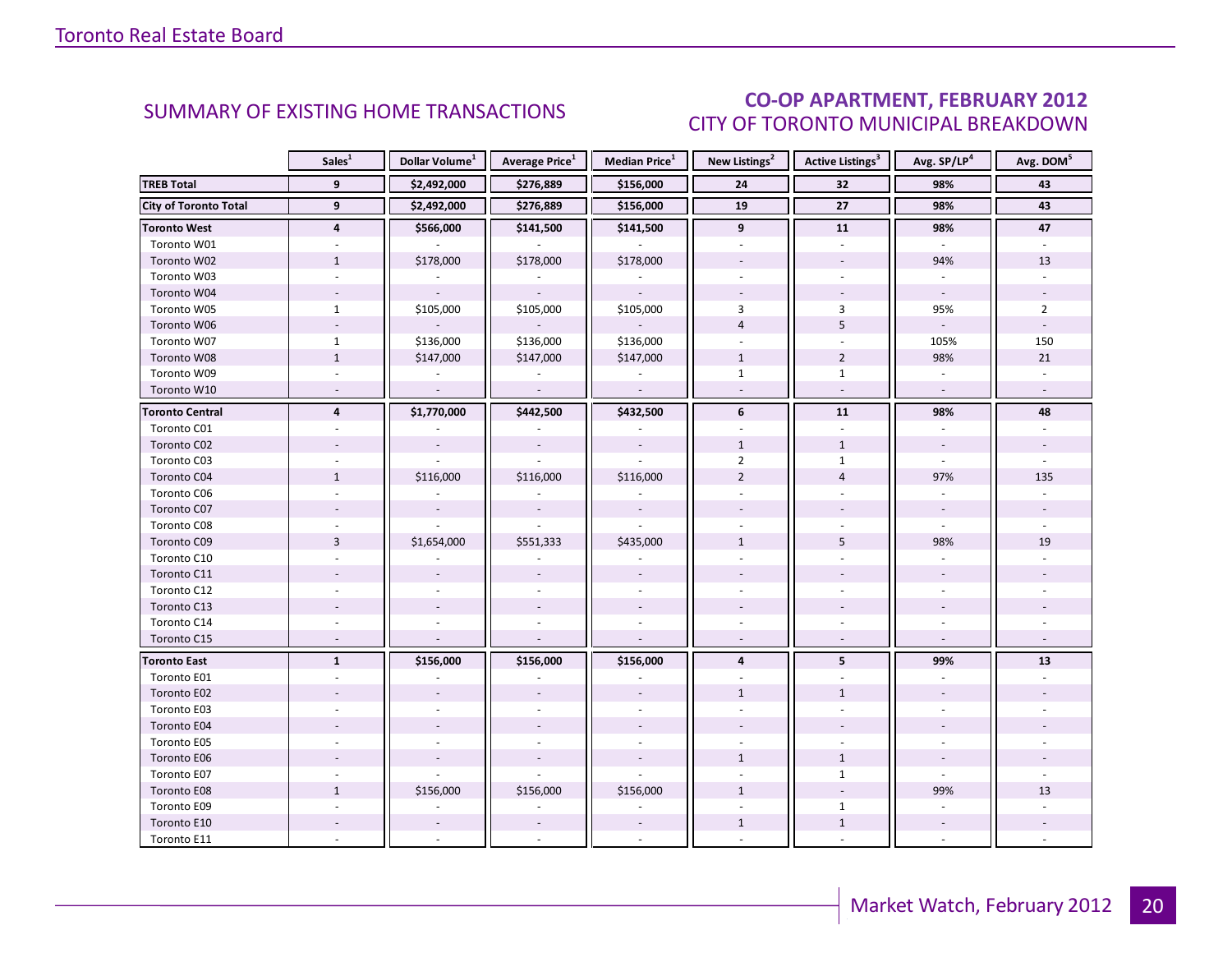## SUMMARY OF EXISTING HOME TRANSACTIONS

## CO-OP APARTMENT, FEBRUARY 2012
### CITY OF TORONTO MUNICIPAL BREAKDOWN

| | Sales[1] | Dollar Volume[1] | Average Price[1] | Median Price[1] | New Listings[2] | Active Listings[3] | Avg. SP/LP[4] | Avg. DOM[5] |
|---|---|---|---|---|---|---|---|---|
| **TREB Total** | **9** | **$2,492,000** | **$276,889** | **$156,000** | **24** | **32** | **98%** | **43** |
| **City of Toronto Total** | **9** | **$2,492,000** | **$276,889** | **$156,000** | **19** | **27** | **98%** | **43** |
| **Toronto West** | **4** | **$566,000** | **$141,500** | **$141,500** | **9** | **11** | **98%** | **47** |
| Toronto W01 | - | - | - | - | - | - | - | - |
| Toronto W02 | 1 | $178,000 | $178,000 | $178,000 | - | - | 94% | 13 |
| Toronto W03 | - | - | - | - | - | - | - | - |
| Toronto W04 | - | - | - | - | - | - | - | - |
| Toronto W05 | 1 | $105,000 | $105,000 | $105,000 | 3 | 3 | 95% | 2 |
| Toronto W06 | - | - | - | - | 4 | 5 | - | - |
| Toronto W07 | 1 | $136,000 | $136,000 | $136,000 | - | - | 105% | 150 |
| Toronto W08 | 1 | $147,000 | $147,000 | $147,000 | 1 | 2 | 98% | 21 |
| Toronto W09 | - | - | - | - | 1 | 1 | - | - |
| Toronto W10 | - | - | - | - | - | - | - | - |
| **Toronto Central** | **4** | **$1,770,000** | **$442,500** | **$432,500** | **6** | **11** | **98%** | **48** |
| Toronto C01 | - | - | - | - | - | - | - | - |
| Toronto C02 | - | - | - | - | 1 | 1 | - | - |
| Toronto C03 | - | - | - | - | 2 | 1 | - | - |
| Toronto C04 | 1 | $116,000 | $116,000 | $116,000 | 2 | 4 | 97% | 135 |
| Toronto C06 | - | - | - | - | - | - | - | - |
| Toronto C07 | - | - | - | - | - | - | - | - |
| Toronto C08 | - | - | - | - | - | - | - | - |
| Toronto C09 | 3 | $1,654,000 | $551,333 | $435,000 | 1 | 5 | 98% | 19 |
| Toronto C10 | - | - | - | - | - | - | - | - |
| Toronto C11 | - | - | - | - | - | - | - | - |
| Toronto C12 | - | - | - | - | - | - | - | - |
| Toronto C13 | - | - | - | - | - | - | - | - |
| Toronto C14 | - | - | - | - | - | - | - | - |
| Toronto C15 | - | - | - | - | - | - | - | - |
| **Toronto East** | **1** | **$156,000** | **$156,000** | **$156,000** | **4** | **5** | **99%** | **13** |
| Toronto E01 | - | - | - | - | - | - | - | - |
| Toronto E02 | - | - | - | - | 1 | 1 | - | - |
| Toronto E03 | - | - | - | - | - | - | - | - |
| Toronto E04 | - | - | - | - | - | - | - | - |
| Toronto E05 | - | - | - | - | - | - | - | - |
| Toronto E06 | - | - | - | - | 1 | 1 | - | - |
| Toronto E07 | - | - | - | - | - | 1 | - | - |
| Toronto E08 | 1 | $156,000 | $156,000 | $156,000 | 1 | - | 99% | 13 |
| Toronto E09 | - | - | - | - | - | 1 | - | - |
| Toronto E10 | - | - | - | - | 1 | 1 | - | - |
| Toronto E11 | - | - | - | - | - | - | - | - |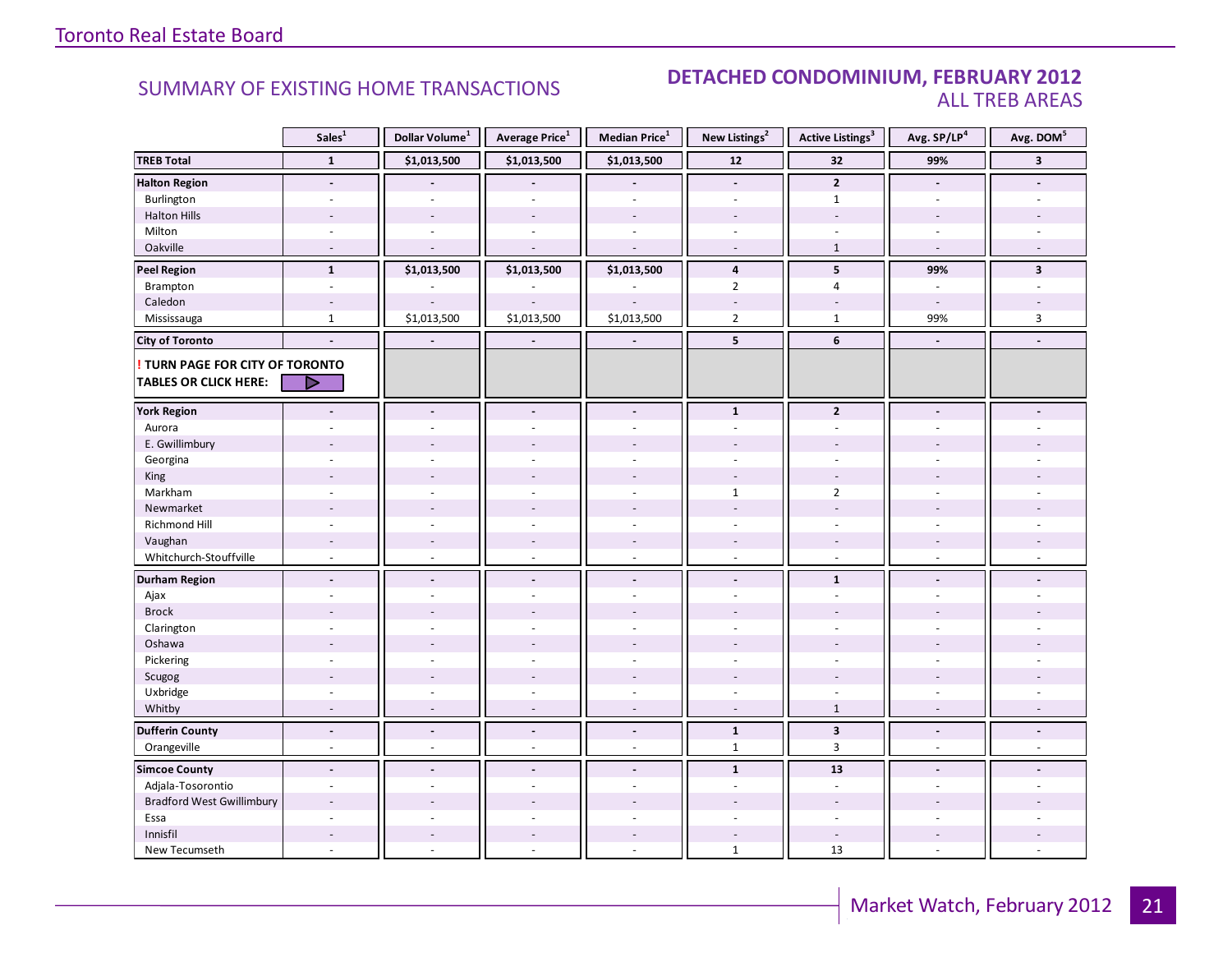Toronto Real Estate Board

## SUMMARY OF EXISTING HOME TRANSACTIONS

## DETACHED CONDOMINIUM, FEBRUARY 2012
ALL TREB AREAS

| | Sales[1] | Dollar Volume[1] | Average Price[1] | Median Price[1] | New Listings[2] | Active Listings[3] | Avg. SP/LP[4] | Avg. DOM[5] |
|---|---|---|---|---|---|---|---|---|
| **TREB Total** | **1** | **$1,013,500** | **$1,013,500** | **$1,013,500** | **12** | **32** | **99%** | **3** |
| **Halton Region** | **-** | **-** | **-** | **-** | **-** | **2** | **-** | **-** |
| Burlington | - | - | - | - | - | 1 | - | - |
| Halton Hills | - | - | - | - | - | - | - | - |
| Milton | - | - | - | - | - | - | - | - |
| Oakville | - | - | - | - | - | 1 | - | - |
| **Peel Region** | **1** | **$1,013,500** | **$1,013,500** | **$1,013,500** | **4** | **5** | **99%** | **3** |
| Brampton | - | - | - | - | 2 | 4 | - | - |
| Caledon | - | - | - | - | - | - | - | - |
| Mississauga | 1 | $1,013,500 | $1,013,500 | $1,013,500 | 2 | 1 | 99% | 3 |
| **City of Toronto** | **-** | **-** | **-** | **-** | **5** | **6** | **-** | **-** |
| **! TURN PAGE FOR CITY OF TORONTO TABLES OR CLICK HERE:** | | | | | | | | |
| **York Region** | **-** | **-** | **-** | **-** | **1** | **2** | **-** | **-** |
| Aurora | - | - | - | - | - | - | - | - |
| E. Gwillimbury | - | - | - | - | - | - | - | - |
| Georgina | - | - | - | - | - | - | - | - |
| King | - | - | - | - | - | - | - | - |
| Markham | - | - | - | - | 1 | 2 | - | - |
| Newmarket | - | - | - | - | - | - | - | - |
| Richmond Hill | - | - | - | - | - | - | - | - |
| Vaughan | - | - | - | - | - | - | - | - |
| Whitchurch-Stouffville | - | - | - | - | - | - | - | - |
| **Durham Region** | **-** | **-** | **-** | **-** | **-** | **1** | **-** | **-** |
| Ajax | - | - | - | - | - | - | - | - |
| Brock | - | - | - | - | - | - | - | - |
| Clarington | - | - | - | - | - | - | - | - |
| Oshawa | - | - | - | - | - | - | - | - |
| Pickering | - | - | - | - | - | - | - | - |
| Scugog | - | - | - | - | - | - | - | - |
| Uxbridge | - | - | - | - | - | - | - | - |
| Whitby | - | - | - | - | - | 1 | - | - |
| **Dufferin County** | **-** | **-** | **-** | **-** | **1** | **3** | **-** | **-** |
| Orangeville | - | - | - | - | 1 | 3 | - | - |
| **Simcoe County** | **-** | **-** | **-** | **-** | **1** | **13** | **-** | **-** |
| Adjala-Tosorontio | - | - | - | - | - | - | - | - |
| Bradford West Gwillimbury | - | - | - | - | - | - | - | - |
| Essa | - | - | - | - | - | - | - | - |
| Innisfil | - | - | - | - | - | - | - | - |
| New Tecumseth | - | - | - | - | 1 | 13 | - | - |

Market Watch, February 2012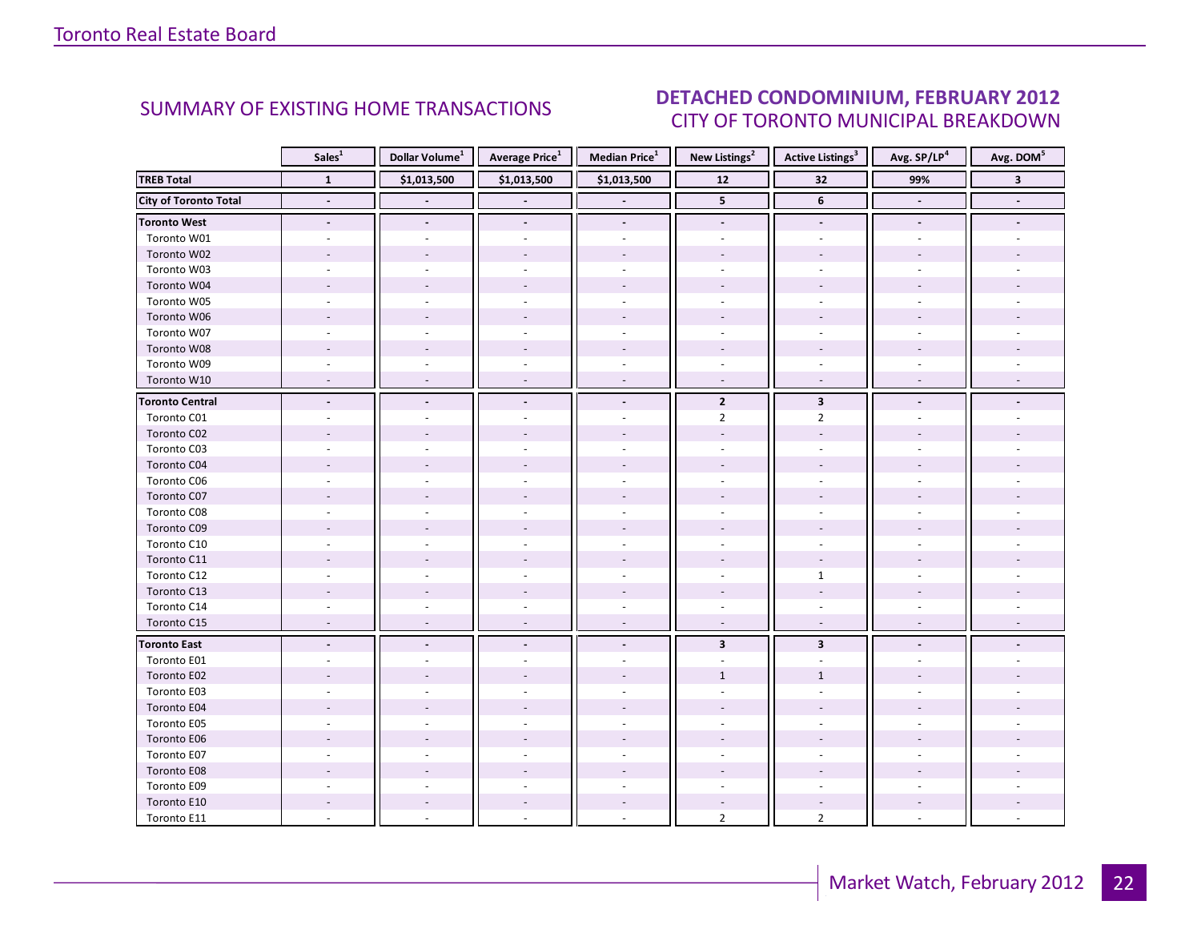## SUMMARY OF EXISTING HOME TRANSACTIONS

## DETACHED CONDOMINIUM, FEBRUARY 2012
### CITY OF TORONTO MUNICIPAL BREAKDOWN

| | Sales[1] | Dollar Volume[1] | Average Price[1] | Median Price[1] | New Listings[2] | Active Listings[3] | Avg. SP/LP[4] | Avg. DOM[5] |
|---|---|---|---|---|---|---|---|---|
| **TREB Total** | **1** | **$1,013,500** | **$1,013,500** | **$1,013,500** | **12** | **32** | **99%** | **3** |
| **City of Toronto Total** | **-** | **-** | **-** | **-** | **5** | **6** | **-** | **-** |
| **Toronto West** | **-** | **-** | **-** | **-** | **-** | **-** | **-** | **-** |
| Toronto W01 | - | - | - | - | - | - | - | - |
| Toronto W02 | - | - | - | - | - | - | - | - |
| Toronto W03 | - | - | - | - | - | - | - | - |
| Toronto W04 | - | - | - | - | - | - | - | - |
| Toronto W05 | - | - | - | - | - | - | - | - |
| Toronto W06 | - | - | - | - | - | - | - | - |
| Toronto W07 | - | - | - | - | - | - | - | - |
| Toronto W08 | - | - | - | - | - | - | - | - |
| Toronto W09 | - | - | - | - | - | - | - | - |
| Toronto W10 | - | - | - | - | - | - | - | - |
| **Toronto Central** | **-** | **-** | **-** | **-** | **2** | **3** | **-** | **-** |
| Toronto C01 | - | - | - | - | 2 | 2 | - | - |
| Toronto C02 | - | - | - | - | - | - | - | - |
| Toronto C03 | - | - | - | - | - | - | - | - |
| Toronto C04 | - | - | - | - | - | - | - | - |
| Toronto C06 | - | - | - | - | - | - | - | - |
| Toronto C07 | - | - | - | - | - | - | - | - |
| Toronto C08 | - | - | - | - | - | - | - | - |
| Toronto C09 | - | - | - | - | - | - | - | - |
| Toronto C10 | - | - | - | - | - | - | - | - |
| Toronto C11 | - | - | - | - | - | - | - | - |
| Toronto C12 | - | - | - | - | - | 1 | - | - |
| Toronto C13 | - | - | - | - | - | - | - | - |
| Toronto C14 | - | - | - | - | - | - | - | - |
| Toronto C15 | - | - | - | - | - | - | - | - |
| **Toronto East** | **-** | **-** | **-** | **-** | **3** | **3** | **-** | **-** |
| Toronto E01 | - | - | - | - | - | - | - | - |
| Toronto E02 | - | - | - | - | 1 | 1 | - | - |
| Toronto E03 | - | - | - | - | - | - | - | - |
| Toronto E04 | - | - | - | - | - | - | - | - |
| Toronto E05 | - | - | - | - | - | - | - | - |
| Toronto E06 | - | - | - | - | - | - | - | - |
| Toronto E07 | - | - | - | - | - | - | - | - |
| Toronto E08 | - | - | - | - | - | - | - | - |
| Toronto E09 | - | - | - | - | - | - | - | - |
| Toronto E10 | - | - | - | - | - | - | - | - |
| Toronto E11 | - | - | - | - | 2 | 2 | - | - |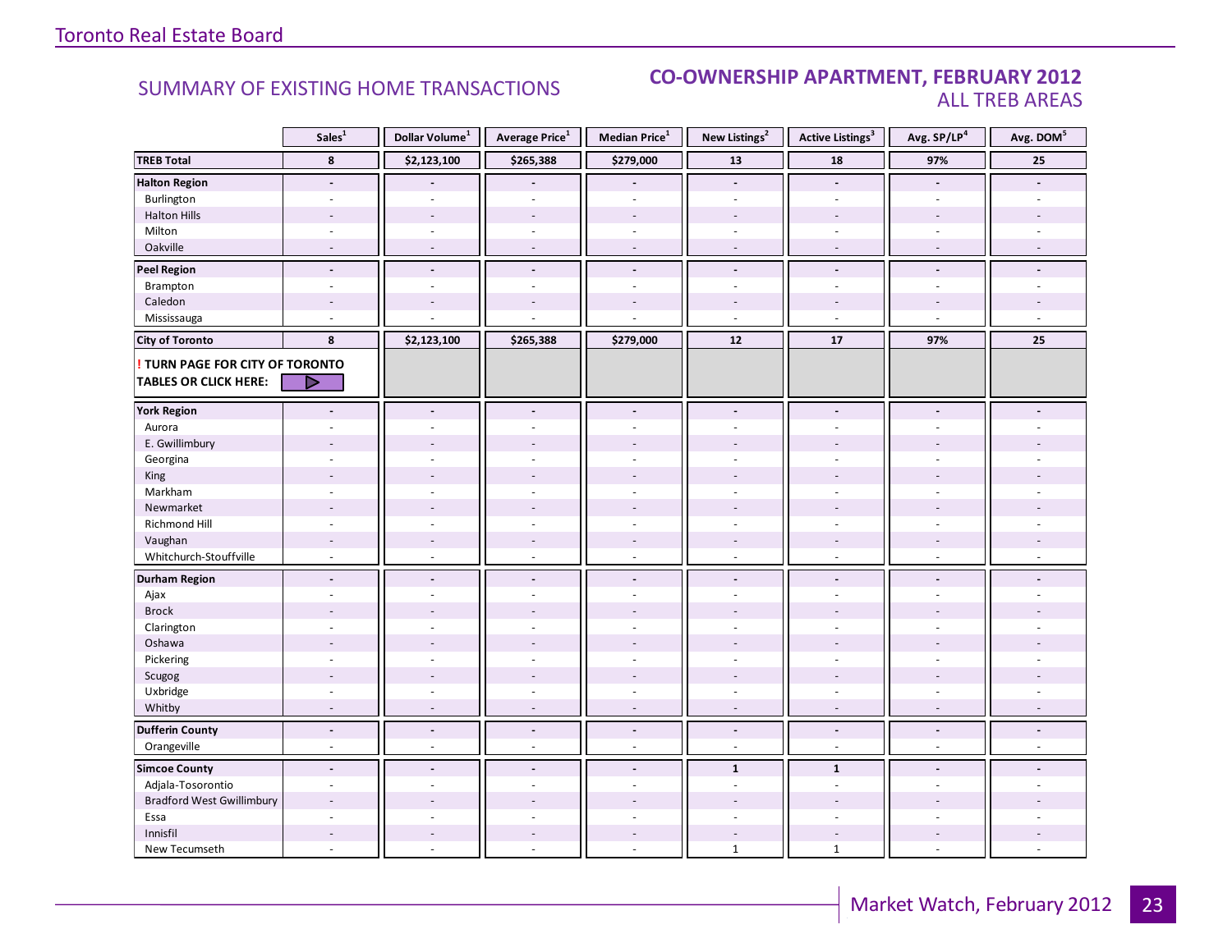Toronto Real Estate Board

## SUMMARY OF EXISTING HOME TRANSACTIONS

## CO-OWNERSHIP APARTMENT, FEBRUARY 2012
### ALL TREB AREAS

| | Sales[1] | Dollar Volume[1] | Average Price[1] | Median Price[1] | New Listings[2] | Active Listings[3] | Avg. SP/LP[4] | Avg. DOM[5] |
|---|---|---|---|---|---|---|---|---|
| **TREB Total** | **8** | **$2,123,100** | **$265,388** | **$279,000** | **13** | **18** | **97%** | **25** |
| **Halton Region** | **-** | **-** | **-** | **-** | **-** | **-** | **-** | **-** |
| Burlington | - | - | - | - | - | - | - | - |
| Halton Hills | - | - | - | - | - | - | - | - |
| Milton | - | - | - | - | - | - | - | - |
| Oakville | - | - | - | - | - | - | - | - |
| **Peel Region** | **-** | **-** | **-** | **-** | **-** | **-** | **-** | **-** |
| Brampton | - | - | - | - | - | - | - | - |
| Caledon | - | - | - | - | - | - | - | - |
| Mississauga | - | - | - | - | - | - | - | - |
| **City of Toronto** | **8** | **$2,123,100** | **$265,388** | **$279,000** | **12** | **17** | **97%** | **25** |
| **! TURN PAGE FOR CITY OF TORONTO TABLES OR CLICK HERE:** | | | | | | | | |
| **York Region** | **-** | **-** | **-** | **-** | **-** | **-** | **-** | **-** |
| Aurora | - | - | - | - | - | - | - | - |
| E. Gwillimbury | - | - | - | - | - | - | - | - |
| Georgina | - | - | - | - | - | - | - | - |
| King | - | - | - | - | - | - | - | - |
| Markham | - | - | - | - | - | - | - | - |
| Newmarket | - | - | - | - | - | - | - | - |
| Richmond Hill | - | - | - | - | - | - | - | - |
| Vaughan | - | - | - | - | - | - | - | - |
| Whitchurch-Stouffville | - | - | - | - | - | - | - | - |
| **Durham Region** | **-** | **-** | **-** | **-** | **-** | **-** | **-** | **-** |
| Ajax | - | - | - | - | - | - | - | - |
| Brock | - | - | - | - | - | - | - | - |
| Clarington | - | - | - | - | - | - | - | - |
| Oshawa | - | - | - | - | - | - | - | - |
| Pickering | - | - | - | - | - | - | - | - |
| Scugog | - | - | - | - | - | - | - | - |
| Uxbridge | - | - | - | - | - | - | - | - |
| Whitby | - | - | - | - | - | - | - | - |
| **Dufferin County** | **-** | **-** | **-** | **-** | **-** | **-** | **-** | **-** |
| Orangeville | - | - | - | - | - | - | - | - |
| **Simcoe County** | **-** | **-** | **-** | **-** | **1** | **1** | **-** | **-** |
| Adjala-Tosorontio | - | - | - | - | - | - | - | - |
| Bradford West Gwillimbury | - | - | - | - | - | - | - | - |
| Essa | - | - | - | - | - | - | - | - |
| Innisfil | - | - | - | - | - | - | - | - |
| New Tecumseth | - | - | - | - | 1 | 1 | - | - |

Market Watch, February 2012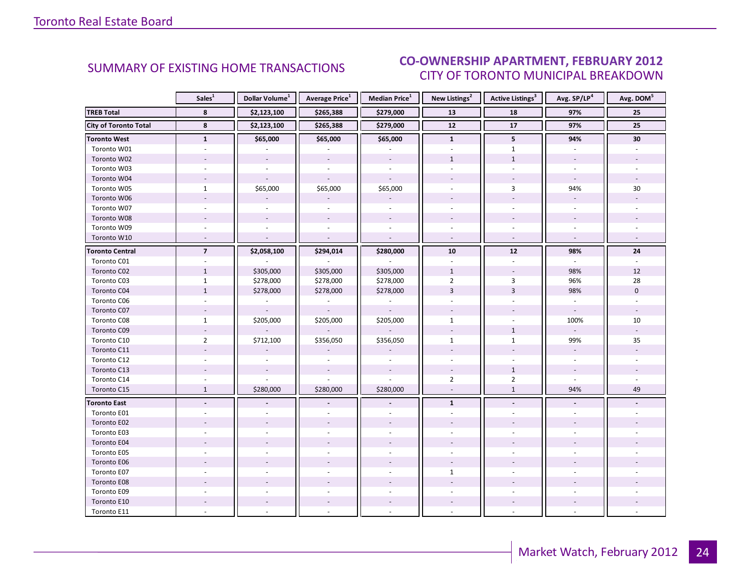Toronto Real Estate Board

## SUMMARY OF EXISTING HOME TRANSACTIONS

## CO-OWNERSHIP APARTMENT, FEBRUARY 2012
### CITY OF TORONTO MUNICIPAL BREAKDOWN

| | Sales[1] | Dollar Volume[1] | Average Price[1] | Median Price[1] | New Listings[2] | Active Listings[3] | Avg. SP/LP[4] | Avg. DOM[5] |
|---|---|---|---|---|---|---|---|---|
| **TREB Total** | **8** | **$2,123,100** | **$265,388** | **$279,000** | **13** | **18** | **97%** | **25** |
| **City of Toronto Total** | **8** | **$2,123,100** | **$265,388** | **$279,000** | **12** | **17** | **97%** | **25** |
| **Toronto West** | **1** | **$65,000** | **$65,000** | **$65,000** | **1** | **5** | **94%** | **30** |
| Toronto W01 | - | - | - | - | - | 1 | - | - |
| Toronto W02 | - | - | - | - | 1 | 1 | - | - |
| Toronto W03 | - | - | - | - | - | - | - | - |
| Toronto W04 | - | - | - | - | - | - | - | - |
| Toronto W05 | 1 | $65,000 | $65,000 | $65,000 | - | 3 | 94% | 30 |
| Toronto W06 | - | - | - | - | - | - | - | - |
| Toronto W07 | - | - | - | - | - | - | - | - |
| Toronto W08 | - | - | - | - | - | - | - | - |
| Toronto W09 | - | - | - | - | - | - | - | - |
| Toronto W10 | - | - | - | - | - | - | - | - |
| **Toronto Central** | **7** | **$2,058,100** | **$294,014** | **$280,000** | **10** | **12** | **98%** | **24** |
| Toronto C01 | - | - | - | - | - | - | - | - |
| Toronto C02 | 1 | $305,000 | $305,000 | $305,000 | 1 | - | 98% | 12 |
| Toronto C03 | 1 | $278,000 | $278,000 | $278,000 | 2 | 3 | 96% | 28 |
| Toronto C04 | 1 | $278,000 | $278,000 | $278,000 | 3 | 3 | 98% | 0 |
| Toronto C06 | - | - | - | - | - | - | - | - |
| Toronto C07 | - | - | - | - | - | - | - | - |
| Toronto C08 | 1 | $205,000 | $205,000 | $205,000 | 1 | - | 100% | 10 |
| Toronto C09 | - | - | - | - | - | 1 | - | - |
| Toronto C10 | 2 | $712,100 | $356,050 | $356,050 | 1 | 1 | 99% | 35 |
| Toronto C11 | - | - | - | - | - | - | - | - |
| Toronto C12 | - | - | - | - | - | - | - | - |
| Toronto C13 | - | - | - | - | - | 1 | - | - |
| Toronto C14 | - | - | - | - | 2 | 2 | - | - |
| Toronto C15 | 1 | $280,000 | $280,000 | $280,000 | - | 1 | 94% | 49 |
| **Toronto East** | **-** | **-** | **-** | **-** | **1** | **-** | **-** | **-** |
| Toronto E01 | - | - | - | - | - | - | - | - |
| Toronto E02 | - | - | - | - | - | - | - | - |
| Toronto E03 | - | - | - | - | - | - | - | - |
| Toronto E04 | - | - | - | - | - | - | - | - |
| Toronto E05 | - | - | - | - | - | - | - | - |
| Toronto E06 | - | - | - | - | - | - | - | - |
| Toronto E07 | - | - | - | - | 1 | - | - | - |
| Toronto E08 | - | - | - | - | - | - | - | - |
| Toronto E09 | - | - | - | - | - | - | - | - |
| Toronto E10 | - | - | - | - | - | - | - | - |
| Toronto E11 | - | - | - | - | - | - | - | - |

Market Watch, February 2012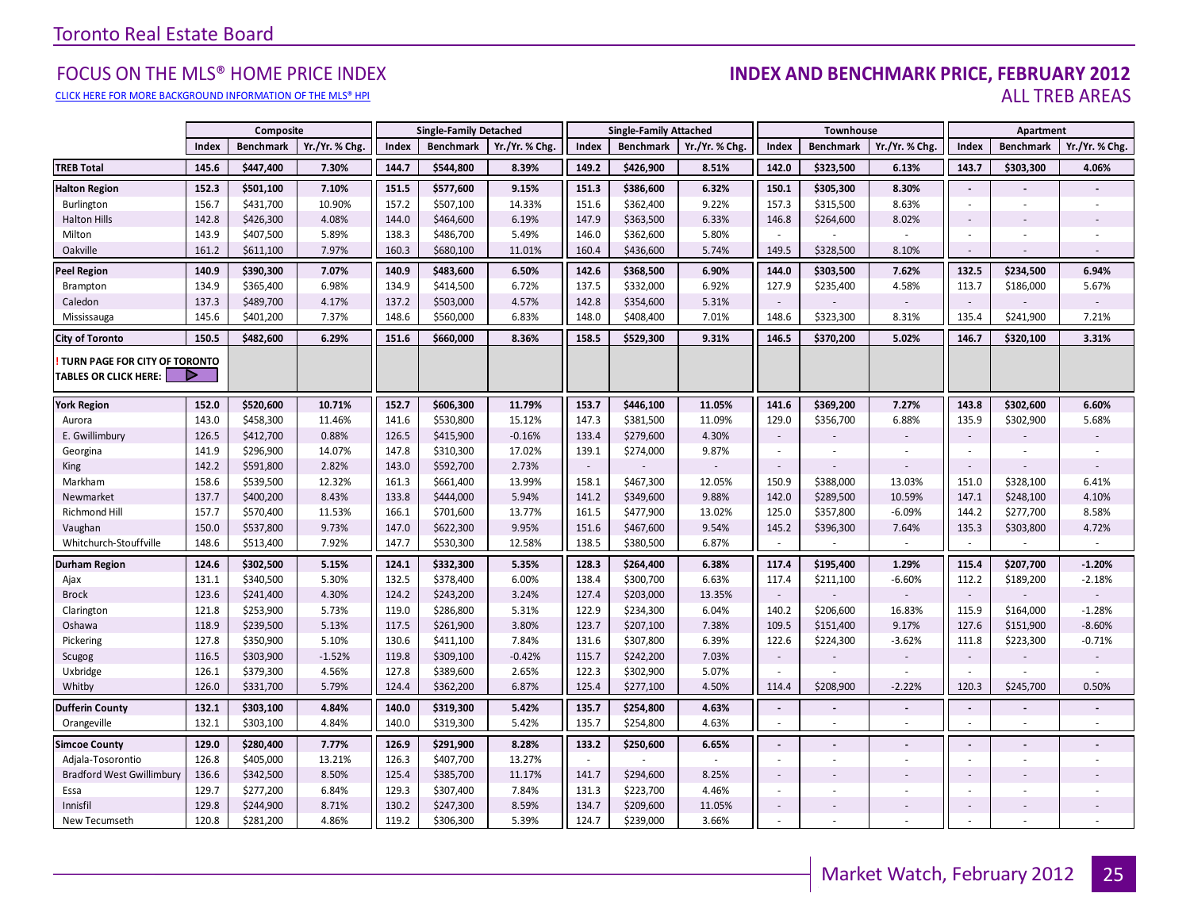Toronto Real Estate Board

## FOCUS ON THE MLS® HOME PRICE INDEX

CLICK HERE FOR MORE BACKGROUND INFORMATION OF THE MLS® HPI

## INDEX AND BENCHMARK PRICE, FEBRUARY 2012

ALL TREB AREAS

| | Composite | | | Single-Family Detached | | | Single-Family Attached | | | Townhouse | | | Apartment | | |
|---|---|---|---|---|---|---|---|---|---|---|---|---|---|---|---|
| | Index | Benchmark | Yr./Yr. % Chg. | Index | Benchmark | Yr./Yr. % Chg. | Index | Benchmark | Yr./Yr. % Chg. | Index | Benchmark | Yr./Yr. % Chg. | Index | Benchmark | Yr./Yr. % Chg. |
| **TREB Total** | **145.6** | **$447,400** | **7.30%** | **144.7** | **$544,800** | **8.39%** | **149.2** | **$426,900** | **8.51%** | **142.0** | **$323,500** | **6.13%** | **143.7** | **$303,300** | **4.06%** |
| **Halton Region** | **152.3** | **$501,100** | **7.10%** | **151.5** | **$577,600** | **9.15%** | **151.3** | **$386,600** | **6.32%** | **150.1** | **$305,300** | **8.30%** | - | - | - |
| Burlington | 156.7 | $431,700 | 10.90% | 157.2 | $507,100 | 14.33% | 151.6 | $362,400 | 9.22% | 157.3 | $315,500 | 8.63% | - | - | - |
| Halton Hills | 142.8 | $426,300 | 4.08% | 144.0 | $464,600 | 6.19% | 147.9 | $363,500 | 6.33% | 146.8 | $264,600 | 8.02% | - | - | - |
| Milton | 143.9 | $407,500 | 5.89% | 138.3 | $486,700 | 5.49% | 146.0 | $362,600 | 5.80% | - | - | - | - | - | - |
| Oakville | 161.2 | $611,100 | 7.97% | 160.3 | $680,100 | 11.01% | 160.4 | $436,600 | 5.74% | 149.5 | $328,500 | 8.10% | - | - | - |
| **Peel Region** | **140.9** | **$390,300** | **7.07%** | **140.9** | **$483,600** | **6.50%** | **142.6** | **$368,500** | **6.90%** | **144.0** | **$303,500** | **7.62%** | **132.5** | **$234,500** | **6.94%** |
| Brampton | 134.9 | $365,400 | 6.98% | 134.9 | $414,500 | 6.72% | 137.5 | $332,000 | 6.92% | 127.9 | $235,400 | 4.58% | 113.7 | $186,000 | 5.67% |
| Caledon | 137.3 | $489,700 | 4.17% | 137.2 | $503,000 | 4.57% | 142.8 | $354,600 | 5.31% | - | - | - | - | - | - |
| Mississauga | 145.6 | $401,200 | 7.37% | 148.6 | $560,000 | 6.83% | 148.0 | $408,400 | 7.01% | 148.6 | $323,300 | 8.31% | 135.4 | $241,900 | 7.21% |
| **City of Toronto** | **150.5** | **$482,600** | **6.29%** | **151.6** | **$660,000** | **8.36%** | **158.5** | **$529,300** | **9.31%** | **146.5** | **$370,200** | **5.02%** | **146.7** | **$320,100** | **3.31%** |
| **! TURN PAGE FOR CITY OF TORONTO TABLES OR CLICK HERE:** | | | | | | | | | | | | | | | |
| **York Region** | **152.0** | **$520,600** | **10.71%** | **152.7** | **$606,300** | **11.79%** | **153.7** | **$446,100** | **11.05%** | **141.6** | **$369,200** | **7.27%** | **143.8** | **$302,600** | **6.60%** |
| Aurora | 143.0 | $458,300 | 11.46% | 141.6 | $530,800 | 15.12% | 147.3 | $381,500 | 11.09% | 129.0 | $356,700 | 6.88% | 135.9 | $302,900 | 5.68% |
| E. Gwillimbury | 126.5 | $412,700 | 0.88% | 126.5 | $415,900 | -0.16% | 133.4 | $279,600 | 4.30% | - | - | - | - | - | - |
| Georgina | 141.9 | $296,900 | 14.07% | 147.8 | $310,300 | 17.02% | 139.1 | $274,000 | 9.87% | - | - | - | - | - | - |
| King | 142.2 | $591,800 | 2.82% | 143.0 | $592,700 | 2.73% | - | - | - | - | - | - | - | - | - |
| Markham | 158.6 | $539,500 | 12.32% | 161.3 | $661,400 | 13.99% | 158.1 | $467,300 | 12.05% | 150.9 | $388,000 | 13.03% | 151.0 | $328,100 | 6.41% |
| Newmarket | 137.7 | $400,200 | 8.43% | 133.8 | $444,000 | 5.94% | 141.2 | $349,600 | 9.88% | 142.0 | $289,500 | 10.59% | 147.1 | $248,100 | 4.10% |
| Richmond Hill | 157.7 | $570,400 | 11.53% | 166.1 | $701,600 | 13.77% | 161.5 | $477,900 | 13.02% | 125.0 | $357,800 | -6.09% | 144.2 | $277,700 | 8.58% |
| Vaughan | 150.0 | $537,800 | 9.73% | 147.0 | $622,300 | 9.95% | 151.6 | $467,600 | 9.54% | 145.2 | $396,300 | 7.64% | 135.3 | $303,800 | 4.72% |
| Whitchurch-Stouffville | 148.6 | $513,400 | 7.92% | 147.7 | $530,300 | 12.58% | 138.5 | $380,500 | 6.87% | - | - | - | - | - | - |
| **Durham Region** | **124.6** | **$302,500** | **5.15%** | **124.1** | **$332,300** | **5.35%** | **128.3** | **$264,400** | **6.38%** | **117.4** | **$195,400** | **1.29%** | **115.4** | **$207,700** | **-1.20%** |
| Ajax | 131.1 | $340,500 | 5.30% | 132.5 | $378,400 | 6.00% | 138.4 | $300,700 | 6.63% | 117.4 | $211,100 | -6.60% | 112.2 | $189,200 | -2.18% |
| Brock | 123.6 | $241,400 | 4.30% | 124.2 | $243,200 | 3.24% | 127.4 | $203,000 | 13.35% | - | - | - | - | - | - |
| Clarington | 121.8 | $253,900 | 5.73% | 119.0 | $286,800 | 5.31% | 122.9 | $234,300 | 6.04% | 140.2 | $206,600 | 16.83% | 115.9 | $164,000 | -1.28% |
| Oshawa | 118.9 | $239,500 | 5.13% | 117.5 | $261,900 | 3.80% | 123.7 | $207,100 | 7.38% | 109.5 | $151,400 | 9.17% | 127.6 | $151,900 | -8.60% |
| Pickering | 127.8 | $350,900 | 5.10% | 130.6 | $411,100 | 7.84% | 131.6 | $307,800 | 6.39% | 122.6 | $224,300 | -3.62% | 111.8 | $223,300 | -0.71% |
| Scugog | 116.5 | $303,900 | -1.52% | 119.8 | $309,100 | -0.42% | 115.7 | $242,200 | 7.03% | - | - | - | - | - | - |
| Uxbridge | 126.1 | $379,300 | 4.56% | 127.8 | $389,600 | 2.65% | 122.3 | $302,900 | 5.07% | - | - | - | - | - | - |
| Whitby | 126.0 | $331,700 | 5.79% | 124.4 | $362,200 | 6.87% | 125.4 | $277,100 | 4.50% | 114.4 | $208,900 | -2.22% | 120.3 | $245,700 | 0.50% |
| **Dufferin County** | **132.1** | **$303,100** | **4.84%** | **140.0** | **$319,300** | **5.42%** | **135.7** | **$254,800** | **4.63%** | - | - | - | - | - | - |
| Orangeville | 132.1 | $303,100 | 4.84% | 140.0 | $319,300 | 5.42% | 135.7 | $254,800 | 4.63% | - | - | - | - | - | - |
| **Simcoe County** | **129.0** | **$280,400** | **7.77%** | **126.9** | **$291,900** | **8.28%** | **133.2** | **$250,600** | **6.65%** | - | - | - | - | - | - |
| Adjala-Tosorontio | 126.8 | $405,000 | 13.21% | 126.3 | $407,700 | 13.27% | - | - | - | - | - | - | - | - | - |
| Bradford West Gwillimbury | 136.6 | $342,500 | 8.50% | 125.4 | $385,700 | 11.17% | 141.7 | $294,600 | 8.25% | - | - | - | - | - | - |
| Essa | 129.7 | $277,200 | 6.84% | 129.3 | $307,400 | 7.84% | 131.3 | $223,700 | 4.46% | - | - | - | - | - | - |
| Innisfil | 129.8 | $244,900 | 8.71% | 130.2 | $247,300 | 8.59% | 134.7 | $209,600 | 11.05% | - | - | - | - | - | - |
| New Tecumseth | 120.8 | $281,200 | 4.86% | 119.2 | $306,300 | 5.39% | 124.7 | $239,000 | 3.66% | - | - | - | - | - | - |

Market Watch, February 2012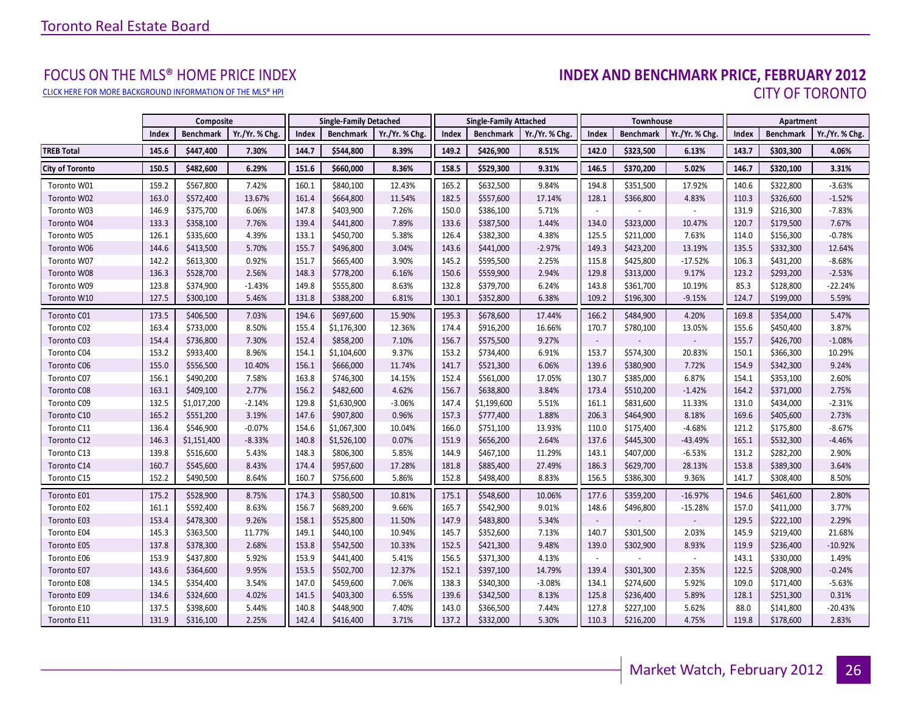Toronto Real Estate Board

## FOCUS ON THE MLS® HOME PRICE INDEX

CLICK HERE FOR MORE BACKGROUND INFORMATION OF THE MLS® HPI

## INDEX AND BENCHMARK PRICE, FEBRUARY 2012

## CITY OF TORONTO

| | Composite | | | Single-Family Detached | | | Single-Family Attached | | | Townhouse | | | Apartment | | |
|---|---|---|---|---|---|---|---|---|---|---|---|---|---|---|---|
| | Index | Benchmark | Yr./Yr. % Chg. | Index | Benchmark | Yr./Yr. % Chg. | Index | Benchmark | Yr./Yr. % Chg. | Index | Benchmark | Yr./Yr. % Chg. | Index | Benchmark | Yr./Yr. % Chg. |
| **TREB Total** | **145.6** | **$447,400** | **7.30%** | **144.7** | **$544,800** | **8.39%** | **149.2** | **$426,900** | **8.51%** | **142.0** | **$323,500** | **6.13%** | **143.7** | **$303,300** | **4.06%** |
| **City of Toronto** | **150.5** | **$482,600** | **6.29%** | **151.6** | **$660,000** | **8.36%** | **158.5** | **$529,300** | **9.31%** | **146.5** | **$370,200** | **5.02%** | **146.7** | **$320,100** | **3.31%** |
| Toronto W01 | 159.2 | $567,800 | 7.42% | 160.1 | $840,100 | 12.43% | 165.2 | $632,500 | 9.84% | 194.8 | $351,500 | 17.92% | 140.6 | $322,800 | -3.63% |
| Toronto W02 | 163.0 | $572,400 | 13.67% | 161.4 | $664,800 | 11.54% | 182.5 | $557,600 | 17.14% | 128.1 | $366,800 | 4.83% | 110.3 | $326,600 | -1.52% |
| Toronto W03 | 146.9 | $375,700 | 6.06% | 147.8 | $403,900 | 7.26% | 150.0 | $386,100 | 5.71% | - | - | - | 131.9 | $216,300 | -7.83% |
| Toronto W04 | 133.3 | $358,100 | 7.76% | 139.4 | $441,800 | 7.89% | 133.6 | $387,500 | 1.44% | 134.0 | $323,000 | 10.47% | 120.7 | $179,500 | 7.67% |
| Toronto W05 | 126.1 | $335,600 | 4.39% | 133.1 | $450,700 | 5.38% | 126.4 | $382,300 | 4.38% | 125.5 | $211,000 | 7.63% | 114.0 | $156,300 | -0.78% |
| Toronto W06 | 144.6 | $413,500 | 5.70% | 155.7 | $496,800 | 3.04% | 143.6 | $441,000 | -2.97% | 149.3 | $423,200 | 13.19% | 135.5 | $332,300 | 12.64% |
| Toronto W07 | 142.2 | $613,300 | 0.92% | 151.7 | $665,400 | 3.90% | 145.2 | $595,500 | 2.25% | 115.8 | $425,800 | -17.52% | 106.3 | $431,200 | -8.68% |
| Toronto W08 | 136.3 | $528,700 | 2.56% | 148.3 | $778,200 | 6.16% | 150.6 | $559,900 | 2.94% | 129.8 | $313,000 | 9.17% | 123.2 | $293,200 | -2.53% |
| Toronto W09 | 123.8 | $374,900 | -1.43% | 149.8 | $555,800 | 8.63% | 132.8 | $379,700 | 6.24% | 143.8 | $361,700 | 10.19% | 85.3 | $128,800 | -22.24% |
| Toronto W10 | 127.5 | $300,100 | 5.46% | 131.8 | $388,200 | 6.81% | 130.1 | $352,800 | 6.38% | 109.2 | $196,300 | -9.15% | 124.7 | $199,000 | 5.59% |
| Toronto C01 | 173.5 | $406,500 | 7.03% | 194.6 | $697,600 | 15.90% | 195.3 | $678,600 | 17.44% | 166.2 | $484,900 | 4.20% | 169.8 | $354,000 | 5.47% |
| Toronto C02 | 163.4 | $733,000 | 8.50% | 155.4 | $1,176,300 | 12.36% | 174.4 | $916,200 | 16.66% | 170.7 | $780,100 | 13.05% | 155.6 | $450,400 | 3.87% |
| Toronto C03 | 154.4 | $736,800 | 7.30% | 152.4 | $858,200 | 7.10% | 156.7 | $575,500 | 9.27% | - | - | - | 155.7 | $426,700 | -1.08% |
| Toronto C04 | 153.2 | $933,400 | 8.96% | 154.1 | $1,104,600 | 9.37% | 153.2 | $734,400 | 6.91% | 153.7 | $574,300 | 20.83% | 150.1 | $366,300 | 10.29% |
| Toronto C06 | 155.0 | $556,500 | 10.40% | 156.1 | $666,000 | 11.74% | 141.7 | $521,300 | 6.06% | 139.6 | $380,900 | 7.72% | 154.9 | $342,300 | 9.24% |
| Toronto C07 | 156.1 | $490,200 | 7.58% | 163.8 | $746,300 | 14.15% | 152.4 | $561,000 | 17.05% | 130.7 | $385,000 | 6.87% | 154.1 | $353,100 | 2.60% |
| Toronto C08 | 163.1 | $409,100 | 2.77% | 156.2 | $482,600 | 4.62% | 156.7 | $638,800 | 3.84% | 173.4 | $510,200 | -1.42% | 164.2 | $371,000 | 2.75% |
| Toronto C09 | 132.5 | $1,017,200 | -2.14% | 129.8 | $1,630,900 | -3.06% | 147.4 | $1,199,600 | 5.51% | 161.1 | $831,600 | 11.33% | 131.0 | $434,000 | -2.31% |
| Toronto C10 | 165.2 | $551,200 | 3.19% | 147.6 | $907,800 | 0.96% | 157.3 | $777,400 | 1.88% | 206.3 | $464,900 | 8.18% | 169.6 | $405,600 | 2.73% |
| Toronto C11 | 136.4 | $546,900 | -0.07% | 154.6 | $1,067,300 | 10.04% | 166.0 | $751,100 | 13.93% | 110.0 | $175,400 | -4.68% | 121.2 | $175,800 | -8.67% |
| Toronto C12 | 146.3 | $1,151,400 | -8.33% | 140.8 | $1,526,100 | 0.07% | 151.9 | $656,200 | 2.64% | 137.6 | $445,300 | -43.49% | 165.1 | $532,300 | -4.46% |
| Toronto C13 | 139.8 | $516,600 | 5.43% | 148.3 | $806,300 | 5.85% | 144.9 | $467,100 | 11.29% | 143.1 | $407,000 | -6.53% | 131.2 | $282,200 | 2.90% |
| Toronto C14 | 160.7 | $545,600 | 8.43% | 174.4 | $957,600 | 17.28% | 181.8 | $885,400 | 27.49% | 186.3 | $629,700 | 28.13% | 153.8 | $389,300 | 3.64% |
| Toronto C15 | 152.2 | $490,500 | 8.64% | 160.7 | $756,600 | 5.86% | 152.8 | $498,400 | 8.83% | 156.5 | $386,300 | 9.36% | 141.7 | $308,400 | 8.50% |
| Toronto E01 | 175.2 | $528,900 | 8.75% | 174.3 | $580,500 | 10.81% | 175.1 | $548,600 | 10.06% | 177.6 | $359,200 | -16.97% | 194.6 | $461,600 | 2.80% |
| Toronto E02 | 161.1 | $592,400 | 8.63% | 156.7 | $689,200 | 9.66% | 165.7 | $542,900 | 9.01% | 148.6 | $496,800 | -15.28% | 157.0 | $411,000 | 3.77% |
| Toronto E03 | 153.4 | $478,300 | 9.26% | 158.1 | $525,800 | 11.50% | 147.9 | $483,800 | 5.34% | - | - | - | 129.5 | $222,100 | 2.29% |
| Toronto E04 | 145.3 | $363,500 | 11.77% | 149.1 | $440,100 | 10.94% | 145.7 | $352,600 | 7.13% | 140.7 | $301,500 | 2.03% | 145.9 | $219,400 | 21.68% |
| Toronto E05 | 137.8 | $378,300 | 2.68% | 153.8 | $542,500 | 10.33% | 152.5 | $421,300 | 9.48% | 139.0 | $302,900 | 8.93% | 119.9 | $236,400 | -10.92% |
| Toronto E06 | 153.9 | $437,800 | 5.92% | 153.9 | $441,400 | 5.41% | 156.5 | $371,300 | 4.13% | - | - | - | 143.1 | $330,000 | 1.49% |
| Toronto E07 | 143.6 | $364,600 | 9.95% | 153.5 | $502,700 | 12.37% | 152.1 | $397,100 | 14.79% | 139.4 | $301,300 | 2.35% | 122.5 | $208,900 | -0.24% |
| Toronto E08 | 134.5 | $354,400 | 3.54% | 147.0 | $459,600 | 7.06% | 138.3 | $340,300 | -3.08% | 134.1 | $274,600 | 5.92% | 109.0 | $171,400 | -5.63% |
| Toronto E09 | 134.6 | $324,600 | 4.02% | 141.5 | $403,300 | 6.55% | 139.6 | $342,500 | 8.13% | 125.8 | $236,400 | 5.89% | 128.1 | $251,300 | 0.31% |
| Toronto E10 | 137.5 | $398,600 | 5.44% | 140.8 | $448,900 | 7.40% | 143.0 | $366,500 | 7.44% | 127.8 | $227,100 | 5.62% | 88.0 | $141,800 | -20.43% |
| Toronto E11 | 131.9 | $316,100 | 2.25% | 142.4 | $416,400 | 3.71% | 137.2 | $332,000 | 5.30% | 110.3 | $216,200 | 4.75% | 119.8 | $178,600 | 2.83% |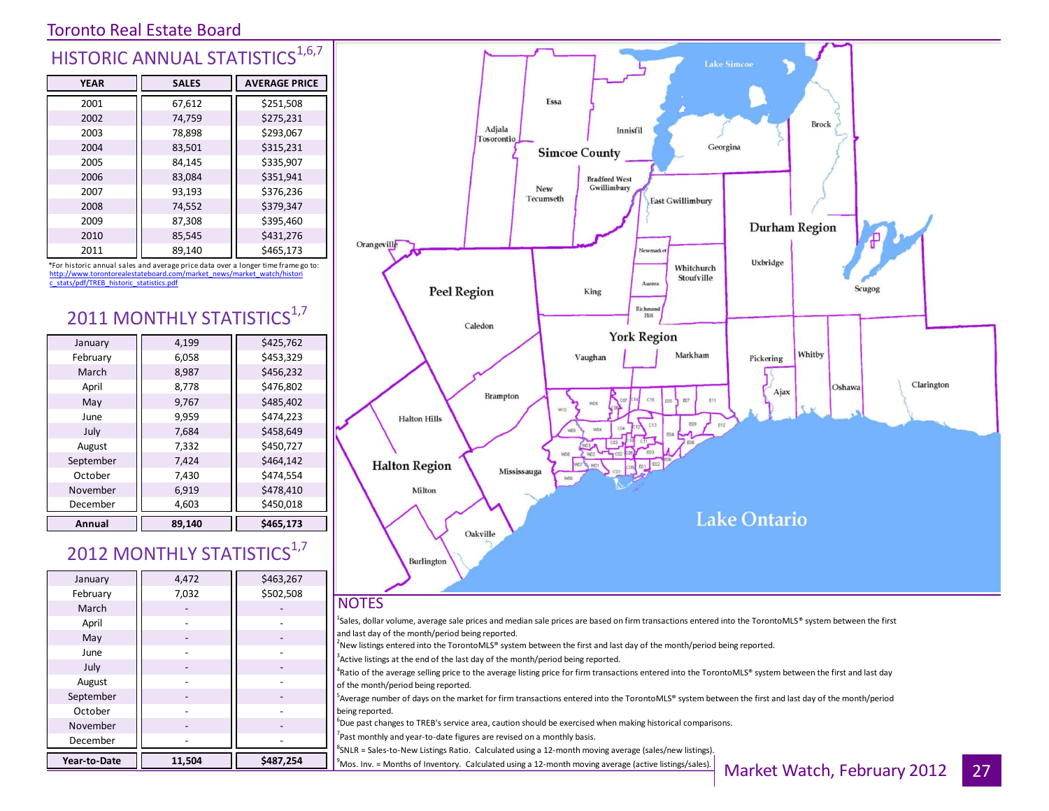Toronto Real Estate Board

## HISTORIC ANNUAL STATISTICS[1,6,7]

| YEAR | SALES | AVERAGE PRICE |
|---|---|---|
| 2001 | 67,612 | $251,508 |
| 2002 | 74,759 | $275,231 |
| 2003 | 78,898 | $293,067 |
| 2004 | 83,501 | $315,231 |
| 2005 | 84,145 | $335,907 |
| 2006 | 83,084 | $351,941 |
| 2007 | 93,193 | $376,236 |
| 2008 | 74,552 | $379,347 |
| 2009 | 87,308 | $395,460 |
| 2010 | 85,545 | $431,276 |
| 2011 | 89,140 | $465,173 |

*For historic annual sales and average price data over a longer time frame go to: http://www.torontorealestateboard.com/market_news/market_watch/historic_stats/pdf/TREB_historic_statistics.pdf

## 2011 MONTHLY STATISTICS[1,7]

| | | |
|---|---|---|
| January | 4,199 | $425,762 |
| February | 6,058 | $453,329 |
| March | 8,987 | $456,232 |
| April | 8,778 | $476,802 |
| May | 9,767 | $485,402 |
| June | 9,959 | $474,223 |
| July | 7,684 | $458,649 |
| August | 7,332 | $450,727 |
| September | 7,424 | $464,142 |
| October | 7,430 | $474,554 |
| November | 6,919 | $478,410 |
| December | 4,603 | $450,018 |
| **Annual** | **89,140** | **$465,173** |

## 2012 MONTHLY STATISTICS[1,7]

| | | |
|---|---|---|
| January | 4,472 | $463,267 |
| February | 7,032 | $502,508 |
| March | - | - |
| April | - | - |
| May | - | - |
| June | - | - |
| July | - | - |
| August | - | - |
| September | - | - |
| October | - | - |
| November | - | - |
| December | - | - |
| **Year-to-Date** | **11,504** | **$487,254** |

Lake Simcoe
Essa
Adjala Tosorontio
Innisfil
Brock
Simcoe County
Georgina
Bradford West Gwillimbury
New Tecumseth
East Gwillimbury
Durham Region
Orangeville
Newmarket
Whitchurch Stouffville
Uxbridge
Aurora
Peel Region
King
Scugog
Richmond Hill
Caledon
York Region
Vaughan
Markham
Pickering
Whitby
Ajax
Oshawa
Clarington
Brampton
Halton Hills
Halton Region
Mississauga
Milton
Lake Ontario
Oakville
Burlington

## NOTES

[1]Sales, dollar volume, average sale prices and median sale prices are based on firm transactions entered into the TorontoMLS® system between the first and last day of the month/period being reported.

[2]New listings entered into the TorontoMLS® system between the first and last day of the month/period being reported.

[3]Active listings at the end of the last day of the month/period being reported.

[4]Ratio of the average selling price to the average listing price for firm transactions entered into the TorontoMLS® system between the first and last day of the month/period being reported.

[5]Average number of days on the market for firm transactions entered into the TorontoMLS® system between the first and last day of the month/period being reported.

[6]Due past changes to TREB's service area, caution should be exercised when making historical comparisons.

[7]Past monthly and year-to-date figures are revised on a monthly basis.

[8]SNLR = Sales-to-New Listings Ratio. Calculated using a 12-month moving average (sales/new listings).

[9]Mos. Inv. = Months of Inventory. Calculated using a 12-month moving average (active listings/sales).

Market Watch, February 2012